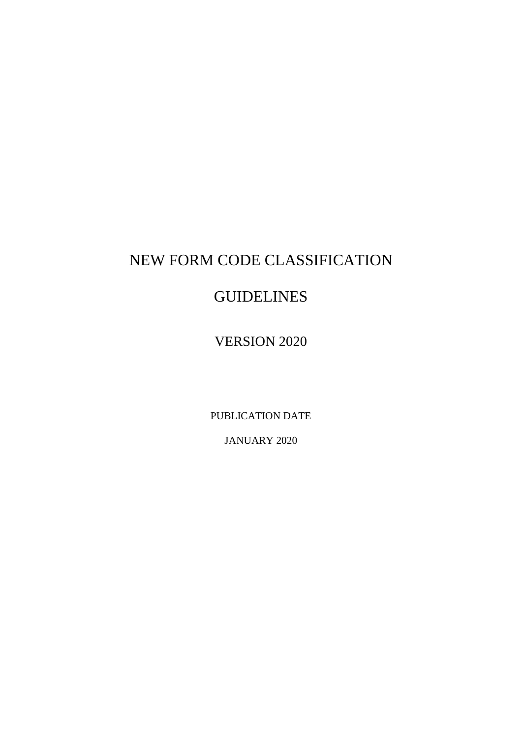# NEW FORM CODE CLASSIFICATION

# GUIDELINES

## VERSION 2020

PUBLICATION DATE

JANUARY 2020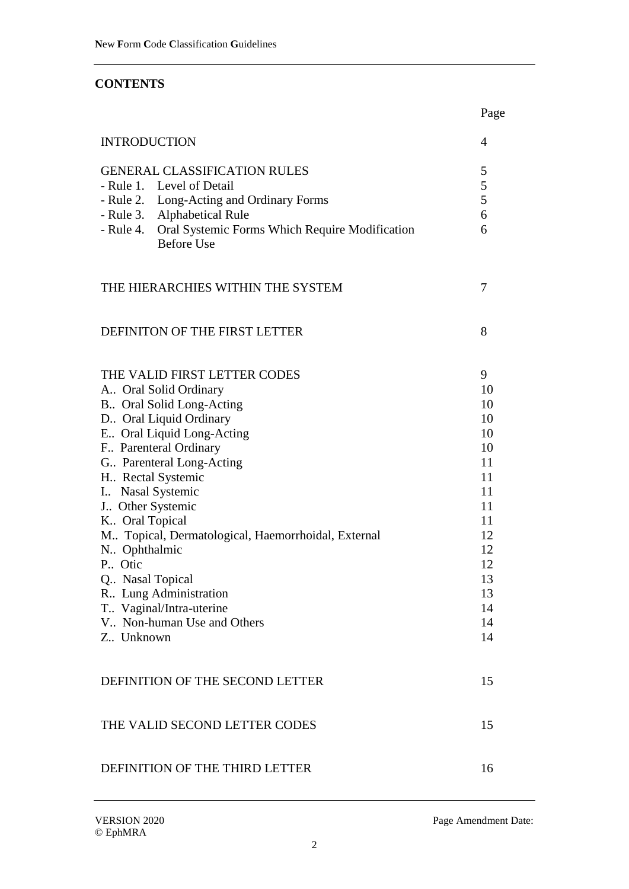## CONTENTS

| | Page |
|---|---|
| INTRODUCTION | 4 |
| GENERAL CLASSIFICATION RULES | 5 |
| - Rule 1. Level of Detail | 5 |
| - Rule 2. Long-Acting and Ordinary Forms | 5 |
| - Rule 3. Alphabetical Rule | 6 |
| - Rule 4. Oral Systemic Forms Which Require Modification Before Use | 6 |
| THE HIERARCHIES WITHIN THE SYSTEM | 7 |
| DEFINITON OF THE FIRST LETTER | 8 |
| THE VALID FIRST LETTER CODES | 9 |
| A.. Oral Solid Ordinary | 10 |
| B.. Oral Solid Long-Acting | 10 |
| D.. Oral Liquid Ordinary | 10 |
| E.. Oral Liquid Long-Acting | 10 |
| F.. Parenteral Ordinary | 10 |
| G.. Parenteral Long-Acting | 11 |
| H.. Rectal Systemic | 11 |
| I.. Nasal Systemic | 11 |
| J.. Other Systemic | 11 |
| K.. Oral Topical | 11 |
| M.. Topical, Dermatological, Haemorrhoidal, External | 12 |
| N.. Ophthalmic | 12 |
| P.. Otic | 12 |
| Q.. Nasal Topical | 13 |
| R.. Lung Administration | 13 |
| T.. Vaginal/Intra-uterine | 14 |
| V.. Non-human Use and Others | 14 |
| Z.. Unknown | 14 |
| DEFINITION OF THE SECOND LETTER | 15 |
| THE VALID SECOND LETTER CODES | 15 |
| DEFINITION OF THE THIRD LETTER | 16 |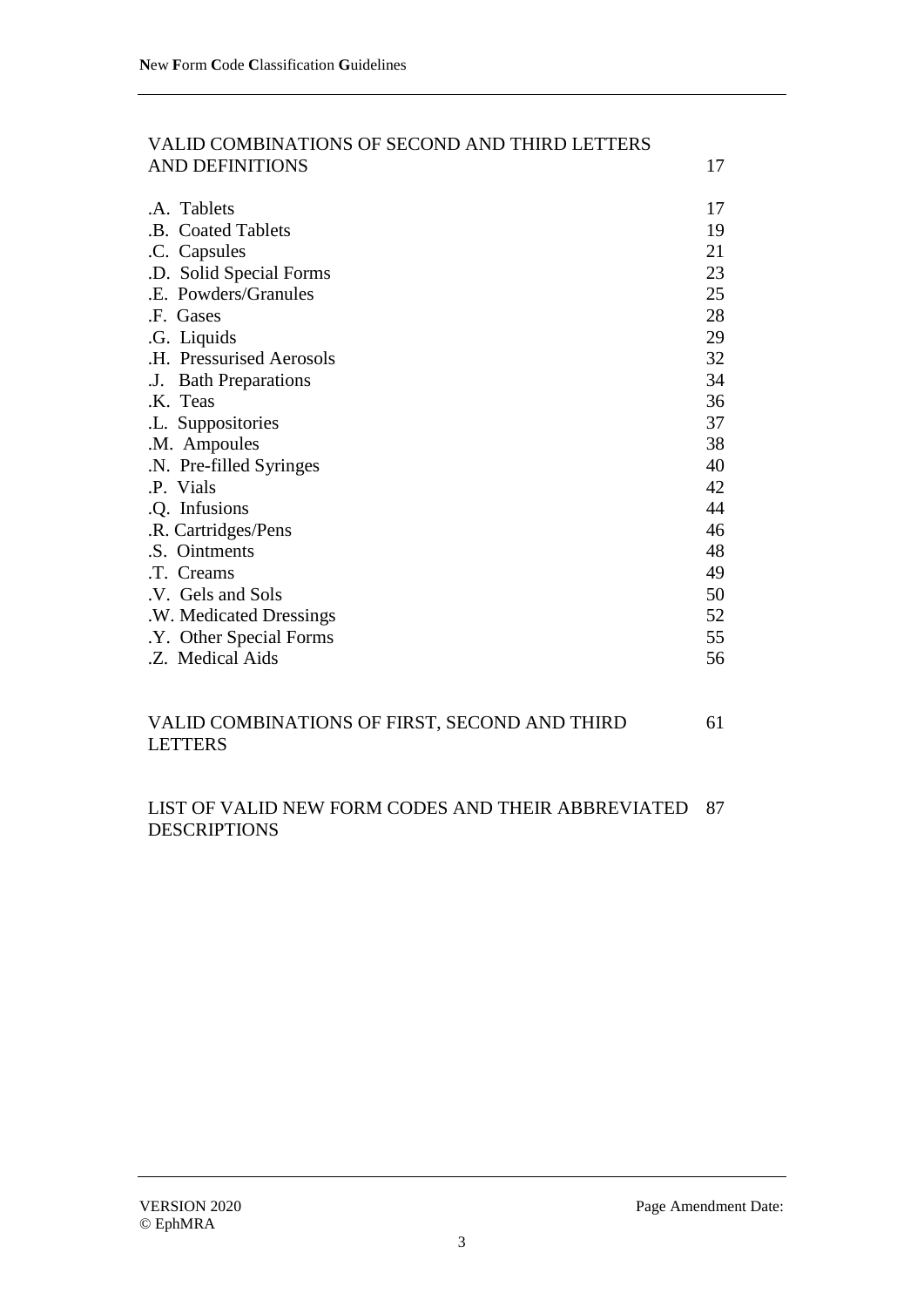| | |
|---|---|
| VALID COMBINATIONS OF SECOND AND THIRD LETTERS AND DEFINITIONS | 17 |
| .A. Tablets | 17 |
| .B. Coated Tablets | 19 |
| .C. Capsules | 21 |
| .D. Solid Special Forms | 23 |
| .E. Powders/Granules | 25 |
| .F. Gases | 28 |
| .G. Liquids | 29 |
| .H. Pressurised Aerosols | 32 |
| .J. Bath Preparations | 34 |
| .K. Teas | 36 |
| .L. Suppositories | 37 |
| .M. Ampoules | 38 |
| .N. Pre-filled Syringes | 40 |
| .P. Vials | 42 |
| .Q. Infusions | 44 |
| .R. Cartridges/Pens | 46 |
| .S. Ointments | 48 |
| .T. Creams | 49 |
| .V. Gels and Sols | 50 |
| .W. Medicated Dressings | 52 |
| .Y. Other Special Forms | 55 |
| .Z. Medical Aids | 56 |
| VALID COMBINATIONS OF FIRST, SECOND AND THIRD LETTERS | 61 |
| LIST OF VALID NEW FORM CODES AND THEIR ABBREVIATED DESCRIPTIONS | 87 |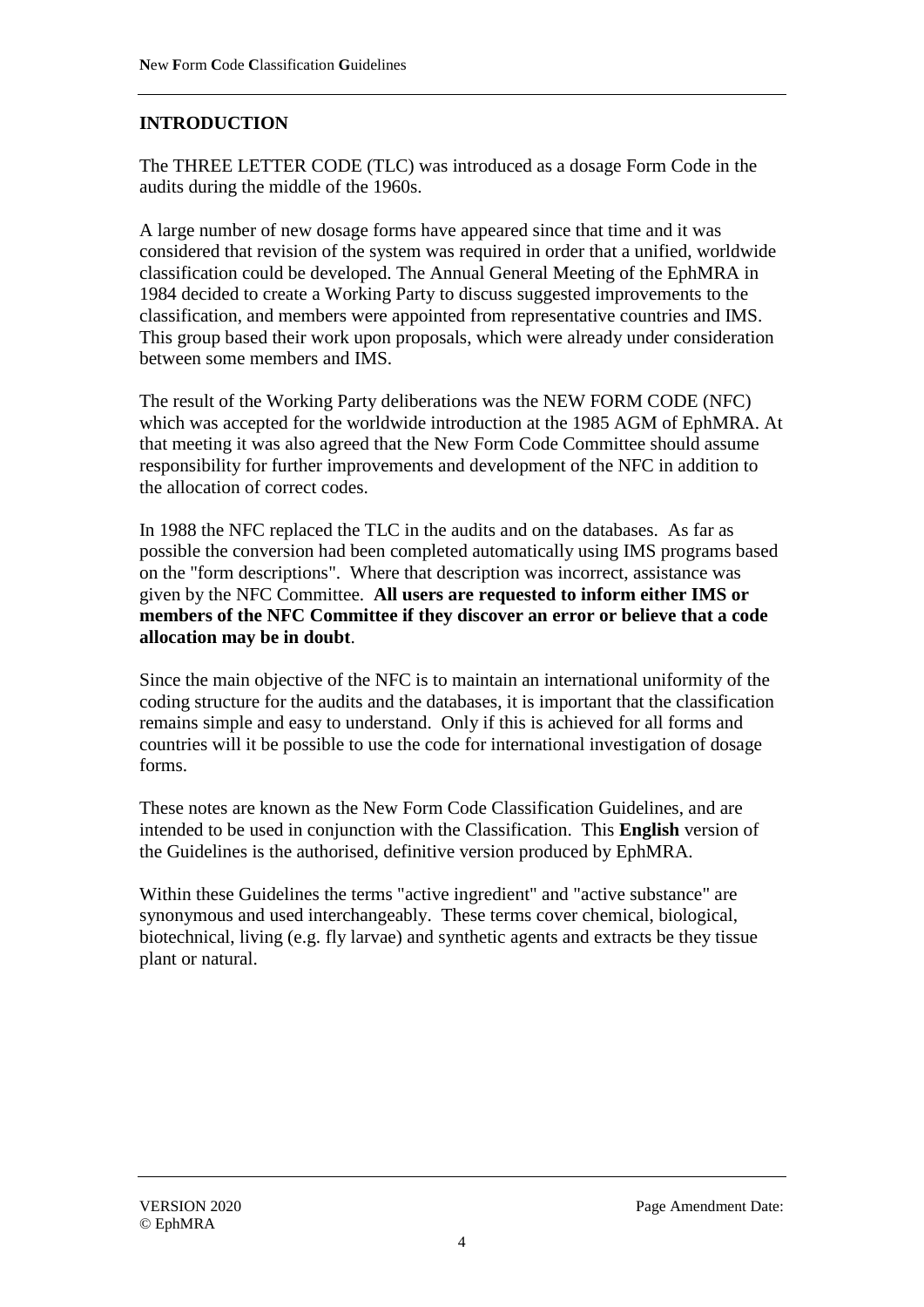## INTRODUCTION

The THREE LETTER CODE (TLC) was introduced as a dosage Form Code in the audits during the middle of the 1960s.

A large number of new dosage forms have appeared since that time and it was considered that revision of the system was required in order that a unified, worldwide classification could be developed. The Annual General Meeting of the EphMRA in 1984 decided to create a Working Party to discuss suggested improvements to the classification, and members were appointed from representative countries and IMS. This group based their work upon proposals, which were already under consideration between some members and IMS.

The result of the Working Party deliberations was the NEW FORM CODE (NFC) which was accepted for the worldwide introduction at the 1985 AGM of EphMRA. At that meeting it was also agreed that the New Form Code Committee should assume responsibility for further improvements and development of the NFC in addition to the allocation of correct codes.

In 1988 the NFC replaced the TLC in the audits and on the databases. As far as possible the conversion had been completed automatically using IMS programs based on the "form descriptions". Where that description was incorrect, assistance was given by the NFC Committee. **All users are requested to inform either IMS or members of the NFC Committee if they discover an error or believe that a code allocation may be in doubt**.

Since the main objective of the NFC is to maintain an international uniformity of the coding structure for the audits and the databases, it is important that the classification remains simple and easy to understand. Only if this is achieved for all forms and countries will it be possible to use the code for international investigation of dosage forms.

These notes are known as the New Form Code Classification Guidelines, and are intended to be used in conjunction with the Classification. This **English** version of the Guidelines is the authorised, definitive version produced by EphMRA.

Within these Guidelines the terms "active ingredient" and "active substance" are synonymous and used interchangeably. These terms cover chemical, biological, biotechnical, living (e.g. fly larvae) and synthetic agents and extracts be they tissue plant or natural.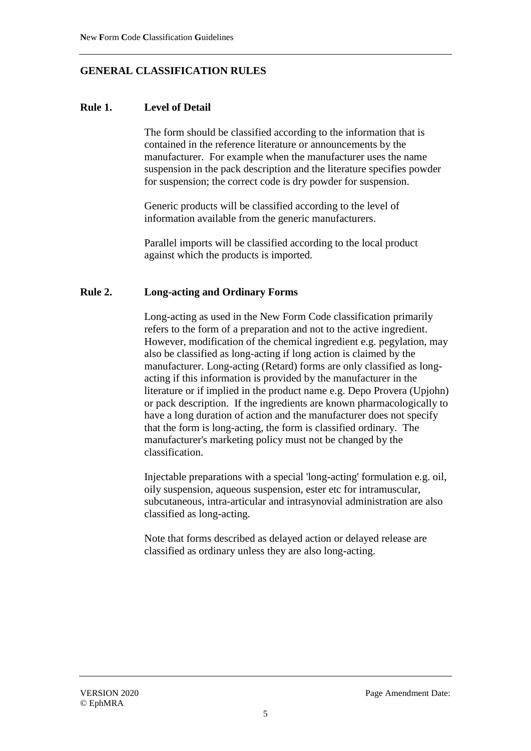## GENERAL CLASSIFICATION RULES

### Rule 1. Level of Detail

The form should be classified according to the information that is contained in the reference literature or announcements by the manufacturer. For example when the manufacturer uses the name suspension in the pack description and the literature specifies powder for suspension; the correct code is dry powder for suspension.

Generic products will be classified according to the level of information available from the generic manufacturers.

Parallel imports will be classified according to the local product against which the products is imported.

### Rule 2. Long-acting and Ordinary Forms

Long-acting as used in the New Form Code classification primarily refers to the form of a preparation and not to the active ingredient. However, modification of the chemical ingredient e.g. pegylation, may also be classified as long-acting if long action is claimed by the manufacturer. Long-acting (Retard) forms are only classified as long-acting if this information is provided by the manufacturer in the literature or if implied in the product name e.g. Depo Provera (Upjohn) or pack description. If the ingredients are known pharmacologically to have a long duration of action and the manufacturer does not specify that the form is long-acting, the form is classified ordinary. The manufacturer's marketing policy must not be changed by the classification.

Injectable preparations with a special 'long-acting' formulation e.g. oil, oily suspension, aqueous suspension, ester etc for intramuscular, subcutaneous, intra-articular and intrasynovial administration are also classified as long-acting.

Note that forms described as delayed action or delayed release are classified as ordinary unless they are also long-acting.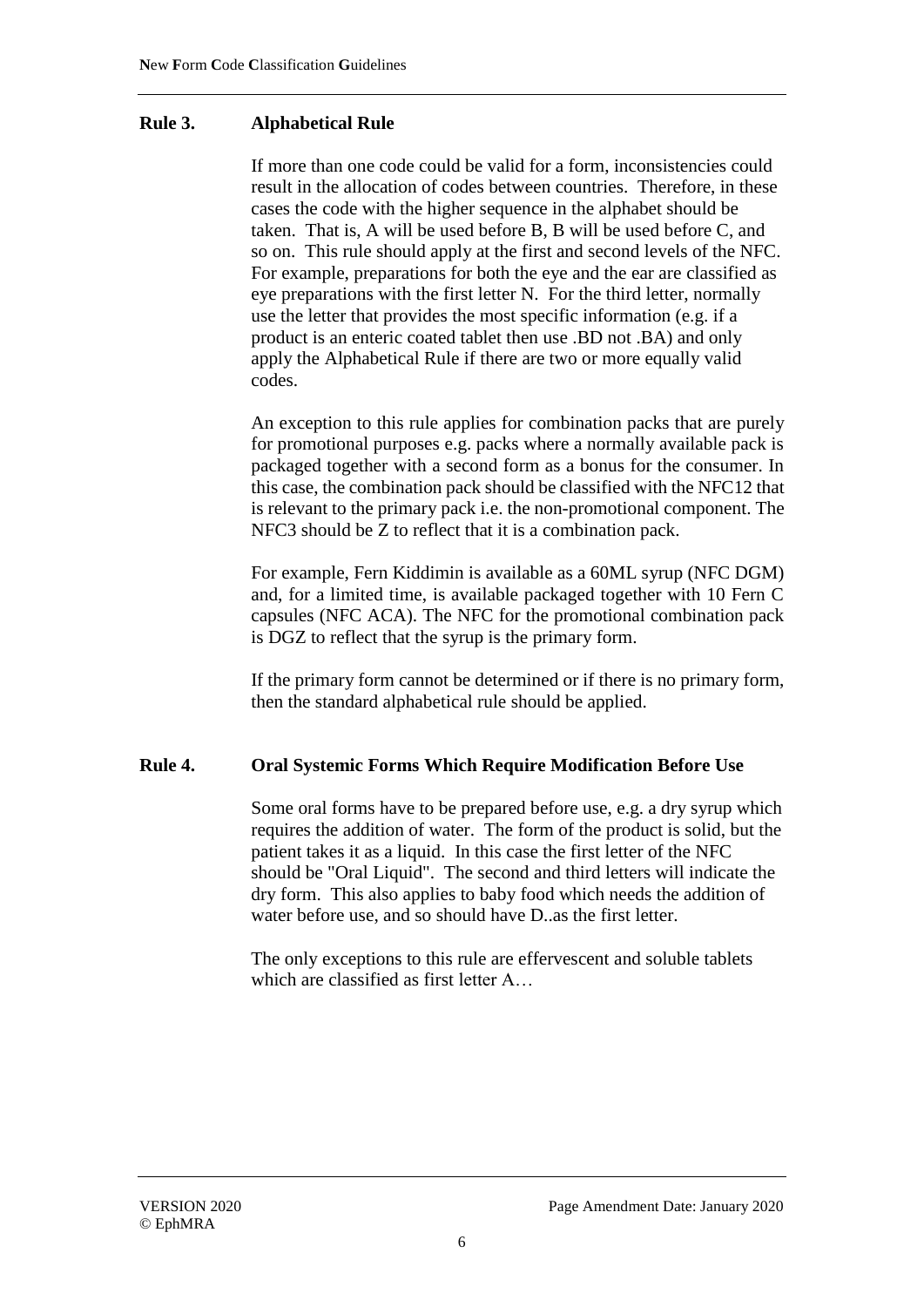## Rule 3. Alphabetical Rule

If more than one code could be valid for a form, inconsistencies could result in the allocation of codes between countries. Therefore, in these cases the code with the higher sequence in the alphabet should be taken. That is, A will be used before B, B will be used before C, and so on. This rule should apply at the first and second levels of the NFC. For example, preparations for both the eye and the ear are classified as eye preparations with the first letter N. For the third letter, normally use the letter that provides the most specific information (e.g. if a product is an enteric coated tablet then use .BD not .BA) and only apply the Alphabetical Rule if there are two or more equally valid codes.

An exception to this rule applies for combination packs that are purely for promotional purposes e.g. packs where a normally available pack is packaged together with a second form as a bonus for the consumer. In this case, the combination pack should be classified with the NFC12 that is relevant to the primary pack i.e. the non-promotional component. The NFC3 should be Z to reflect that it is a combination pack.

For example, Fern Kiddimin is available as a 60ML syrup (NFC DGM) and, for a limited time, is available packaged together with 10 Fern C capsules (NFC ACA). The NFC for the promotional combination pack is DGZ to reflect that the syrup is the primary form.

If the primary form cannot be determined or if there is no primary form, then the standard alphabetical rule should be applied.

## Rule 4. Oral Systemic Forms Which Require Modification Before Use

Some oral forms have to be prepared before use, e.g. a dry syrup which requires the addition of water. The form of the product is solid, but the patient takes it as a liquid. In this case the first letter of the NFC should be "Oral Liquid". The second and third letters will indicate the dry form. This also applies to baby food which needs the addition of water before use, and so should have D..as the first letter.

The only exceptions to this rule are effervescent and soluble tablets which are classified as first letter A…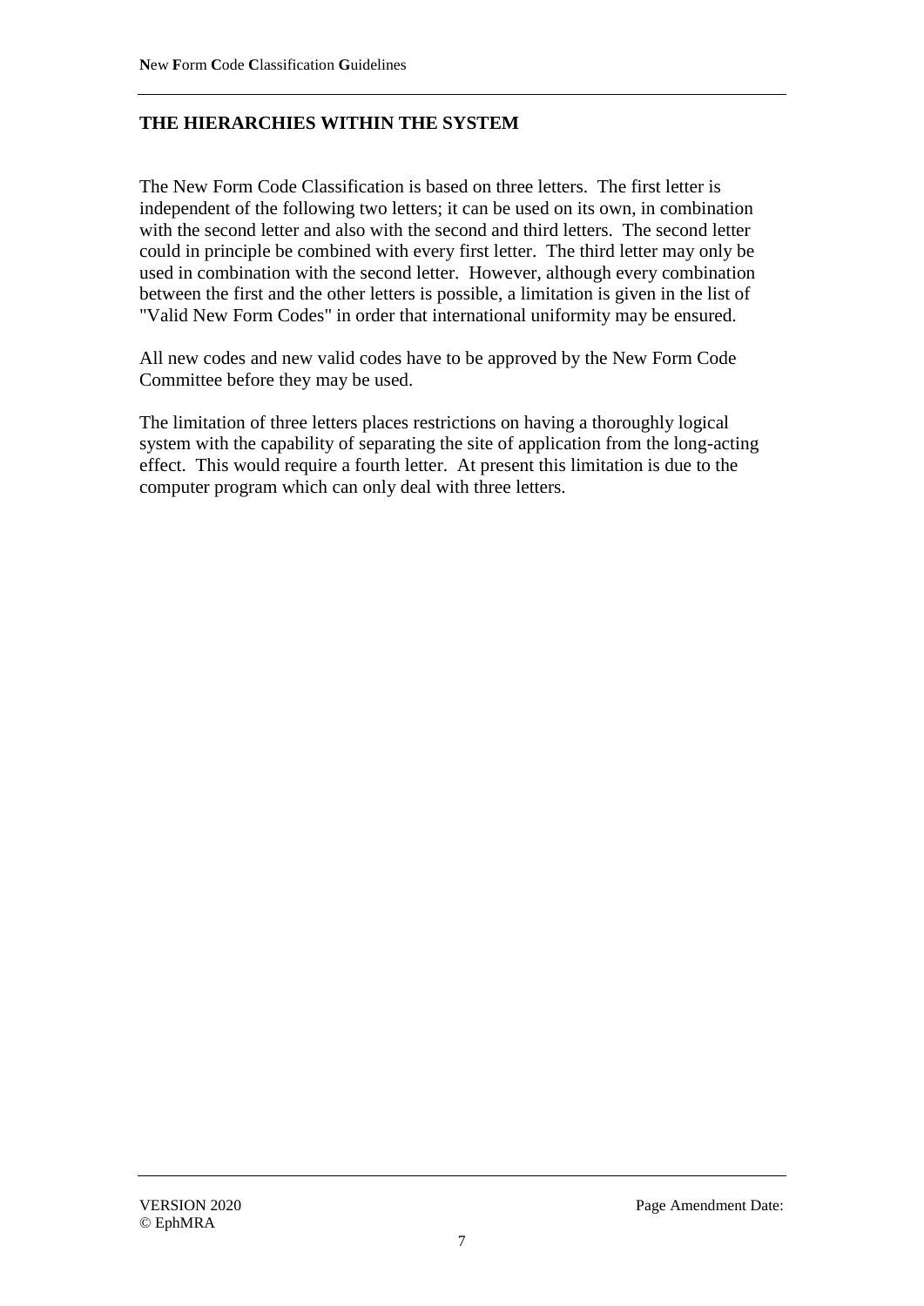## THE HIERARCHIES WITHIN THE SYSTEM

The New Form Code Classification is based on three letters. The first letter is independent of the following two letters; it can be used on its own, in combination with the second letter and also with the second and third letters. The second letter could in principle be combined with every first letter. The third letter may only be used in combination with the second letter. However, although every combination between the first and the other letters is possible, a limitation is given in the list of "Valid New Form Codes" in order that international uniformity may be ensured.

All new codes and new valid codes have to be approved by the New Form Code Committee before they may be used.

The limitation of three letters places restrictions on having a thoroughly logical system with the capability of separating the site of application from the long-acting effect. This would require a fourth letter. At present this limitation is due to the computer program which can only deal with three letters.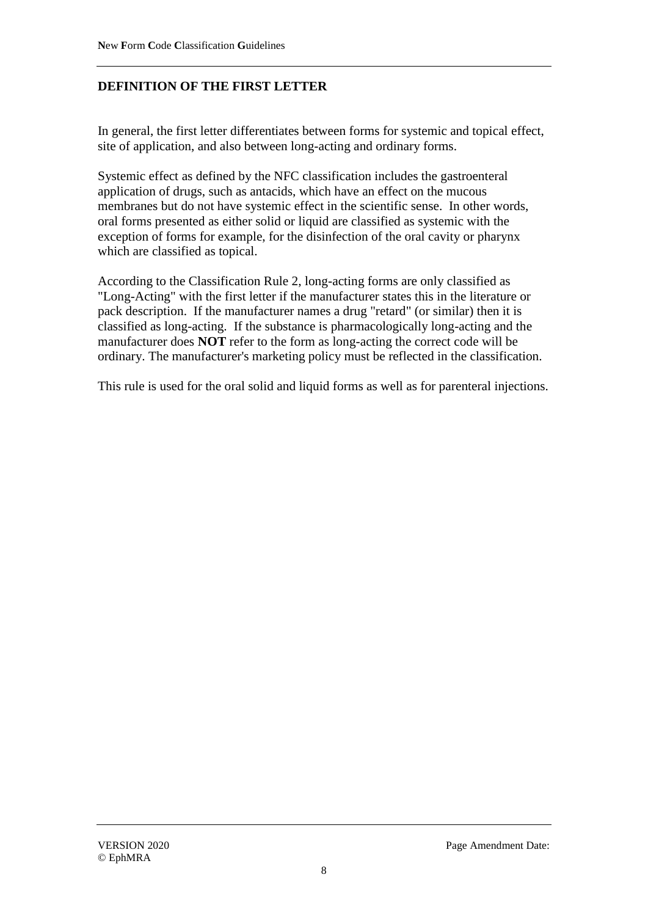## DEFINITION OF THE FIRST LETTER

In general, the first letter differentiates between forms for systemic and topical effect, site of application, and also between long-acting and ordinary forms.

Systemic effect as defined by the NFC classification includes the gastroenteral application of drugs, such as antacids, which have an effect on the mucous membranes but do not have systemic effect in the scientific sense. In other words, oral forms presented as either solid or liquid are classified as systemic with the exception of forms for example, for the disinfection of the oral cavity or pharynx which are classified as topical.

According to the Classification Rule 2, long-acting forms are only classified as "Long-Acting" with the first letter if the manufacturer states this in the literature or pack description. If the manufacturer names a drug "retard" (or similar) then it is classified as long-acting. If the substance is pharmacologically long-acting and the manufacturer does **NOT** refer to the form as long-acting the correct code will be ordinary. The manufacturer's marketing policy must be reflected in the classification.

This rule is used for the oral solid and liquid forms as well as for parenteral injections.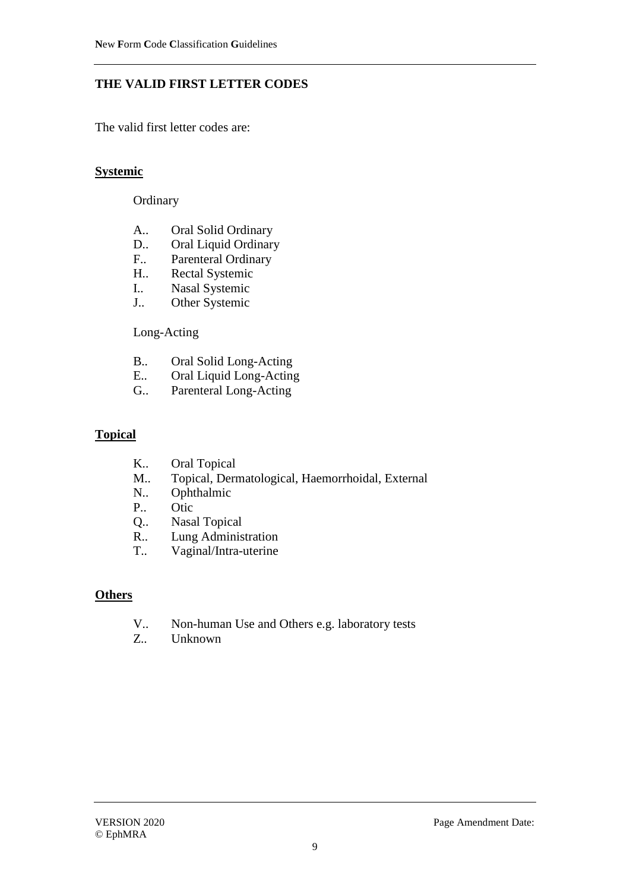## THE VALID FIRST LETTER CODES

The valid first letter codes are:

**Systemic**

Ordinary

- A.. Oral Solid Ordinary
- D.. Oral Liquid Ordinary
- F.. Parenteral Ordinary
- H.. Rectal Systemic
- I.. Nasal Systemic
- J.. Other Systemic

Long-Acting

- B.. Oral Solid Long-Acting
- E.. Oral Liquid Long-Acting
- G.. Parenteral Long-Acting

**Topical**

- K.. Oral Topical
- M.. Topical, Dermatological, Haemorrhoidal, External
- N.. Ophthalmic
- P.. Otic
- Q.. Nasal Topical
- R.. Lung Administration
- T.. Vaginal/Intra-uterine

**Others**

- V.. Non-human Use and Others e.g. laboratory tests
- Z.. Unknown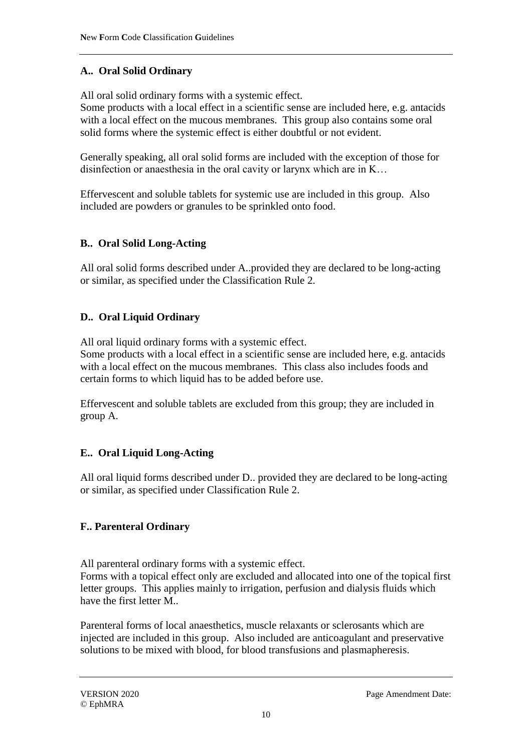## A.. Oral Solid Ordinary

All oral solid ordinary forms with a systemic effect.
Some products with a local effect in a scientific sense are included here, e.g. antacids with a local effect on the mucous membranes. This group also contains some oral solid forms where the systemic effect is either doubtful or not evident.

Generally speaking, all oral solid forms are included with the exception of those for disinfection or anaesthesia in the oral cavity or larynx which are in K…

Effervescent and soluble tablets for systemic use are included in this group. Also included are powders or granules to be sprinkled onto food.

## B.. Oral Solid Long-Acting

All oral solid forms described under A..provided they are declared to be long-acting or similar, as specified under the Classification Rule 2.

## D.. Oral Liquid Ordinary

All oral liquid ordinary forms with a systemic effect.
Some products with a local effect in a scientific sense are included here, e.g. antacids with a local effect on the mucous membranes. This class also includes foods and certain forms to which liquid has to be added before use.

Effervescent and soluble tablets are excluded from this group; they are included in group A.

## E.. Oral Liquid Long-Acting

All oral liquid forms described under D.. provided they are declared to be long-acting or similar, as specified under Classification Rule 2.

## F.. Parenteral Ordinary

All parenteral ordinary forms with a systemic effect.
Forms with a topical effect only are excluded and allocated into one of the topical first letter groups. This applies mainly to irrigation, perfusion and dialysis fluids which have the first letter M..

Parenteral forms of local anaesthetics, muscle relaxants or sclerosants which are injected are included in this group. Also included are anticoagulant and preservative solutions to be mixed with blood, for blood transfusions and plasmapheresis.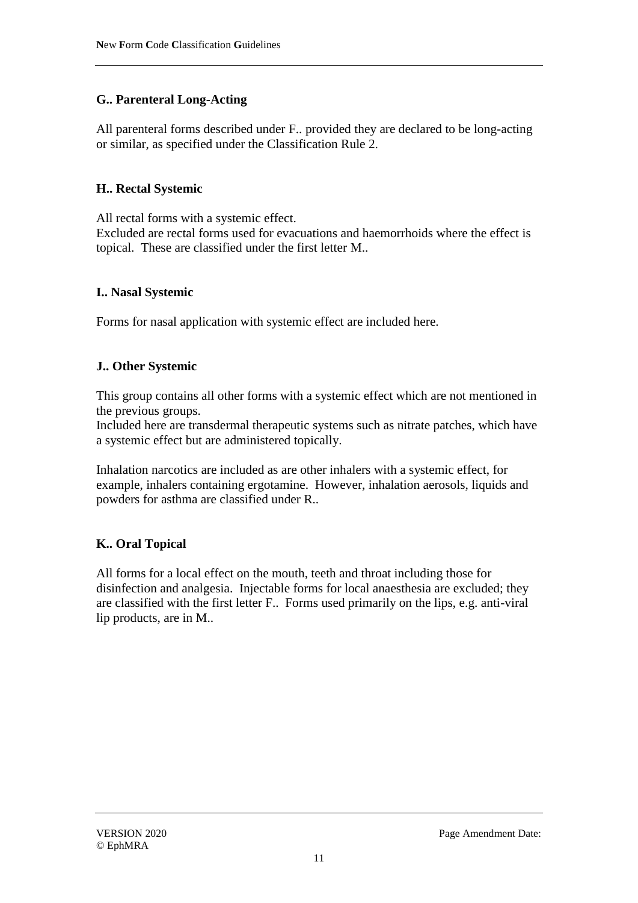### G.. Parenteral Long-Acting

All parenteral forms described under F.. provided they are declared to be long-acting or similar, as specified under the Classification Rule 2.

### H.. Rectal Systemic

All rectal forms with a systemic effect.
Excluded are rectal forms used for evacuations and haemorrhoids where the effect is topical. These are classified under the first letter M..

### I.. Nasal Systemic

Forms for nasal application with systemic effect are included here.

### J.. Other Systemic

This group contains all other forms with a systemic effect which are not mentioned in the previous groups.
Included here are transdermal therapeutic systems such as nitrate patches, which have a systemic effect but are administered topically.

Inhalation narcotics are included as are other inhalers with a systemic effect, for example, inhalers containing ergotamine. However, inhalation aerosols, liquids and powders for asthma are classified under R..

### K.. Oral Topical

All forms for a local effect on the mouth, teeth and throat including those for disinfection and analgesia. Injectable forms for local anaesthesia are excluded; they are classified with the first letter F.. Forms used primarily on the lips, e.g. anti-viral lip products, are in M..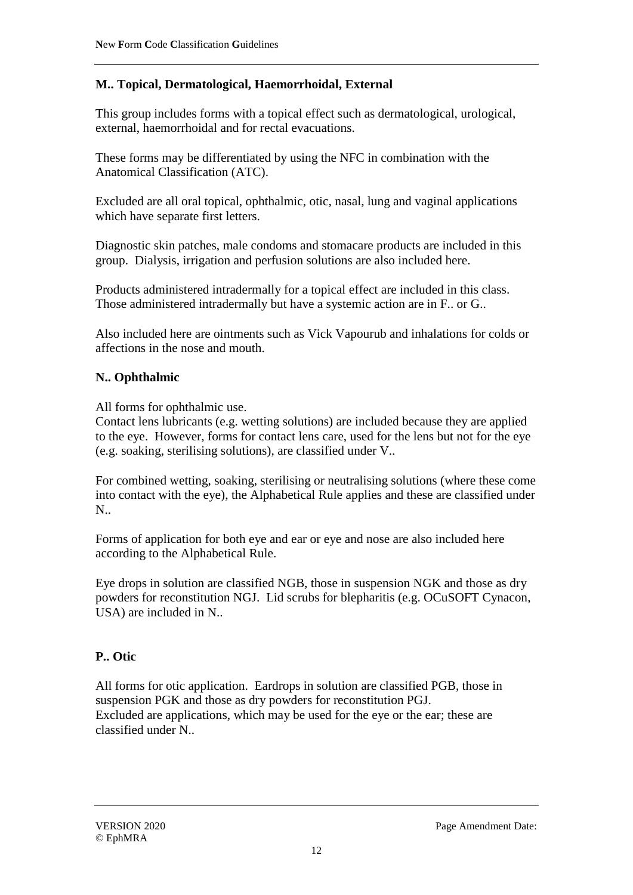## M.. Topical, Dermatological, Haemorrhoidal, External

This group includes forms with a topical effect such as dermatological, urological, external, haemorrhoidal and for rectal evacuations.

These forms may be differentiated by using the NFC in combination with the Anatomical Classification (ATC).

Excluded are all oral topical, ophthalmic, otic, nasal, lung and vaginal applications which have separate first letters.

Diagnostic skin patches, male condoms and stomacare products are included in this group. Dialysis, irrigation and perfusion solutions are also included here.

Products administered intradermally for a topical effect are included in this class. Those administered intradermally but have a systemic action are in F.. or G..

Also included here are ointments such as Vick Vapourub and inhalations for colds or affections in the nose and mouth.

## N.. Ophthalmic

All forms for ophthalmic use.
Contact lens lubricants (e.g. wetting solutions) are included because they are applied to the eye. However, forms for contact lens care, used for the lens but not for the eye (e.g. soaking, sterilising solutions), are classified under V..

For combined wetting, soaking, sterilising or neutralising solutions (where these come into contact with the eye), the Alphabetical Rule applies and these are classified under N..

Forms of application for both eye and ear or eye and nose are also included here according to the Alphabetical Rule.

Eye drops in solution are classified NGB, those in suspension NGK and those as dry powders for reconstitution NGJ. Lid scrubs for blepharitis (e.g. OCuSOFT Cynacon, USA) are included in N..

## P.. Otic

All forms for otic application. Eardrops in solution are classified PGB, those in suspension PGK and those as dry powders for reconstitution PGJ.
Excluded are applications, which may be used for the eye or the ear; these are classified under N..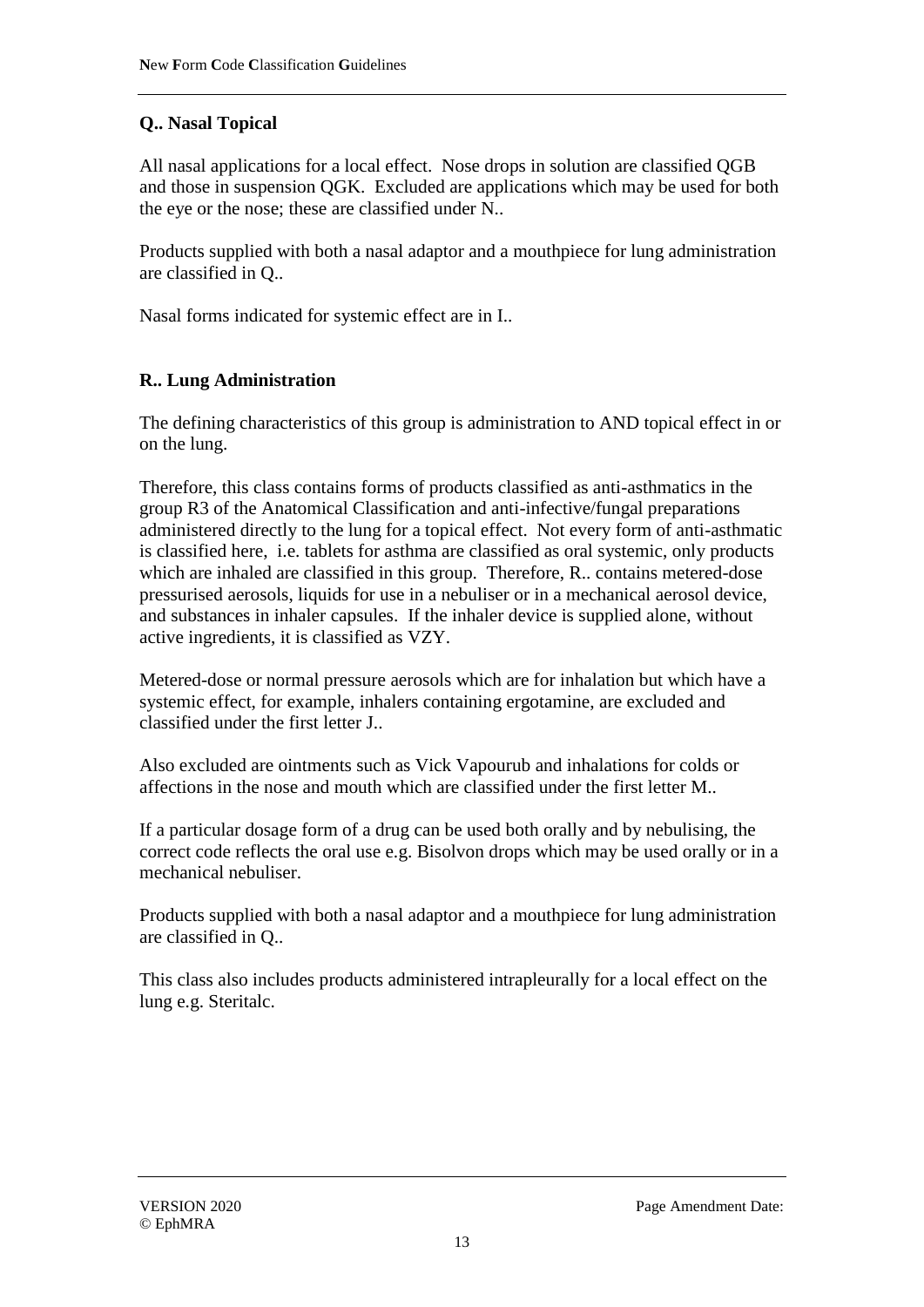## Q.. Nasal Topical

All nasal applications for a local effect. Nose drops in solution are classified QGB and those in suspension QGK. Excluded are applications which may be used for both the eye or the nose; these are classified under N..

Products supplied with both a nasal adaptor and a mouthpiece for lung administration are classified in Q..

Nasal forms indicated for systemic effect are in I..

## R.. Lung Administration

The defining characteristics of this group is administration to AND topical effect in or on the lung.

Therefore, this class contains forms of products classified as anti-asthmatics in the group R3 of the Anatomical Classification and anti-infective/fungal preparations administered directly to the lung for a topical effect. Not every form of anti-asthmatic is classified here, i.e. tablets for asthma are classified as oral systemic, only products which are inhaled are classified in this group. Therefore, R.. contains metered-dose pressurised aerosols, liquids for use in a nebuliser or in a mechanical aerosol device, and substances in inhaler capsules. If the inhaler device is supplied alone, without active ingredients, it is classified as VZY.

Metered-dose or normal pressure aerosols which are for inhalation but which have a systemic effect, for example, inhalers containing ergotamine, are excluded and classified under the first letter J..

Also excluded are ointments such as Vick Vapourub and inhalations for colds or affections in the nose and mouth which are classified under the first letter M..

If a particular dosage form of a drug can be used both orally and by nebulising, the correct code reflects the oral use e.g. Bisolvon drops which may be used orally or in a mechanical nebuliser.

Products supplied with both a nasal adaptor and a mouthpiece for lung administration are classified in Q..

This class also includes products administered intrapleurally for a local effect on the lung e.g. Steritalc.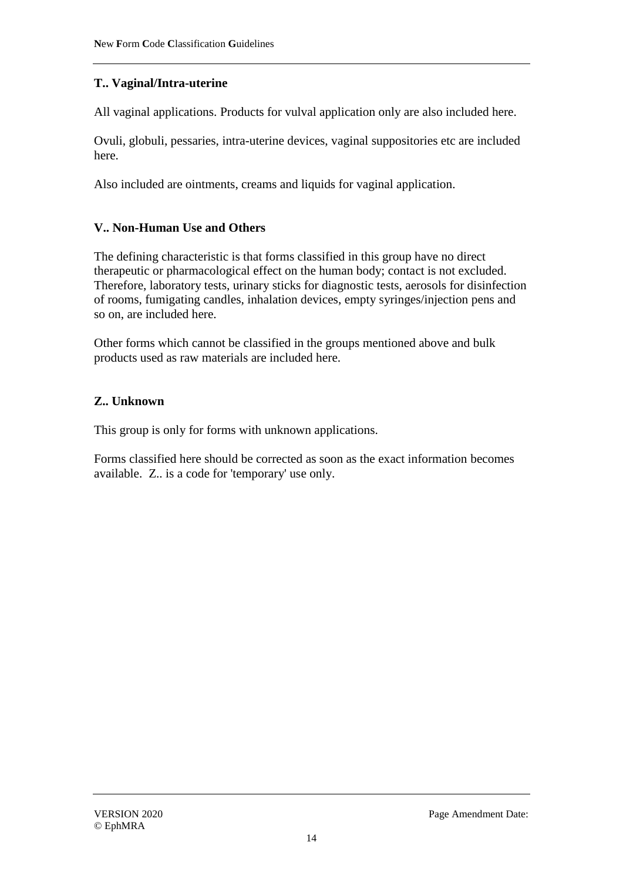### T.. Vaginal/Intra-uterine

All vaginal applications. Products for vulval application only are also included here.

Ovuli, globuli, pessaries, intra-uterine devices, vaginal suppositories etc are included here.

Also included are ointments, creams and liquids for vaginal application.

### V.. Non-Human Use and Others

The defining characteristic is that forms classified in this group have no direct therapeutic or pharmacological effect on the human body; contact is not excluded. Therefore, laboratory tests, urinary sticks for diagnostic tests, aerosols for disinfection of rooms, fumigating candles, inhalation devices, empty syringes/injection pens and so on, are included here.

Other forms which cannot be classified in the groups mentioned above and bulk products used as raw materials are included here.

### Z.. Unknown

This group is only for forms with unknown applications.

Forms classified here should be corrected as soon as the exact information becomes available. Z.. is a code for 'temporary' use only.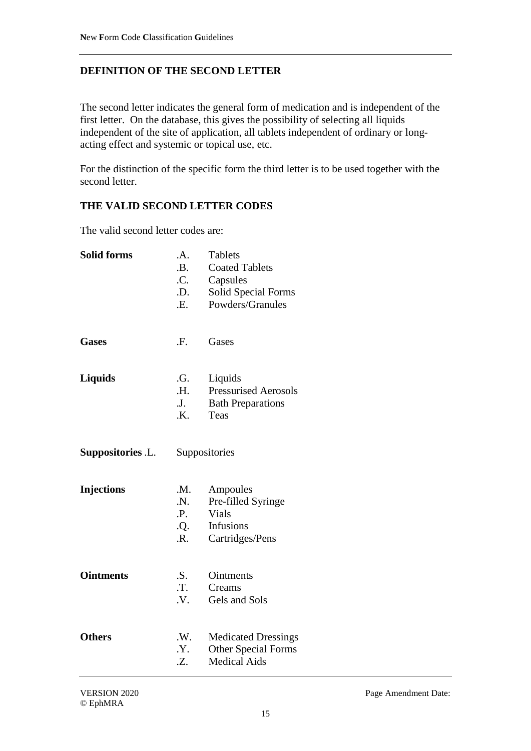## DEFINITION OF THE SECOND LETTER

The second letter indicates the general form of medication and is independent of the first letter. On the database, this gives the possibility of selecting all liquids independent of the site of application, all tablets independent of ordinary or long-acting effect and systemic or topical use, etc.

For the distinction of the specific form the third letter is to be used together with the second letter.

## THE VALID SECOND LETTER CODES

The valid second letter codes are:

| | | |
|---|---|---|
| **Solid forms** | .A. | Tablets |
| | .B. | Coated Tablets |
| | .C. | Capsules |
| | .D. | Solid Special Forms |
| | .E. | Powders/Granules |
| **Gases** | .F. | Gases |
| **Liquids** | .G. | Liquids |
| | .H. | Pressurised Aerosols |
| | .J. | Bath Preparations |
| | .K. | Teas |
| **Suppositories** | .L. | Suppositories |
| **Injections** | .M. | Ampoules |
| | .N. | Pre-filled Syringe |
| | .P. | Vials |
| | .Q. | Infusions |
| | .R. | Cartridges/Pens |
| **Ointments** | .S. | Ointments |
| | .T. | Creams |
| | .V. | Gels and Sols |
| **Others** | .W. | Medicated Dressings |
| | .Y. | Other Special Forms |
| | .Z. | Medical Aids |

VERSION 2020
© EphMRA

Page Amendment Date: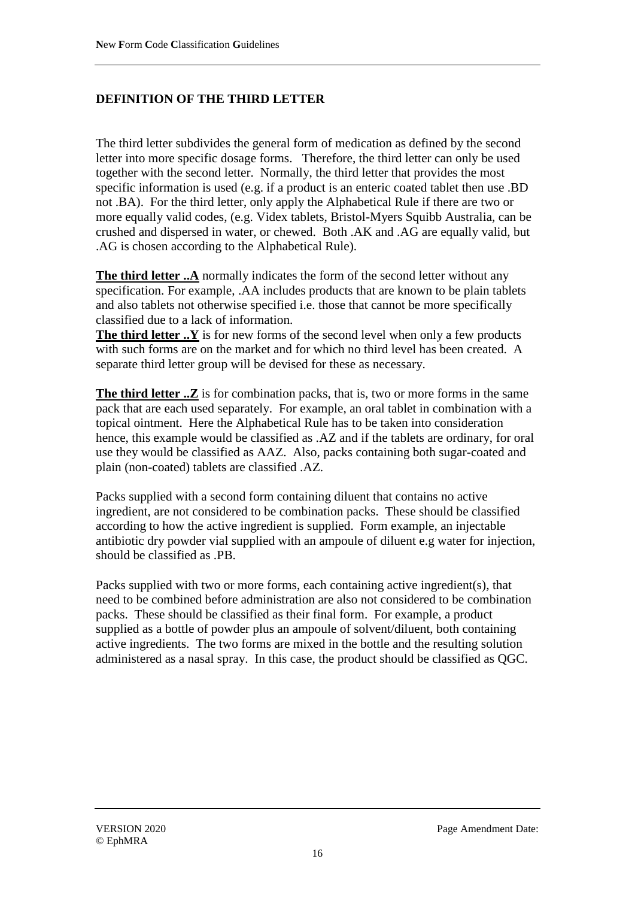## DEFINITION OF THE THIRD LETTER

The third letter subdivides the general form of medication as defined by the second letter into more specific dosage forms. Therefore, the third letter can only be used together with the second letter. Normally, the third letter that provides the most specific information is used (e.g. if a product is an enteric coated tablet then use .BD not .BA). For the third letter, only apply the Alphabetical Rule if there are two or more equally valid codes, (e.g. Videx tablets, Bristol-Myers Squibb Australia, can be crushed and dispersed in water, or chewed. Both .AK and .AG are equally valid, but .AG is chosen according to the Alphabetical Rule).

**The third letter ..A** normally indicates the form of the second letter without any specification. For example, .AA includes products that are known to be plain tablets and also tablets not otherwise specified i.e. those that cannot be more specifically classified due to a lack of information.

**The third letter ..Y** is for new forms of the second level when only a few products with such forms are on the market and for which no third level has been created. A separate third letter group will be devised for these as necessary.

**The third letter ..Z** is for combination packs, that is, two or more forms in the same pack that are each used separately. For example, an oral tablet in combination with a topical ointment. Here the Alphabetical Rule has to be taken into consideration hence, this example would be classified as .AZ and if the tablets are ordinary, for oral use they would be classified as AAZ. Also, packs containing both sugar-coated and plain (non-coated) tablets are classified .AZ.

Packs supplied with a second form containing diluent that contains no active ingredient, are not considered to be combination packs. These should be classified according to how the active ingredient is supplied. Form example, an injectable antibiotic dry powder vial supplied with an ampoule of diluent e.g water for injection, should be classified as .PB.

Packs supplied with two or more forms, each containing active ingredient(s), that need to be combined before administration are also not considered to be combination packs. These should be classified as their final form. For example, a product supplied as a bottle of powder plus an ampoule of solvent/diluent, both containing active ingredients. The two forms are mixed in the bottle and the resulting solution administered as a nasal spray. In this case, the product should be classified as QGC.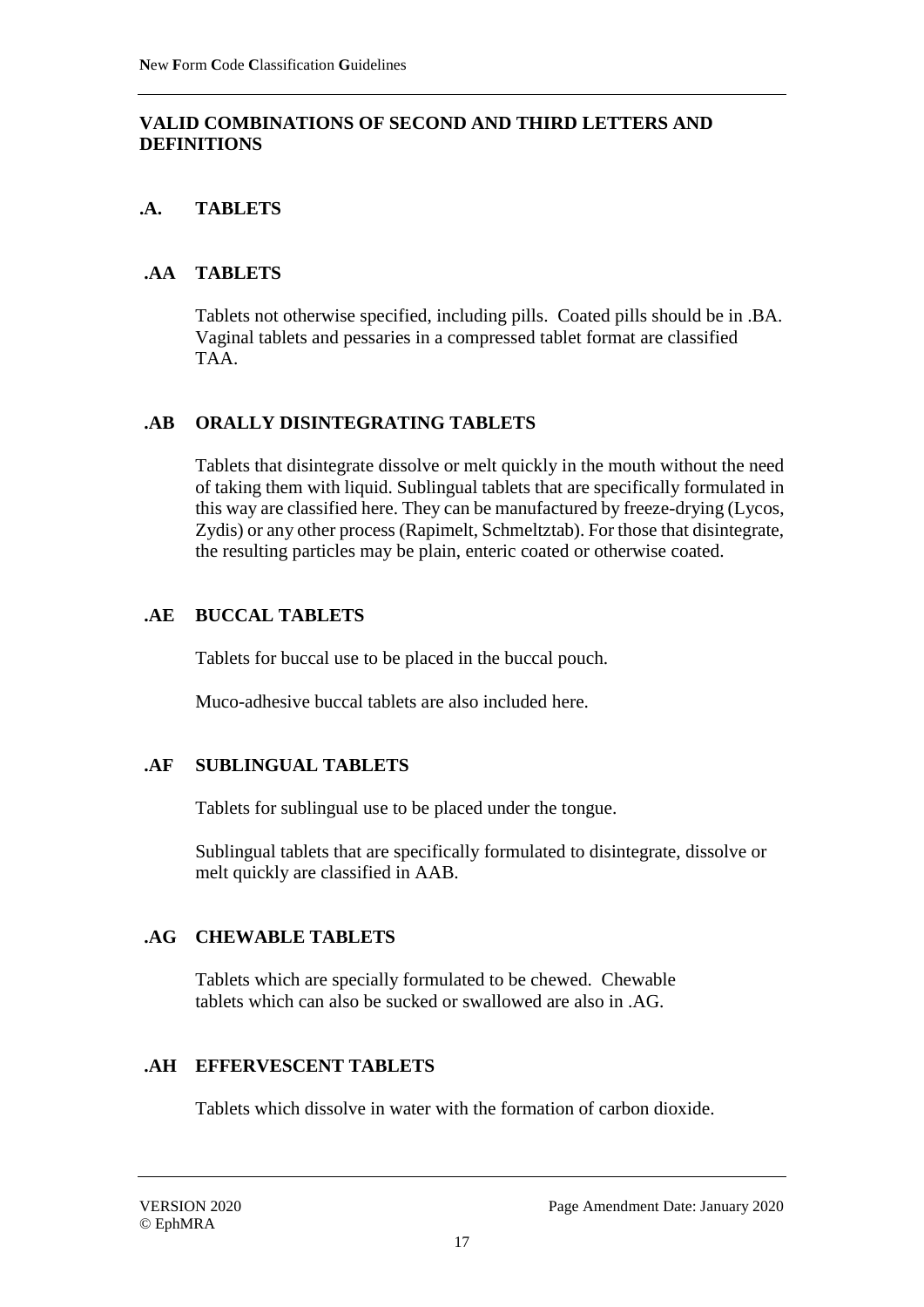## VALID COMBINATIONS OF SECOND AND THIRD LETTERS AND DEFINITIONS

### .A. TABLETS

#### .AA TABLETS

Tablets not otherwise specified, including pills. Coated pills should be in .BA. Vaginal tablets and pessaries in a compressed tablet format are classified TAA.

#### .AB ORALLY DISINTEGRATING TABLETS

Tablets that disintegrate dissolve or melt quickly in the mouth without the need of taking them with liquid. Sublingual tablets that are specifically formulated in this way are classified here. They can be manufactured by freeze-drying (Lycos, Zydis) or any other process (Rapimelt, Schmeltztab). For those that disintegrate, the resulting particles may be plain, enteric coated or otherwise coated.

#### .AE BUCCAL TABLETS

Tablets for buccal use to be placed in the buccal pouch.

Muco-adhesive buccal tablets are also included here.

#### .AF SUBLINGUAL TABLETS

Tablets for sublingual use to be placed under the tongue.

Sublingual tablets that are specifically formulated to disintegrate, dissolve or melt quickly are classified in AAB.

#### .AG CHEWABLE TABLETS

Tablets which are specially formulated to be chewed. Chewable tablets which can also be sucked or swallowed are also in .AG.

#### .AH EFFERVESCENT TABLETS

Tablets which dissolve in water with the formation of carbon dioxide.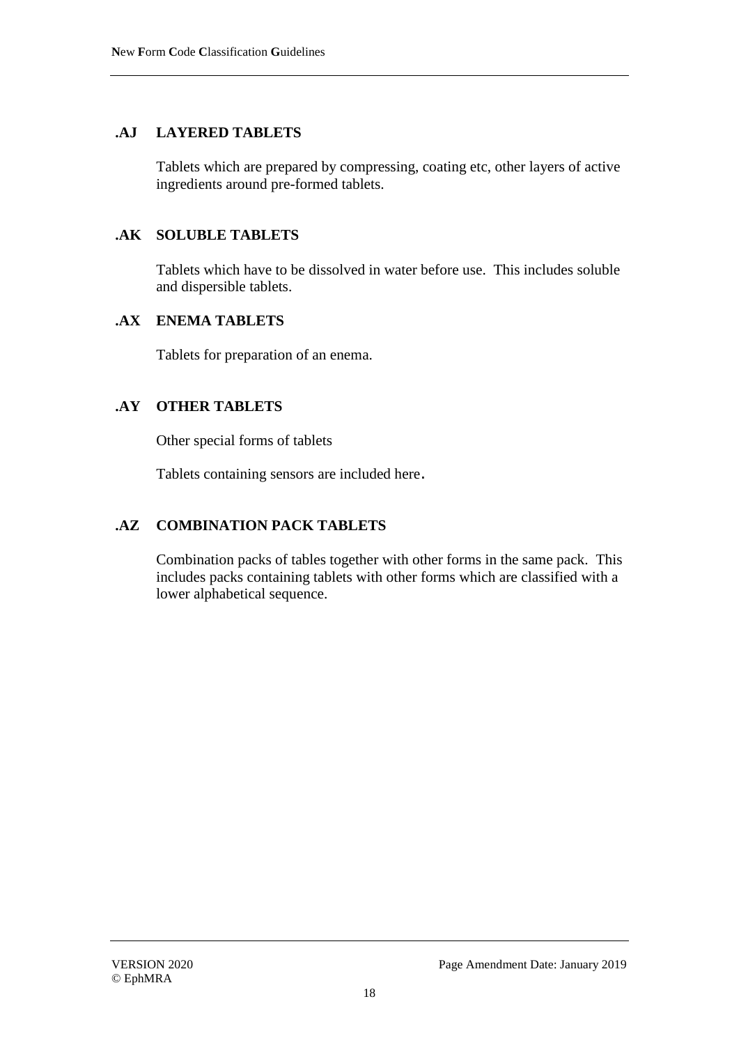### .AJ LAYERED TABLETS

Tablets which are prepared by compressing, coating etc, other layers of active ingredients around pre-formed tablets.

### .AK SOLUBLE TABLETS

Tablets which have to be dissolved in water before use. This includes soluble and dispersible tablets.

### .AX ENEMA TABLETS

Tablets for preparation of an enema.

### .AY OTHER TABLETS

Other special forms of tablets

Tablets containing sensors are included here.

### .AZ COMBINATION PACK TABLETS

Combination packs of tables together with other forms in the same pack. This includes packs containing tablets with other forms which are classified with a lower alphabetical sequence.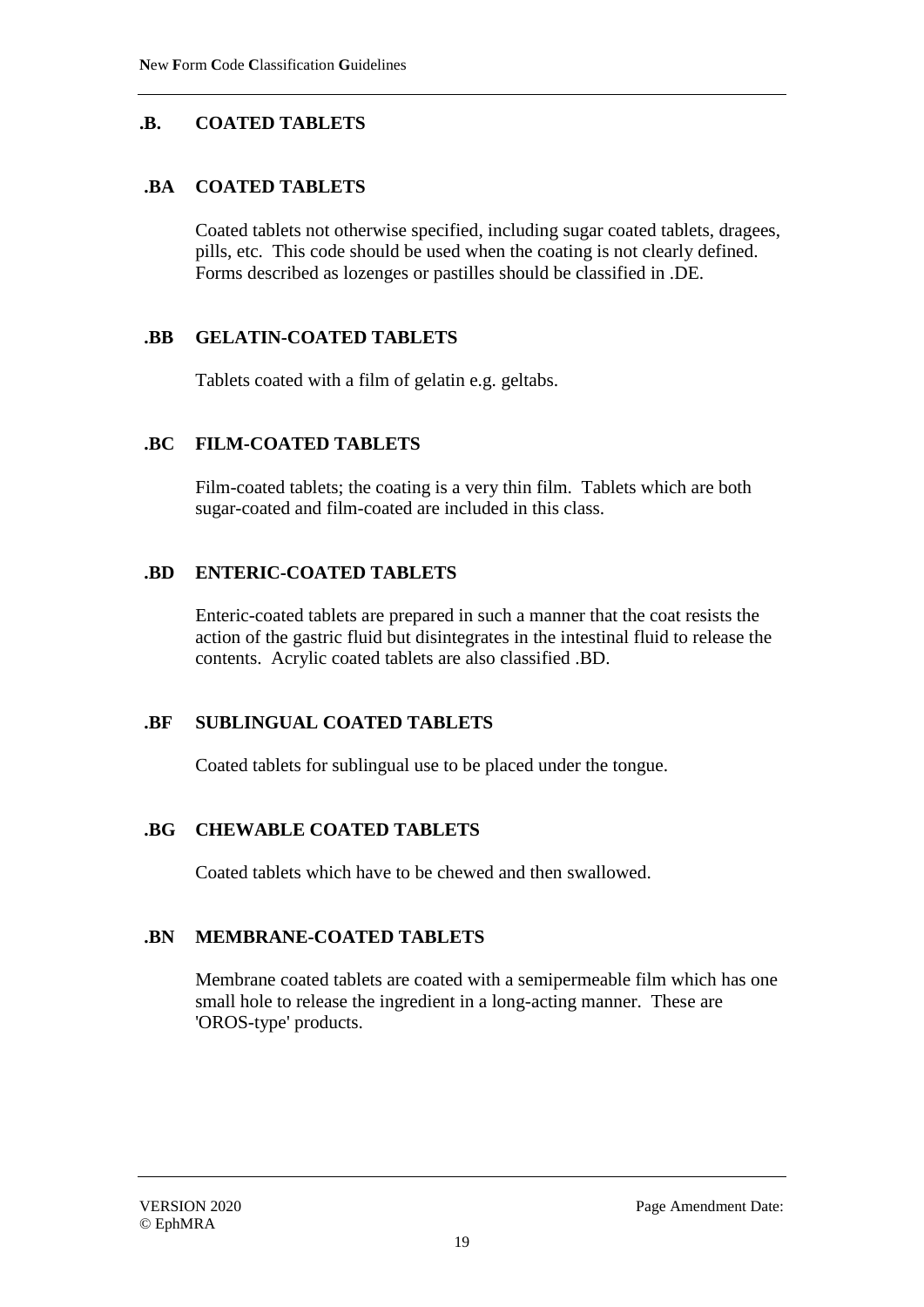## .B. COATED TABLETS

### .BA COATED TABLETS

Coated tablets not otherwise specified, including sugar coated tablets, dragees, pills, etc. This code should be used when the coating is not clearly defined. Forms described as lozenges or pastilles should be classified in .DE.

### .BB GELATIN-COATED TABLETS

Tablets coated with a film of gelatin e.g. geltabs.

### .BC FILM-COATED TABLETS

Film-coated tablets; the coating is a very thin film. Tablets which are both sugar-coated and film-coated are included in this class.

### .BD ENTERIC-COATED TABLETS

Enteric-coated tablets are prepared in such a manner that the coat resists the action of the gastric fluid but disintegrates in the intestinal fluid to release the contents. Acrylic coated tablets are also classified .BD.

### .BF SUBLINGUAL COATED TABLETS

Coated tablets for sublingual use to be placed under the tongue.

### .BG CHEWABLE COATED TABLETS

Coated tablets which have to be chewed and then swallowed.

### .BN MEMBRANE-COATED TABLETS

Membrane coated tablets are coated with a semipermeable film which has one small hole to release the ingredient in a long-acting manner. These are 'OROS-type' products.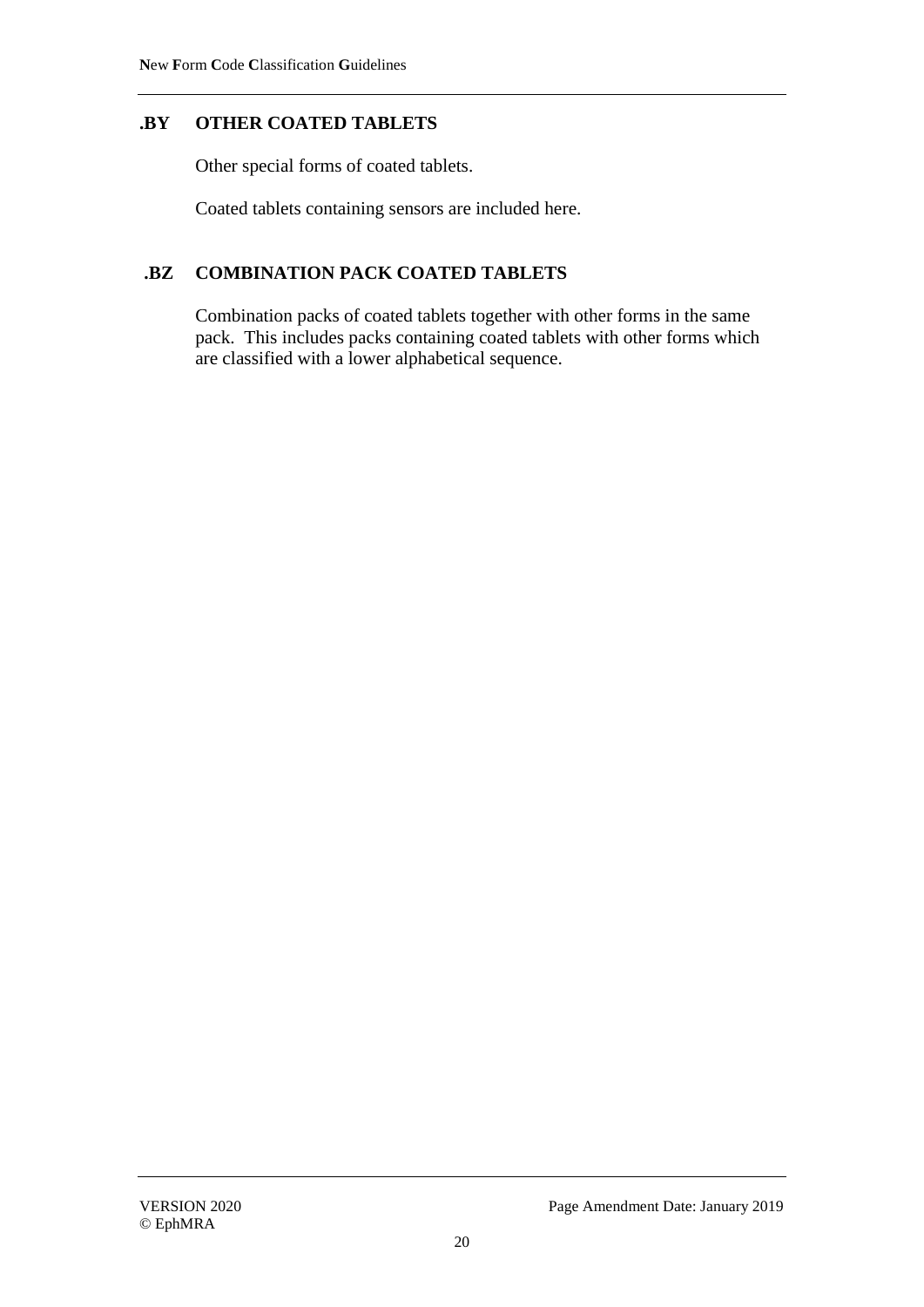## .BY OTHER COATED TABLETS

Other special forms of coated tablets.

Coated tablets containing sensors are included here.

## .BZ COMBINATION PACK COATED TABLETS

Combination packs of coated tablets together with other forms in the same pack. This includes packs containing coated tablets with other forms which are classified with a lower alphabetical sequence.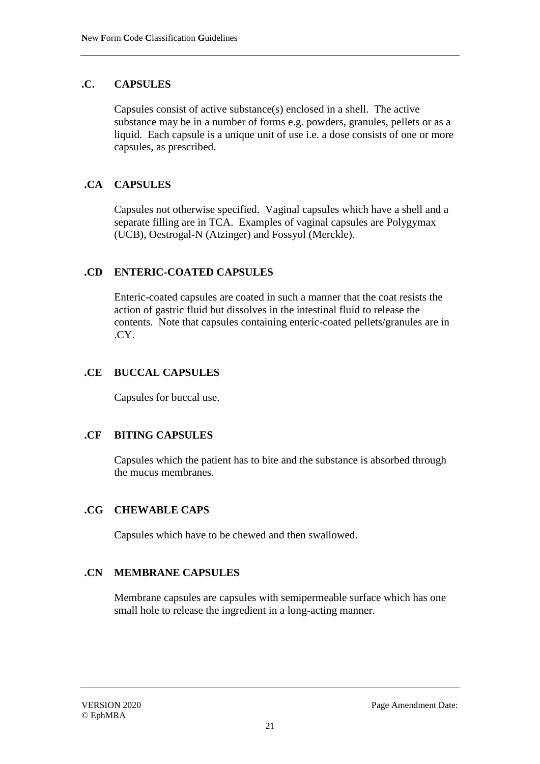## .C. CAPSULES

Capsules consist of active substance(s) enclosed in a shell. The active substance may be in a number of forms e.g. powders, granules, pellets or as a liquid. Each capsule is a unique unit of use i.e. a dose consists of one or more capsules, as prescribed.

### .CA CAPSULES

Capsules not otherwise specified. Vaginal capsules which have a shell and a separate filling are in TCA. Examples of vaginal capsules are Polygymax (UCB), Oestrogal-N (Atzinger) and Fossyol (Merckle).

### .CD ENTERIC-COATED CAPSULES

Enteric-coated capsules are coated in such a manner that the coat resists the action of gastric fluid but dissolves in the intestinal fluid to release the contents. Note that capsules containing enteric-coated pellets/granules are in .CY.

### .CE BUCCAL CAPSULES

Capsules for buccal use.

### .CF BITING CAPSULES

Capsules which the patient has to bite and the substance is absorbed through the mucus membranes.

### .CG CHEWABLE CAPS

Capsules which have to be chewed and then swallowed.

### .CN MEMBRANE CAPSULES

Membrane capsules are capsules with semipermeable surface which has one small hole to release the ingredient in a long-acting manner.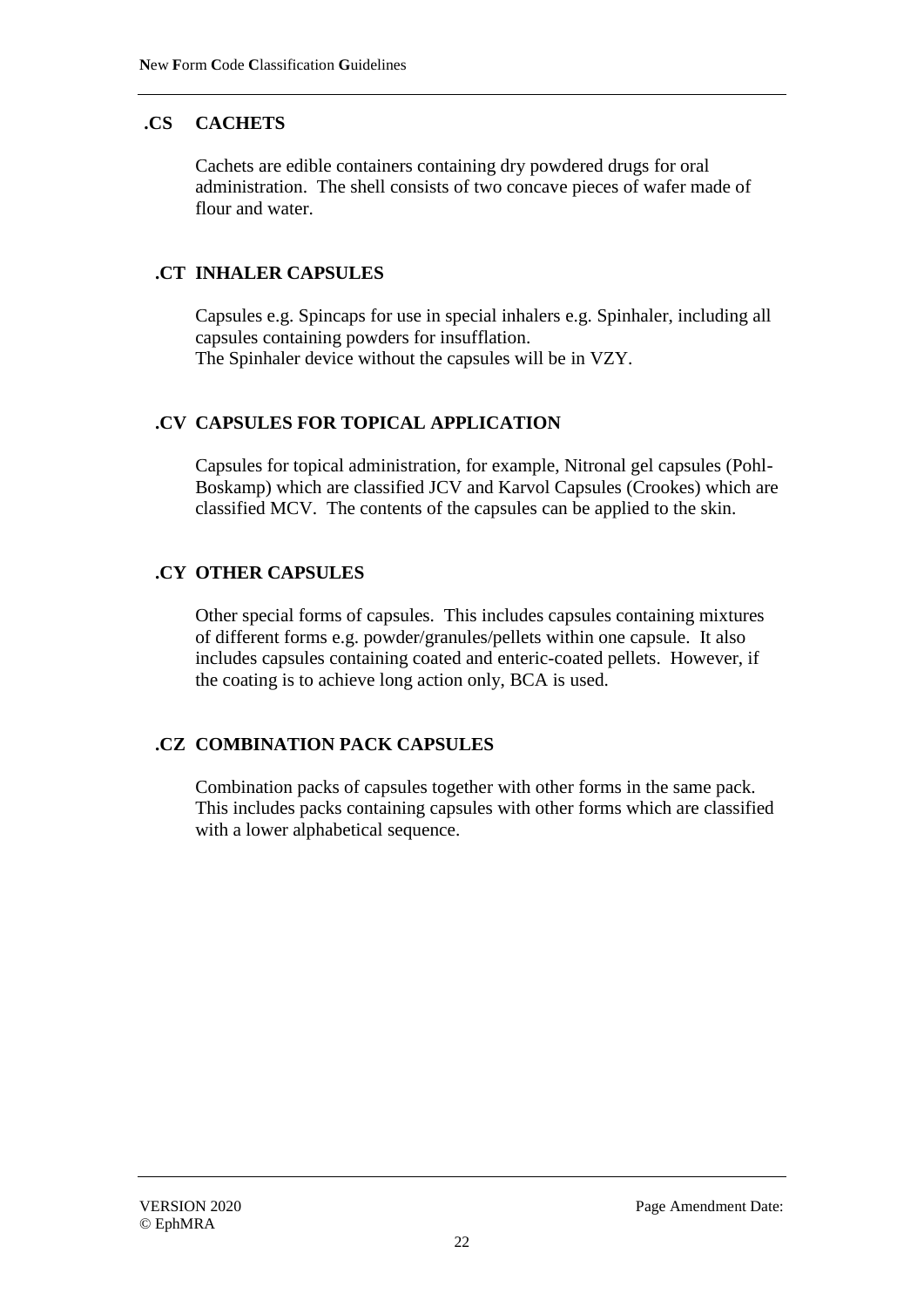### .CS CACHETS

Cachets are edible containers containing dry powdered drugs for oral administration. The shell consists of two concave pieces of wafer made of flour and water.

### .CT INHALER CAPSULES

Capsules e.g. Spincaps for use in special inhalers e.g. Spinhaler, including all capsules containing powders for insufflation.
The Spinhaler device without the capsules will be in VZY.

### .CV CAPSULES FOR TOPICAL APPLICATION

Capsules for topical administration, for example, Nitronal gel capsules (Pohl-Boskamp) which are classified JCV and Karvol Capsules (Crookes) which are classified MCV. The contents of the capsules can be applied to the skin.

### .CY OTHER CAPSULES

Other special forms of capsules. This includes capsules containing mixtures of different forms e.g. powder/granules/pellets within one capsule. It also includes capsules containing coated and enteric-coated pellets. However, if the coating is to achieve long action only, BCA is used.

### .CZ COMBINATION PACK CAPSULES

Combination packs of capsules together with other forms in the same pack. This includes packs containing capsules with other forms which are classified with a lower alphabetical sequence.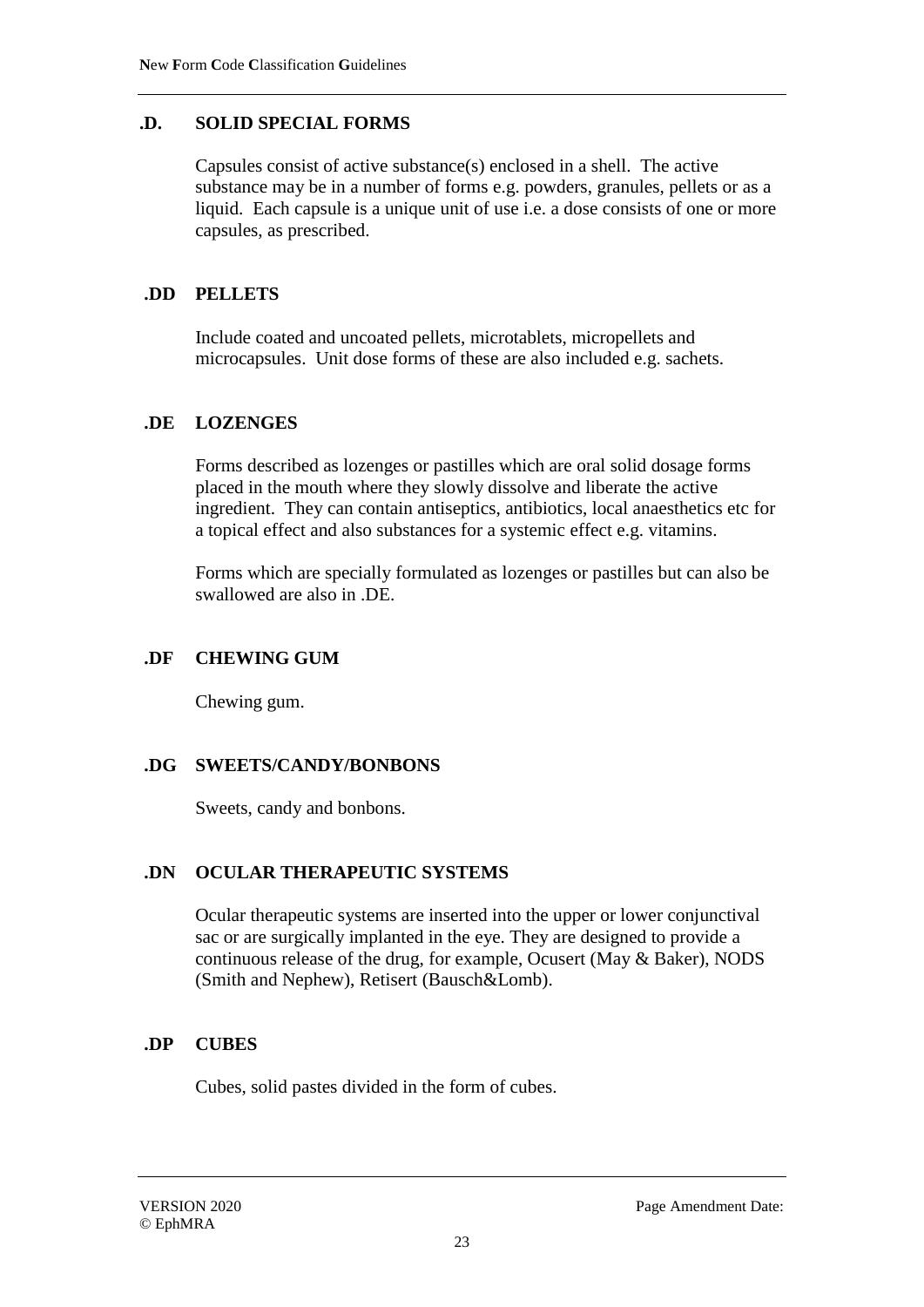## .D. SOLID SPECIAL FORMS

Capsules consist of active substance(s) enclosed in a shell. The active substance may be in a number of forms e.g. powders, granules, pellets or as a liquid. Each capsule is a unique unit of use i.e. a dose consists of one or more capsules, as prescribed.

### .DD PELLETS

Include coated and uncoated pellets, microtablets, micropellets and microcapsules. Unit dose forms of these are also included e.g. sachets.

### .DE LOZENGES

Forms described as lozenges or pastilles which are oral solid dosage forms placed in the mouth where they slowly dissolve and liberate the active ingredient. They can contain antiseptics, antibiotics, local anaesthetics etc for a topical effect and also substances for a systemic effect e.g. vitamins.

Forms which are specially formulated as lozenges or pastilles but can also be swallowed are also in .DE.

### .DF CHEWING GUM

Chewing gum.

### .DG SWEETS/CANDY/BONBONS

Sweets, candy and bonbons.

### .DN OCULAR THERAPEUTIC SYSTEMS

Ocular therapeutic systems are inserted into the upper or lower conjunctival sac or are surgically implanted in the eye. They are designed to provide a continuous release of the drug, for example, Ocusert (May & Baker), NODS (Smith and Nephew), Retisert (Bausch&Lomb).

### .DP CUBES

Cubes, solid pastes divided in the form of cubes.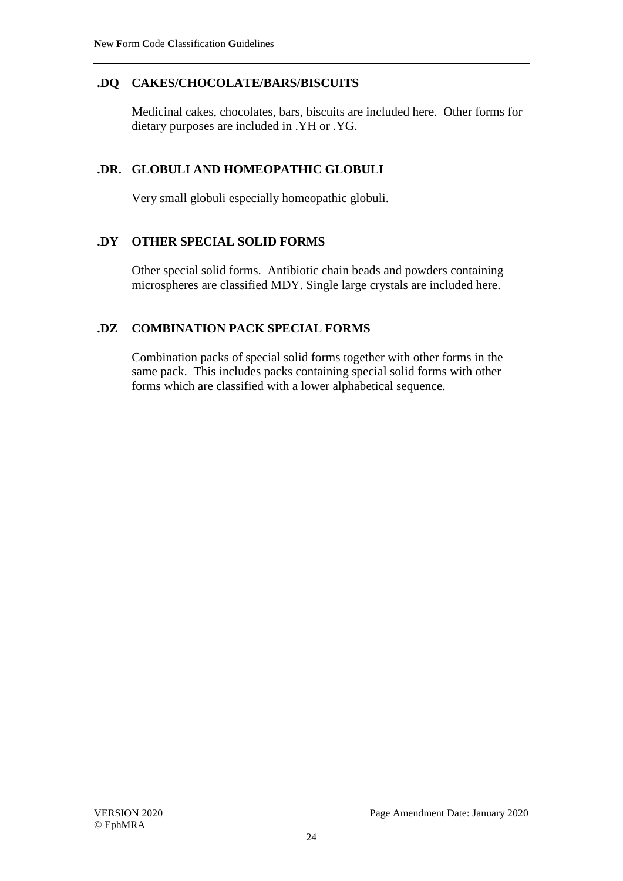### .DQ CAKES/CHOCOLATE/BARS/BISCUITS

Medicinal cakes, chocolates, bars, biscuits are included here. Other forms for dietary purposes are included in .YH or .YG.

### .DR. GLOBULI AND HOMEOPATHIC GLOBULI

Very small globuli especially homeopathic globuli.

### .DY OTHER SPECIAL SOLID FORMS

Other special solid forms. Antibiotic chain beads and powders containing microspheres are classified MDY. Single large crystals are included here.

### .DZ COMBINATION PACK SPECIAL FORMS

Combination packs of special solid forms together with other forms in the same pack. This includes packs containing special solid forms with other forms which are classified with a lower alphabetical sequence.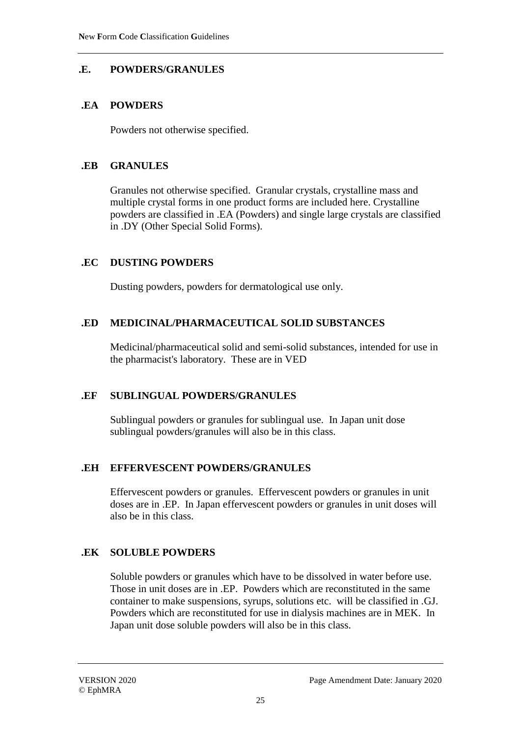## .E. POWDERS/GRANULES

### .EA POWDERS

Powders not otherwise specified.

### .EB GRANULES

Granules not otherwise specified. Granular crystals, crystalline mass and multiple crystal forms in one product forms are included here. Crystalline powders are classified in .EA (Powders) and single large crystals are classified in .DY (Other Special Solid Forms).

### .EC DUSTING POWDERS

Dusting powders, powders for dermatological use only.

### .ED MEDICINAL/PHARMACEUTICAL SOLID SUBSTANCES

Medicinal/pharmaceutical solid and semi-solid substances, intended for use in the pharmacist's laboratory. These are in VED

### .EF SUBLINGUAL POWDERS/GRANULES

Sublingual powders or granules for sublingual use. In Japan unit dose sublingual powders/granules will also be in this class.

### .EH EFFERVESCENT POWDERS/GRANULES

Effervescent powders or granules. Effervescent powders or granules in unit doses are in .EP. In Japan effervescent powders or granules in unit doses will also be in this class.

### .EK SOLUBLE POWDERS

Soluble powders or granules which have to be dissolved in water before use. Those in unit doses are in .EP. Powders which are reconstituted in the same container to make suspensions, syrups, solutions etc. will be classified in .GJ. Powders which are reconstituted for use in dialysis machines are in MEK. In Japan unit dose soluble powders will also be in this class.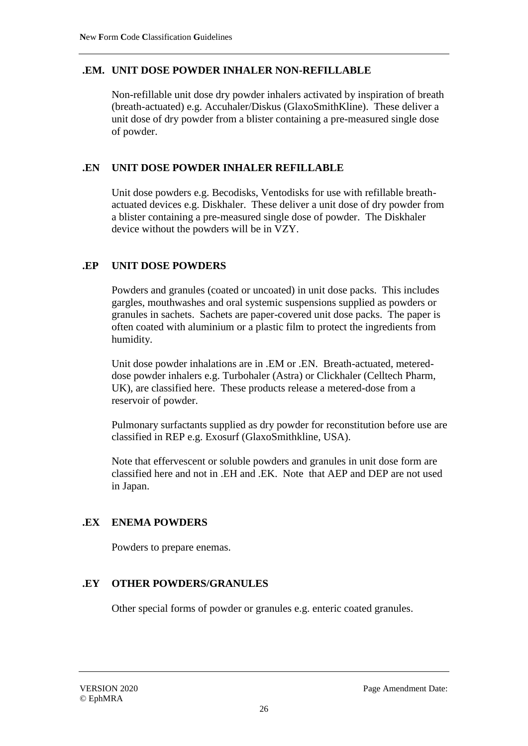### .EM. UNIT DOSE POWDER INHALER NON-REFILLABLE

Non-refillable unit dose dry powder inhalers activated by inspiration of breath (breath-actuated) e.g. Accuhaler/Diskus (GlaxoSmithKline). These deliver a unit dose of dry powder from a blister containing a pre-measured single dose of powder.

### .EN UNIT DOSE POWDER INHALER REFILLABLE

Unit dose powders e.g. Becodisks, Ventodisks for use with refillable breath-actuated devices e.g. Diskhaler. These deliver a unit dose of dry powder from a blister containing a pre-measured single dose of powder. The Diskhaler device without the powders will be in VZY.

### .EP UNIT DOSE POWDERS

Powders and granules (coated or uncoated) in unit dose packs. This includes gargles, mouthwashes and oral systemic suspensions supplied as powders or granules in sachets. Sachets are paper-covered unit dose packs. The paper is often coated with aluminium or a plastic film to protect the ingredients from humidity.

Unit dose powder inhalations are in .EM or .EN. Breath-actuated, metered-dose powder inhalers e.g. Turbohaler (Astra) or Clickhaler (Celltech Pharm, UK), are classified here. These products release a metered-dose from a reservoir of powder.

Pulmonary surfactants supplied as dry powder for reconstitution before use are classified in REP e.g. Exosurf (GlaxoSmithkline, USA).

Note that effervescent or soluble powders and granules in unit dose form are classified here and not in .EH and .EK. Note that AEP and DEP are not used in Japan.

### .EX ENEMA POWDERS

Powders to prepare enemas.

### .EY OTHER POWDERS/GRANULES

Other special forms of powder or granules e.g. enteric coated granules.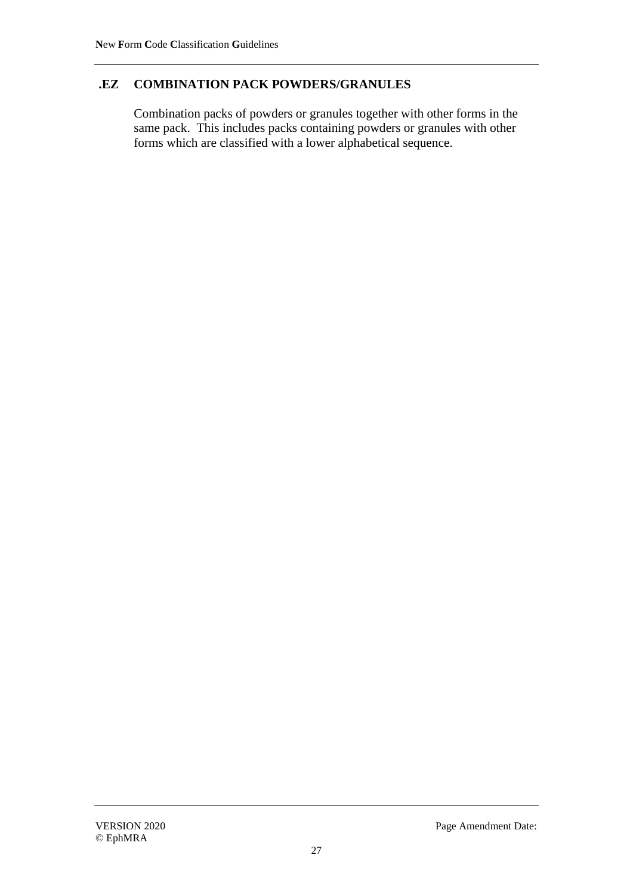### .EZ COMBINATION PACK POWDERS/GRANULES

Combination packs of powders or granules together with other forms in the same pack. This includes packs containing powders or granules with other forms which are classified with a lower alphabetical sequence.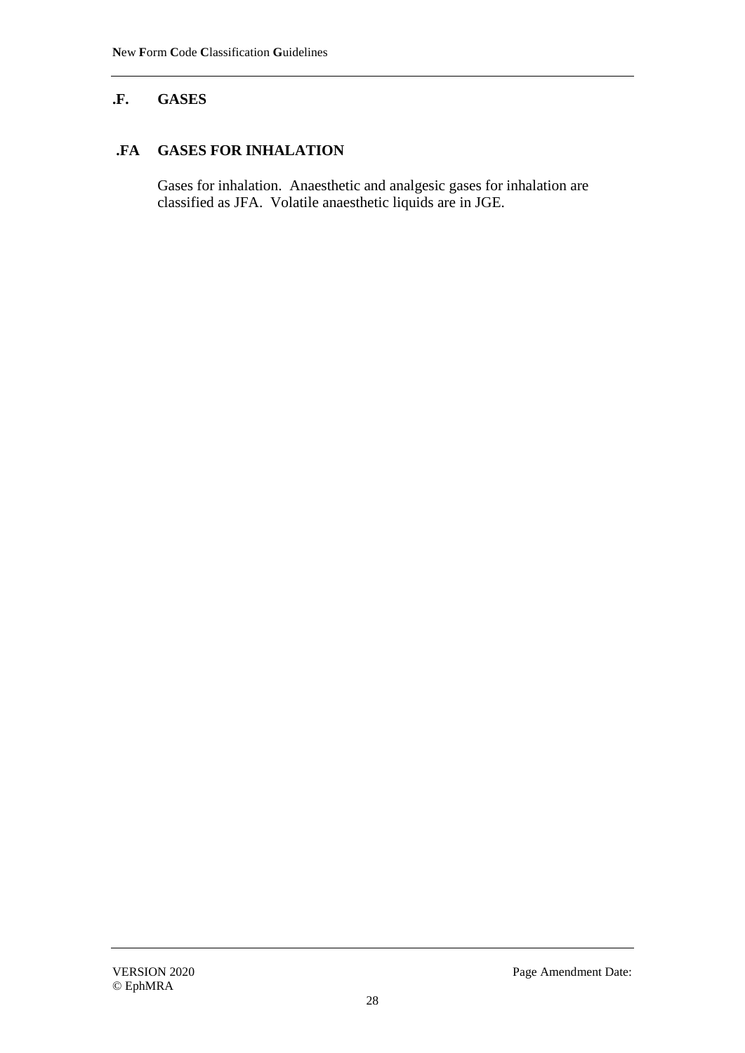## .F. GASES

### .FA GASES FOR INHALATION

Gases for inhalation. Anaesthetic and analgesic gases for inhalation are classified as JFA. Volatile anaesthetic liquids are in JGE.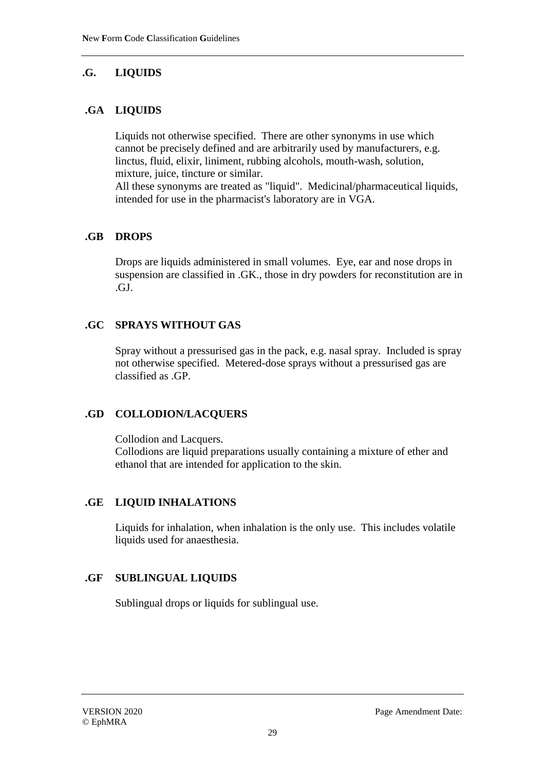## .G. LIQUIDS

### .GA LIQUIDS

Liquids not otherwise specified. There are other synonyms in use which cannot be precisely defined and are arbitrarily used by manufacturers, e.g. linctus, fluid, elixir, liniment, rubbing alcohols, mouth-wash, solution, mixture, juice, tincture or similar.
All these synonyms are treated as "liquid". Medicinal/pharmaceutical liquids, intended for use in the pharmacist's laboratory are in VGA.

### .GB DROPS

Drops are liquids administered in small volumes. Eye, ear and nose drops in suspension are classified in .GK., those in dry powders for reconstitution are in .GJ.

### .GC SPRAYS WITHOUT GAS

Spray without a pressurised gas in the pack, e.g. nasal spray. Included is spray not otherwise specified. Metered-dose sprays without a pressurised gas are classified as .GP.

### .GD COLLODION/LACQUERS

Collodion and Lacquers.
Collodions are liquid preparations usually containing a mixture of ether and ethanol that are intended for application to the skin.

### .GE LIQUID INHALATIONS

Liquids for inhalation, when inhalation is the only use. This includes volatile liquids used for anaesthesia.

### .GF SUBLINGUAL LIQUIDS

Sublingual drops or liquids for sublingual use.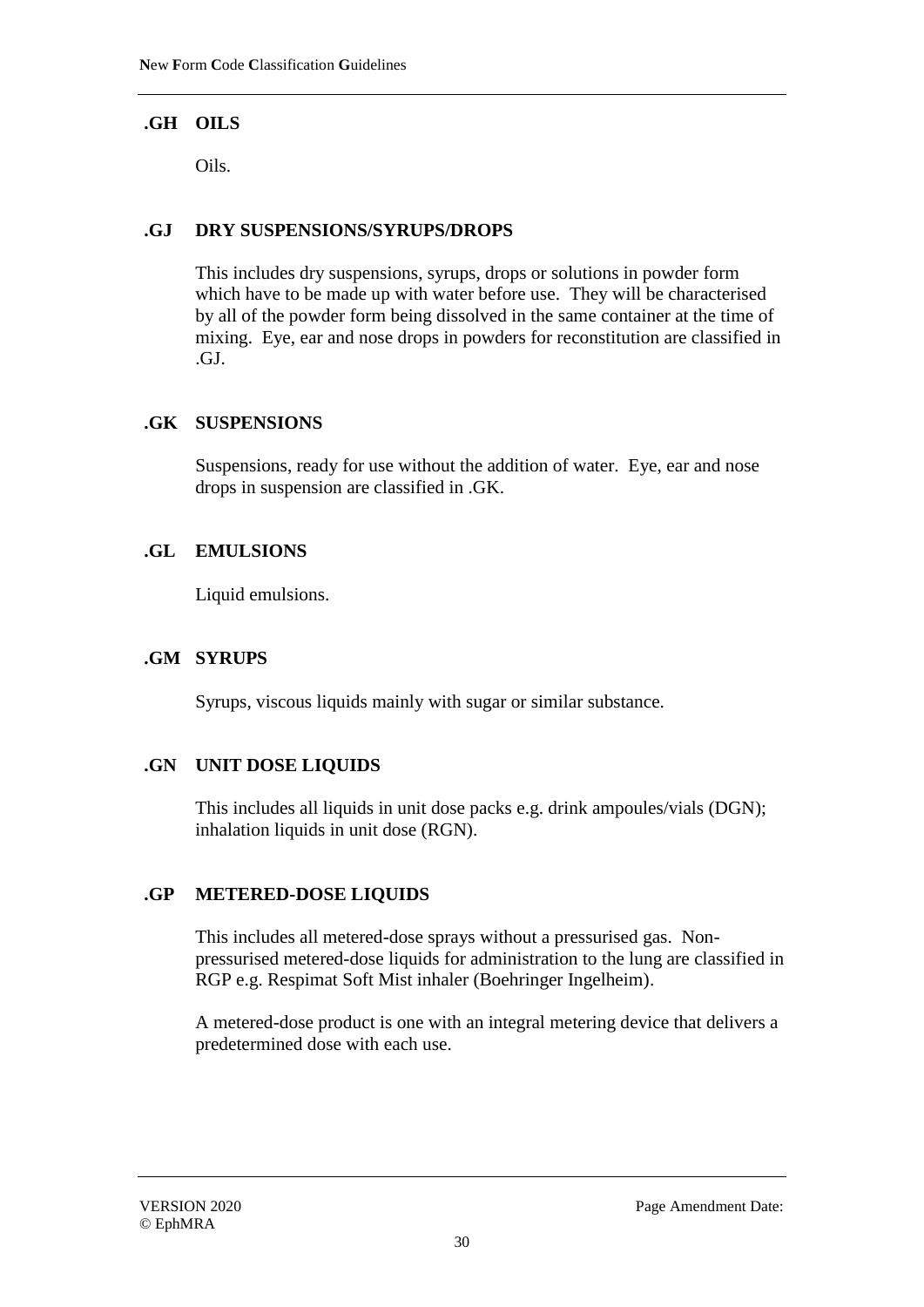### .GH OILS

Oils.

### .GJ DRY SUSPENSIONS/SYRUPS/DROPS

This includes dry suspensions, syrups, drops or solutions in powder form which have to be made up with water before use. They will be characterised by all of the powder form being dissolved in the same container at the time of mixing. Eye, ear and nose drops in powders for reconstitution are classified in .GJ.

### .GK SUSPENSIONS

Suspensions, ready for use without the addition of water. Eye, ear and nose drops in suspension are classified in .GK.

### .GL EMULSIONS

Liquid emulsions.

### .GM SYRUPS

Syrups, viscous liquids mainly with sugar or similar substance.

### .GN UNIT DOSE LIQUIDS

This includes all liquids in unit dose packs e.g. drink ampoules/vials (DGN); inhalation liquids in unit dose (RGN).

### .GP METERED-DOSE LIQUIDS

This includes all metered-dose sprays without a pressurised gas. Non-pressurised metered-dose liquids for administration to the lung are classified in RGP e.g. Respimat Soft Mist inhaler (Boehringer Ingelheim).

A metered-dose product is one with an integral metering device that delivers a predetermined dose with each use.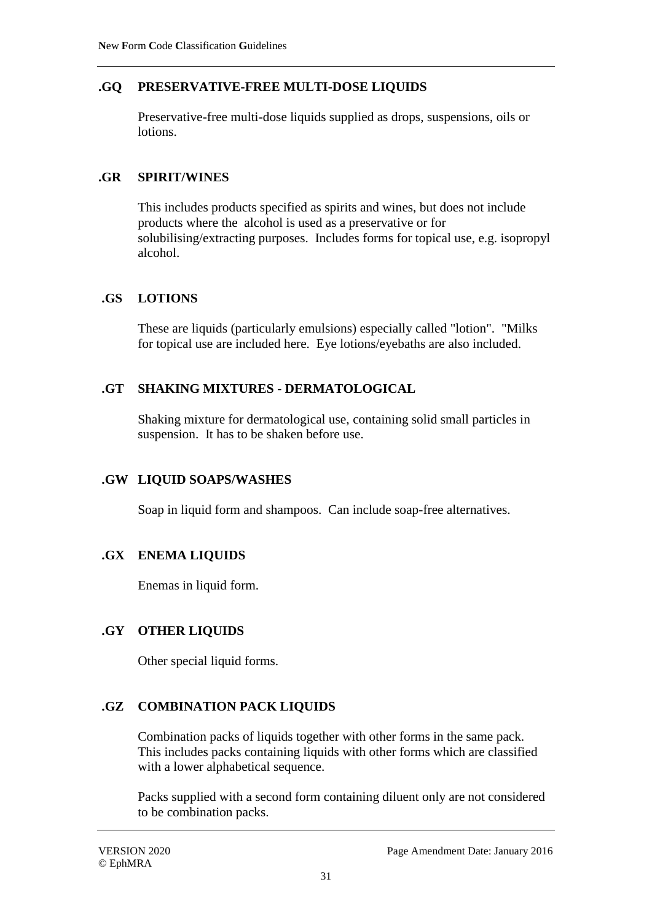### .GQ PRESERVATIVE-FREE MULTI-DOSE LIQUIDS

Preservative-free multi-dose liquids supplied as drops, suspensions, oils or lotions.

### .GR SPIRIT/WINES

This includes products specified as spirits and wines, but does not include products where the alcohol is used as a preservative or for solubilising/extracting purposes. Includes forms for topical use, e.g. isopropyl alcohol.

### .GS LOTIONS

These are liquids (particularly emulsions) especially called "lotion". "Milks for topical use are included here. Eye lotions/eyebaths are also included.

### .GT SHAKING MIXTURES - DERMATOLOGICAL

Shaking mixture for dermatological use, containing solid small particles in suspension. It has to be shaken before use.

### .GW LIQUID SOAPS/WASHES

Soap in liquid form and shampoos. Can include soap-free alternatives.

### .GX ENEMA LIQUIDS

Enemas in liquid form.

### .GY OTHER LIQUIDS

Other special liquid forms.

### .GZ COMBINATION PACK LIQUIDS

Combination packs of liquids together with other forms in the same pack. This includes packs containing liquids with other forms which are classified with a lower alphabetical sequence.

Packs supplied with a second form containing diluent only are not considered to be combination packs.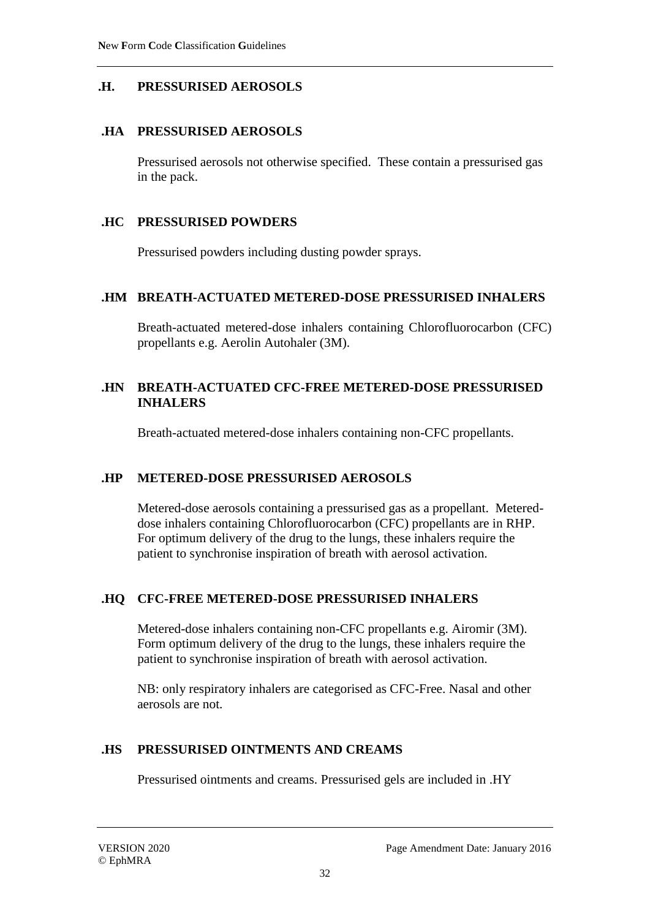## .H. PRESSURISED AEROSOLS

### .HA PRESSURISED AEROSOLS

Pressurised aerosols not otherwise specified. These contain a pressurised gas in the pack.

### .HC PRESSURISED POWDERS

Pressurised powders including dusting powder sprays.

### .HM BREATH-ACTUATED METERED-DOSE PRESSURISED INHALERS

Breath-actuated metered-dose inhalers containing Chlorofluorocarbon (CFC) propellants e.g. Aerolin Autohaler (3M).

### .HN BREATH-ACTUATED CFC-FREE METERED-DOSE PRESSURISED INHALERS

Breath-actuated metered-dose inhalers containing non-CFC propellants.

### .HP METERED-DOSE PRESSURISED AEROSOLS

Metered-dose aerosols containing a pressurised gas as a propellant. Metered-dose inhalers containing Chlorofluorocarbon (CFC) propellants are in RHP. For optimum delivery of the drug to the lungs, these inhalers require the patient to synchronise inspiration of breath with aerosol activation.

### .HQ CFC-FREE METERED-DOSE PRESSURISED INHALERS

Metered-dose inhalers containing non-CFC propellants e.g. Airomir (3M). Form optimum delivery of the drug to the lungs, these inhalers require the patient to synchronise inspiration of breath with aerosol activation.

NB: only respiratory inhalers are categorised as CFC-Free. Nasal and other aerosols are not.

### .HS PRESSURISED OINTMENTS AND CREAMS

Pressurised ointments and creams. Pressurised gels are included in .HY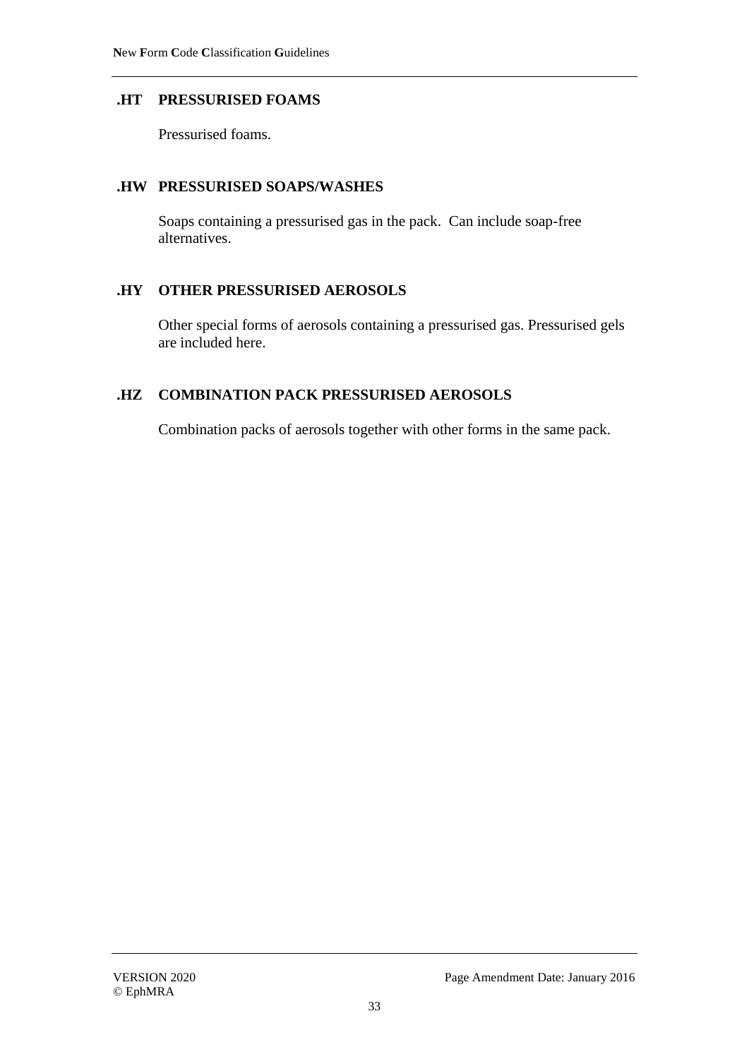### .HT PRESSURISED FOAMS

Pressurised foams.

### .HW PRESSURISED SOAPS/WASHES

Soaps containing a pressurised gas in the pack. Can include soap-free alternatives.

### .HY OTHER PRESSURISED AEROSOLS

Other special forms of aerosols containing a pressurised gas. Pressurised gels are included here.

### .HZ COMBINATION PACK PRESSURISED AEROSOLS

Combination packs of aerosols together with other forms in the same pack.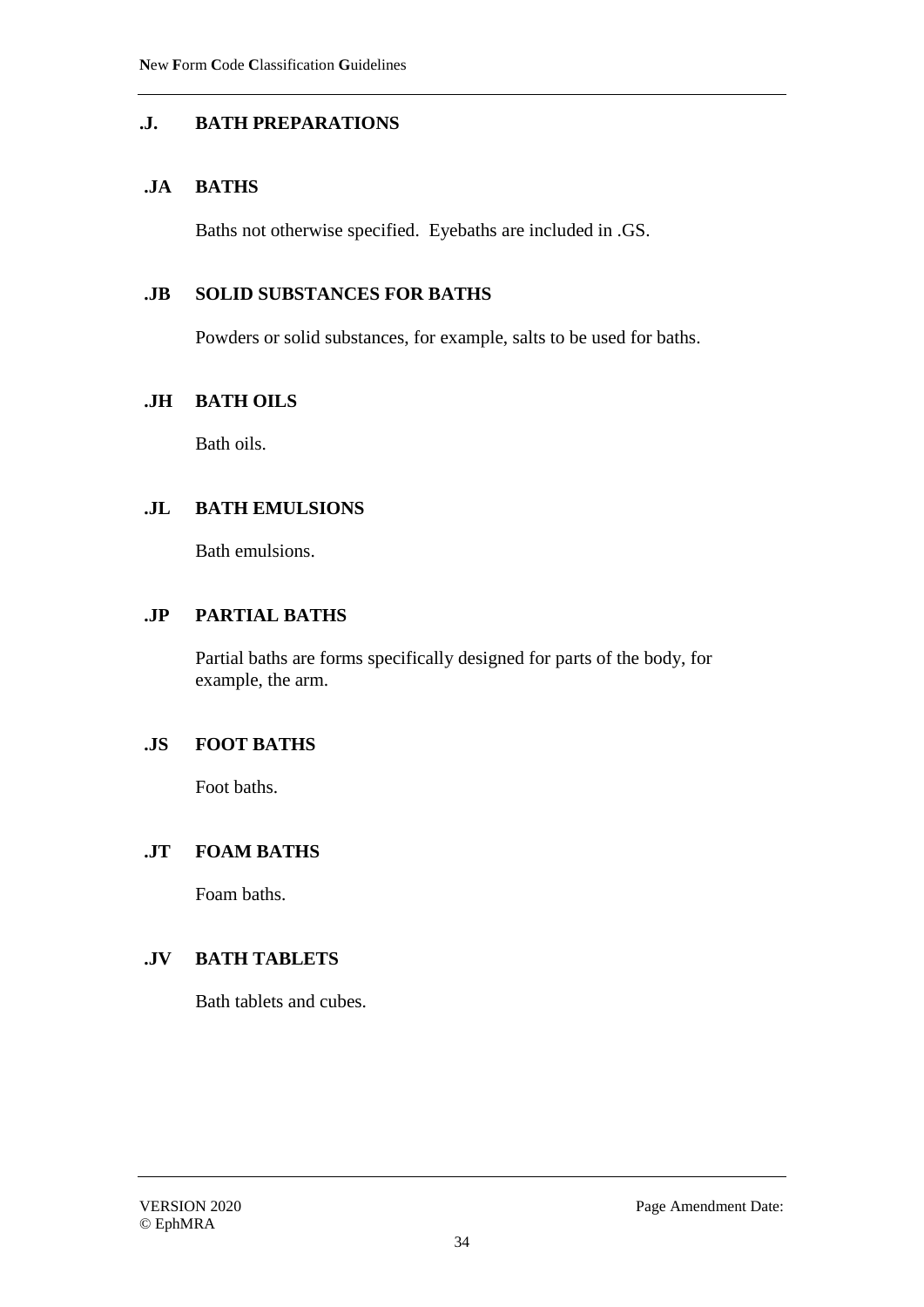## .J. BATH PREPARATIONS

### .JA BATHS

Baths not otherwise specified. Eyebaths are included in .GS.

### .JB SOLID SUBSTANCES FOR BATHS

Powders or solid substances, for example, salts to be used for baths.

### .JH BATH OILS

Bath oils.

### .JL BATH EMULSIONS

Bath emulsions.

### .JP PARTIAL BATHS

Partial baths are forms specifically designed for parts of the body, for example, the arm.

### .JS FOOT BATHS

Foot baths.

### .JT FOAM BATHS

Foam baths.

### .JV BATH TABLETS

Bath tablets and cubes.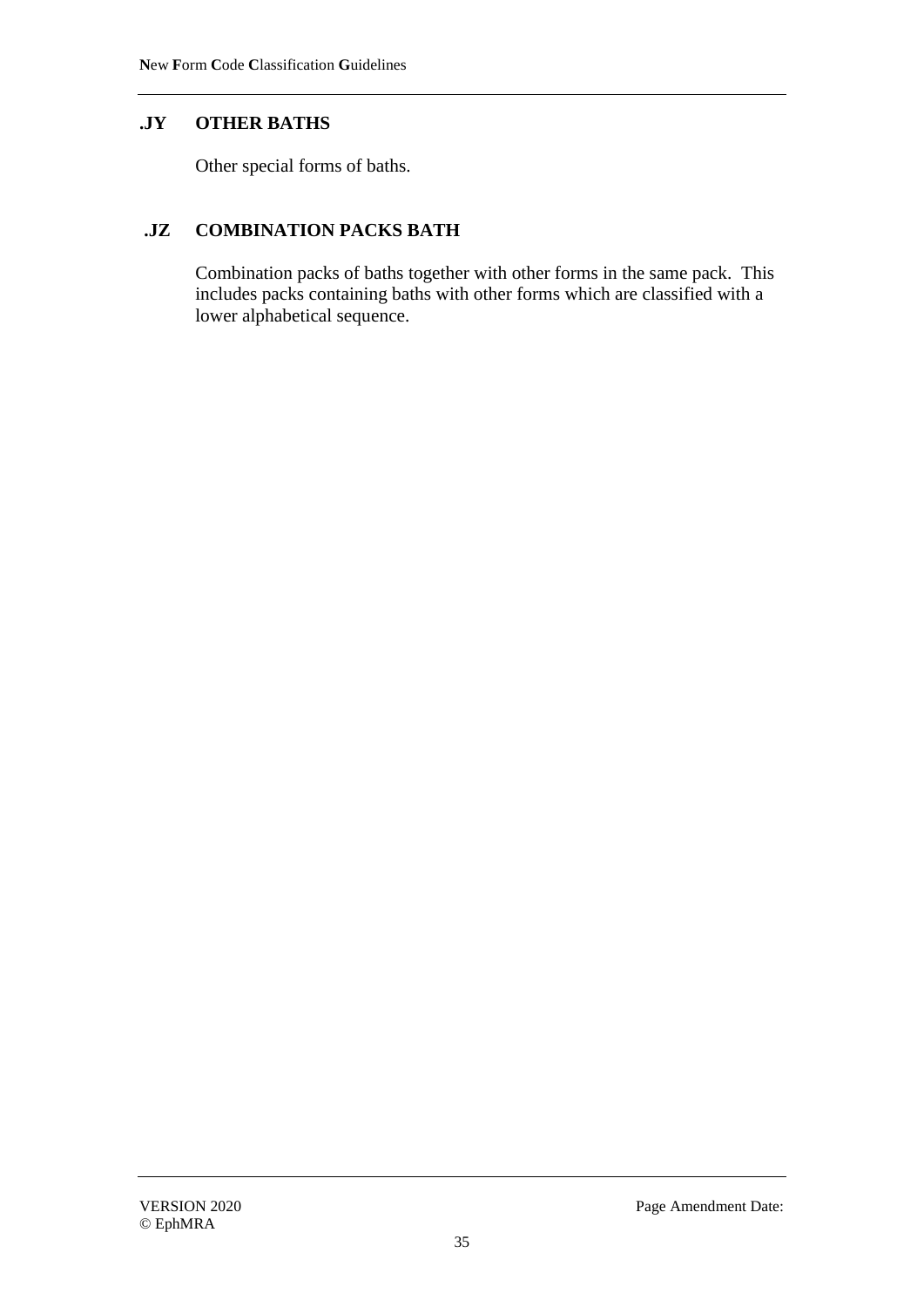### .JY OTHER BATHS

Other special forms of baths.

### .JZ COMBINATION PACKS BATH

Combination packs of baths together with other forms in the same pack. This includes packs containing baths with other forms which are classified with a lower alphabetical sequence.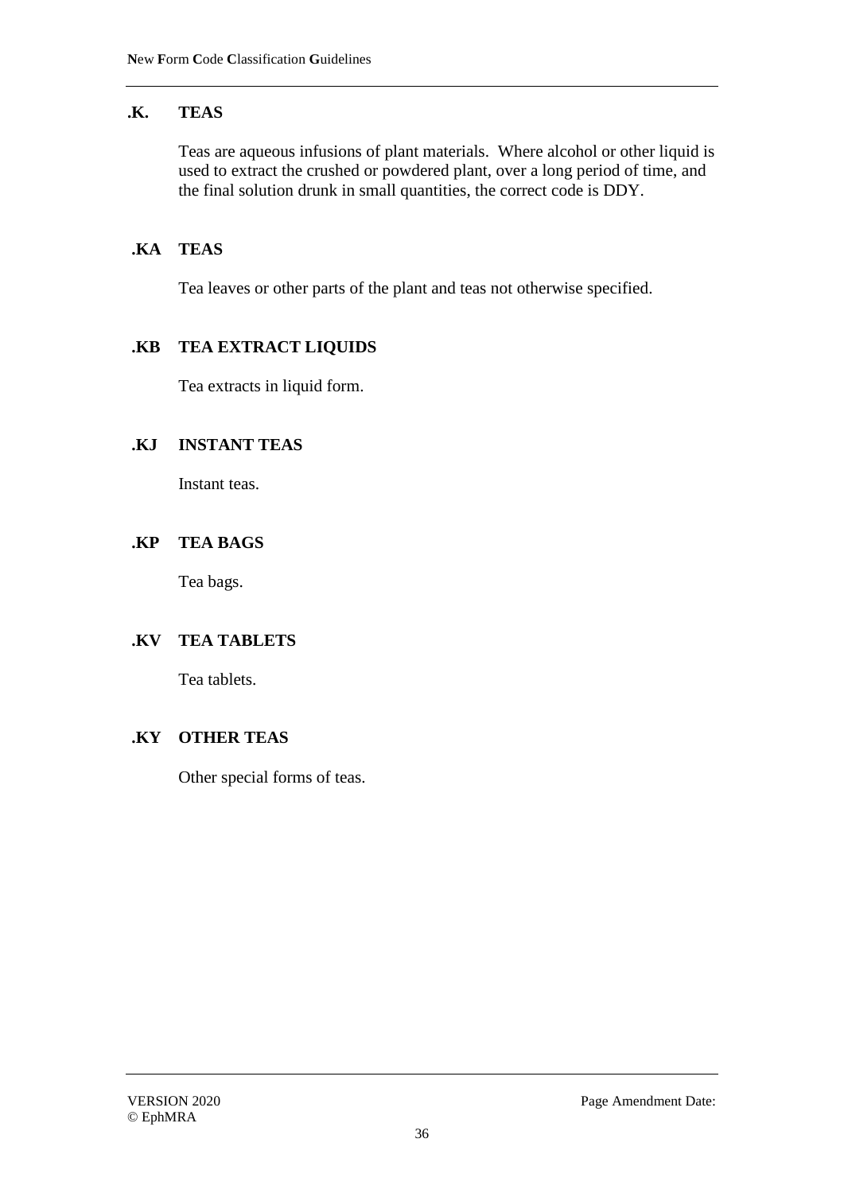## .K. TEAS

Teas are aqueous infusions of plant materials. Where alcohol or other liquid is used to extract the crushed or powdered plant, over a long period of time, and the final solution drunk in small quantities, the correct code is DDY.

### .KA TEAS

Tea leaves or other parts of the plant and teas not otherwise specified.

### .KB TEA EXTRACT LIQUIDS

Tea extracts in liquid form.

### .KJ INSTANT TEAS

Instant teas.

### .KP TEA BAGS

Tea bags.

### .KV TEA TABLETS

Tea tablets.

### .KY OTHER TEAS

Other special forms of teas.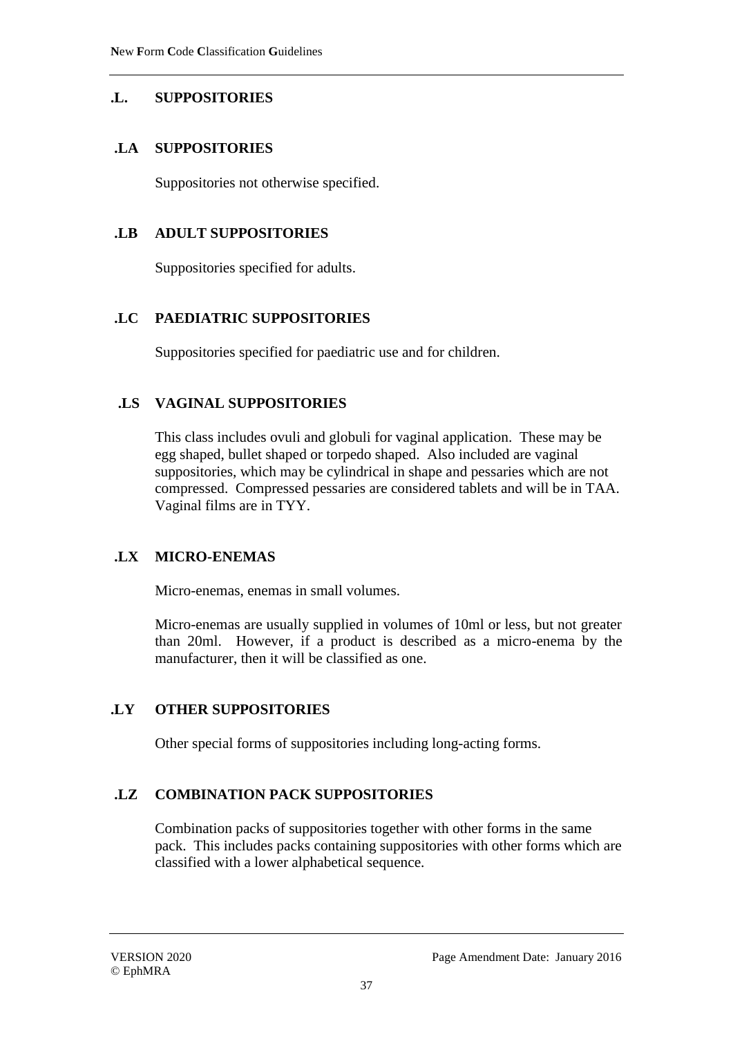## .L. SUPPOSITORIES

### .LA SUPPOSITORIES

Suppositories not otherwise specified.

### .LB ADULT SUPPOSITORIES

Suppositories specified for adults.

### .LC PAEDIATRIC SUPPOSITORIES

Suppositories specified for paediatric use and for children.

### .LS VAGINAL SUPPOSITORIES

This class includes ovuli and globuli for vaginal application. These may be egg shaped, bullet shaped or torpedo shaped. Also included are vaginal suppositories, which may be cylindrical in shape and pessaries which are not compressed. Compressed pessaries are considered tablets and will be in TAA. Vaginal films are in TYY.

### .LX MICRO-ENEMAS

Micro-enemas, enemas in small volumes.

Micro-enemas are usually supplied in volumes of 10ml or less, but not greater than 20ml. However, if a product is described as a micro-enema by the manufacturer, then it will be classified as one.

### .LY OTHER SUPPOSITORIES

Other special forms of suppositories including long-acting forms.

### .LZ COMBINATION PACK SUPPOSITORIES

Combination packs of suppositories together with other forms in the same pack. This includes packs containing suppositories with other forms which are classified with a lower alphabetical sequence.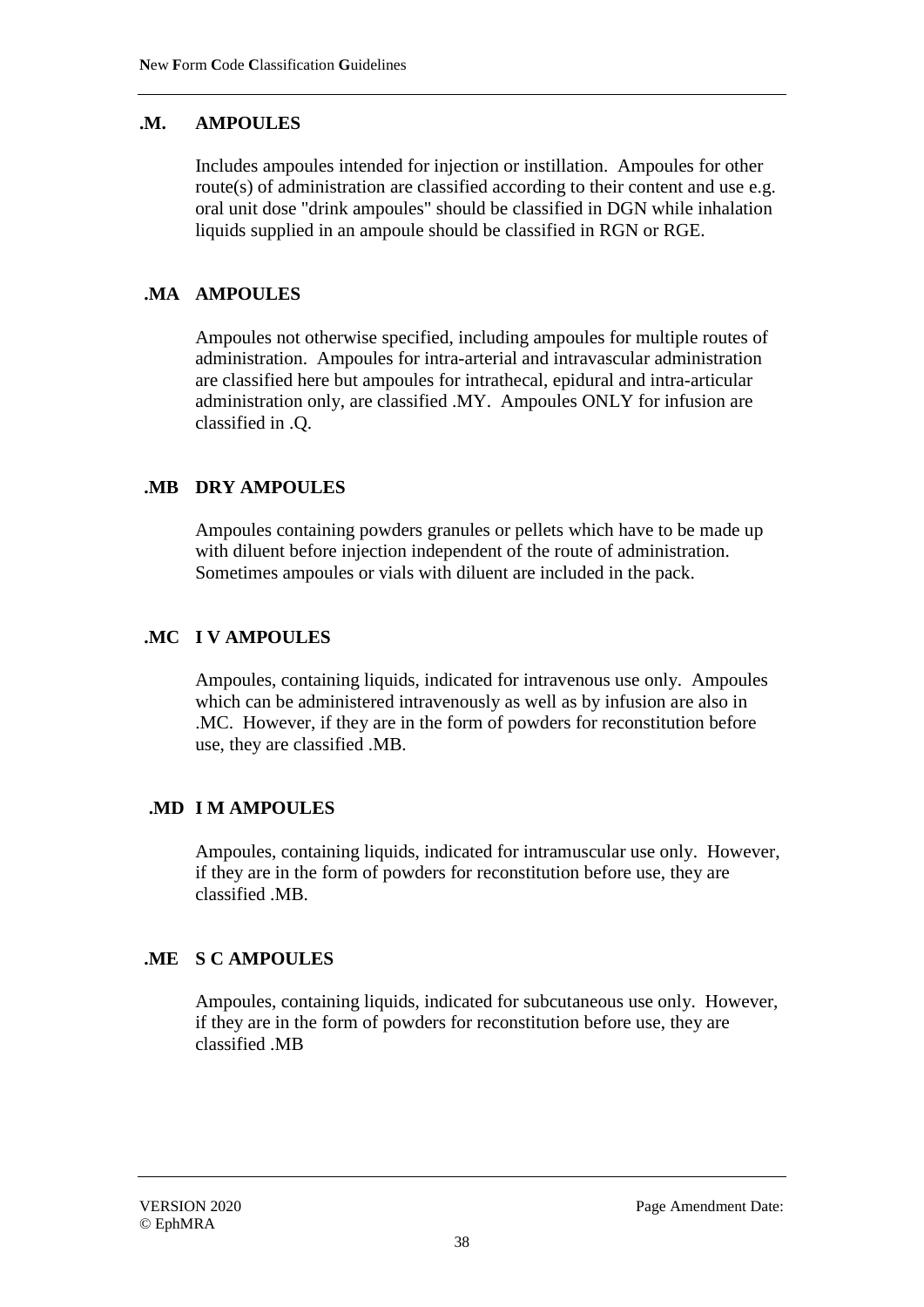## .M. AMPOULES

Includes ampoules intended for injection or instillation. Ampoules for other route(s) of administration are classified according to their content and use e.g. oral unit dose "drink ampoules" should be classified in DGN while inhalation liquids supplied in an ampoule should be classified in RGN or RGE.

### .MA AMPOULES

Ampoules not otherwise specified, including ampoules for multiple routes of administration. Ampoules for intra-arterial and intravascular administration are classified here but ampoules for intrathecal, epidural and intra-articular administration only, are classified .MY. Ampoules ONLY for infusion are classified in .Q.

### .MB DRY AMPOULES

Ampoules containing powders granules or pellets which have to be made up with diluent before injection independent of the route of administration. Sometimes ampoules or vials with diluent are included in the pack.

### .MC I V AMPOULES

Ampoules, containing liquids, indicated for intravenous use only. Ampoules which can be administered intravenously as well as by infusion are also in .MC. However, if they are in the form of powders for reconstitution before use, they are classified .MB.

### .MD I M AMPOULES

Ampoules, containing liquids, indicated for intramuscular use only. However, if they are in the form of powders for reconstitution before use, they are classified .MB.

### .ME S C AMPOULES

Ampoules, containing liquids, indicated for subcutaneous use only. However, if they are in the form of powders for reconstitution before use, they are classified .MB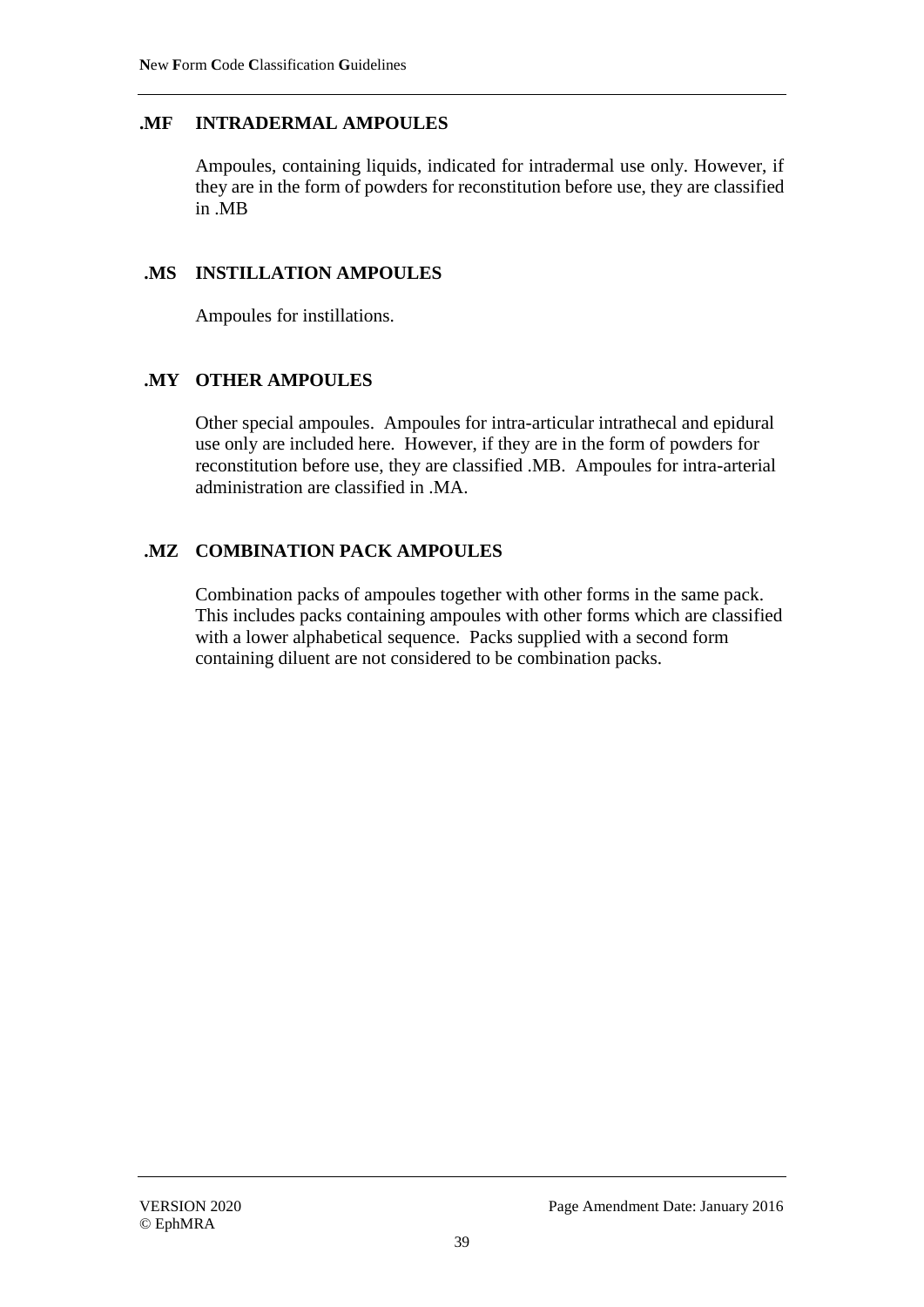### .MF INTRADERMAL AMPOULES

Ampoules, containing liquids, indicated for intradermal use only. However, if they are in the form of powders for reconstitution before use, they are classified in .MB

### .MS INSTILLATION AMPOULES

Ampoules for instillations.

### .MY OTHER AMPOULES

Other special ampoules. Ampoules for intra-articular intrathecal and epidural use only are included here. However, if they are in the form of powders for reconstitution before use, they are classified .MB. Ampoules for intra-arterial administration are classified in .MA.

### .MZ COMBINATION PACK AMPOULES

Combination packs of ampoules together with other forms in the same pack. This includes packs containing ampoules with other forms which are classified with a lower alphabetical sequence. Packs supplied with a second form containing diluent are not considered to be combination packs.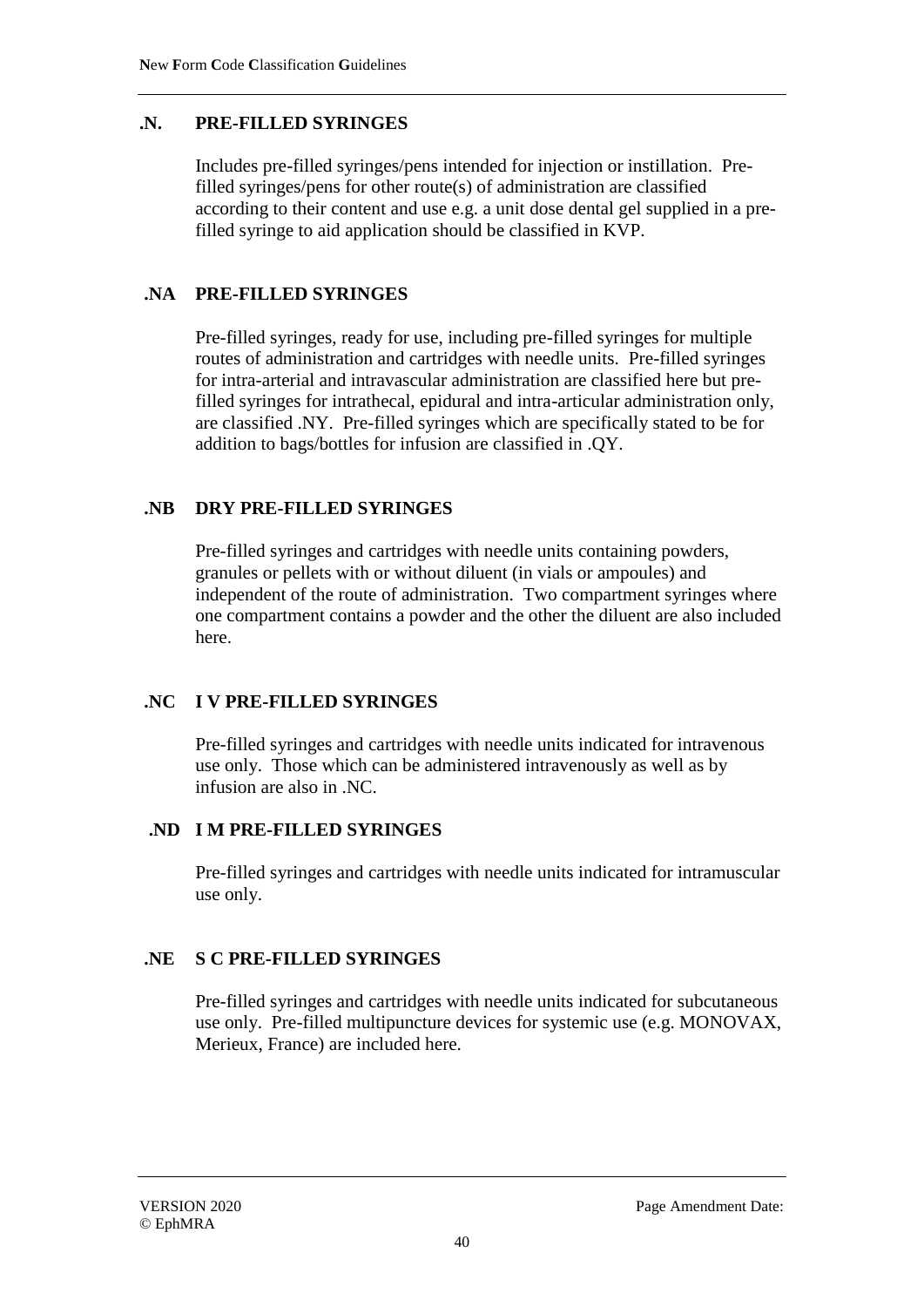## .N. PRE-FILLED SYRINGES

Includes pre-filled syringes/pens intended for injection or instillation. Pre-filled syringes/pens for other route(s) of administration are classified according to their content and use e.g. a unit dose dental gel supplied in a pre-filled syringe to aid application should be classified in KVP.

### .NA PRE-FILLED SYRINGES

Pre-filled syringes, ready for use, including pre-filled syringes for multiple routes of administration and cartridges with needle units. Pre-filled syringes for intra-arterial and intravascular administration are classified here but pre-filled syringes for intrathecal, epidural and intra-articular administration only, are classified .NY. Pre-filled syringes which are specifically stated to be for addition to bags/bottles for infusion are classified in .QY.

### .NB DRY PRE-FILLED SYRINGES

Pre-filled syringes and cartridges with needle units containing powders, granules or pellets with or without diluent (in vials or ampoules) and independent of the route of administration. Two compartment syringes where one compartment contains a powder and the other the diluent are also included here.

### .NC I V PRE-FILLED SYRINGES

Pre-filled syringes and cartridges with needle units indicated for intravenous use only. Those which can be administered intravenously as well as by infusion are also in .NC.

### .ND I M PRE-FILLED SYRINGES

Pre-filled syringes and cartridges with needle units indicated for intramuscular use only.

### .NE S C PRE-FILLED SYRINGES

Pre-filled syringes and cartridges with needle units indicated for subcutaneous use only. Pre-filled multipuncture devices for systemic use (e.g. MONOVAX, Merieux, France) are included here.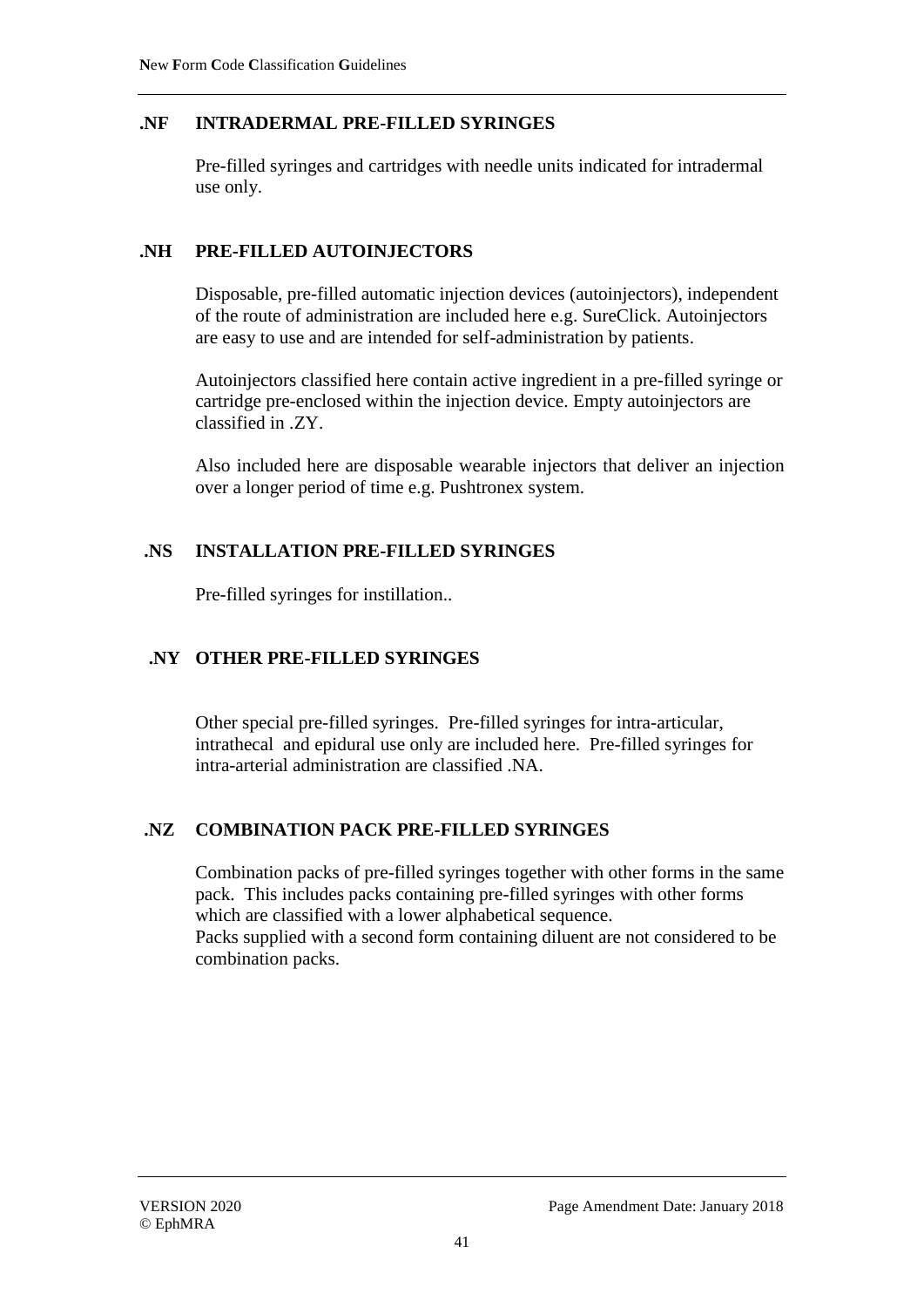## .NF INTRADERMAL PRE-FILLED SYRINGES

Pre-filled syringes and cartridges with needle units indicated for intradermal use only.

## .NH PRE-FILLED AUTOINJECTORS

Disposable, pre-filled automatic injection devices (autoinjectors), independent of the route of administration are included here e.g. SureClick. Autoinjectors are easy to use and are intended for self-administration by patients.

Autoinjectors classified here contain active ingredient in a pre-filled syringe or cartridge pre-enclosed within the injection device. Empty autoinjectors are classified in .ZY.

Also included here are disposable wearable injectors that deliver an injection over a longer period of time e.g. Pushtronex system.

## .NS INSTALLATION PRE-FILLED SYRINGES

Pre-filled syringes for instillation..

## .NY OTHER PRE-FILLED SYRINGES

Other special pre-filled syringes. Pre-filled syringes for intra-articular, intrathecal and epidural use only are included here. Pre-filled syringes for intra-arterial administration are classified .NA.

## .NZ COMBINATION PACK PRE-FILLED SYRINGES

Combination packs of pre-filled syringes together with other forms in the same pack. This includes packs containing pre-filled syringes with other forms which are classified with a lower alphabetical sequence.
Packs supplied with a second form containing diluent are not considered to be combination packs.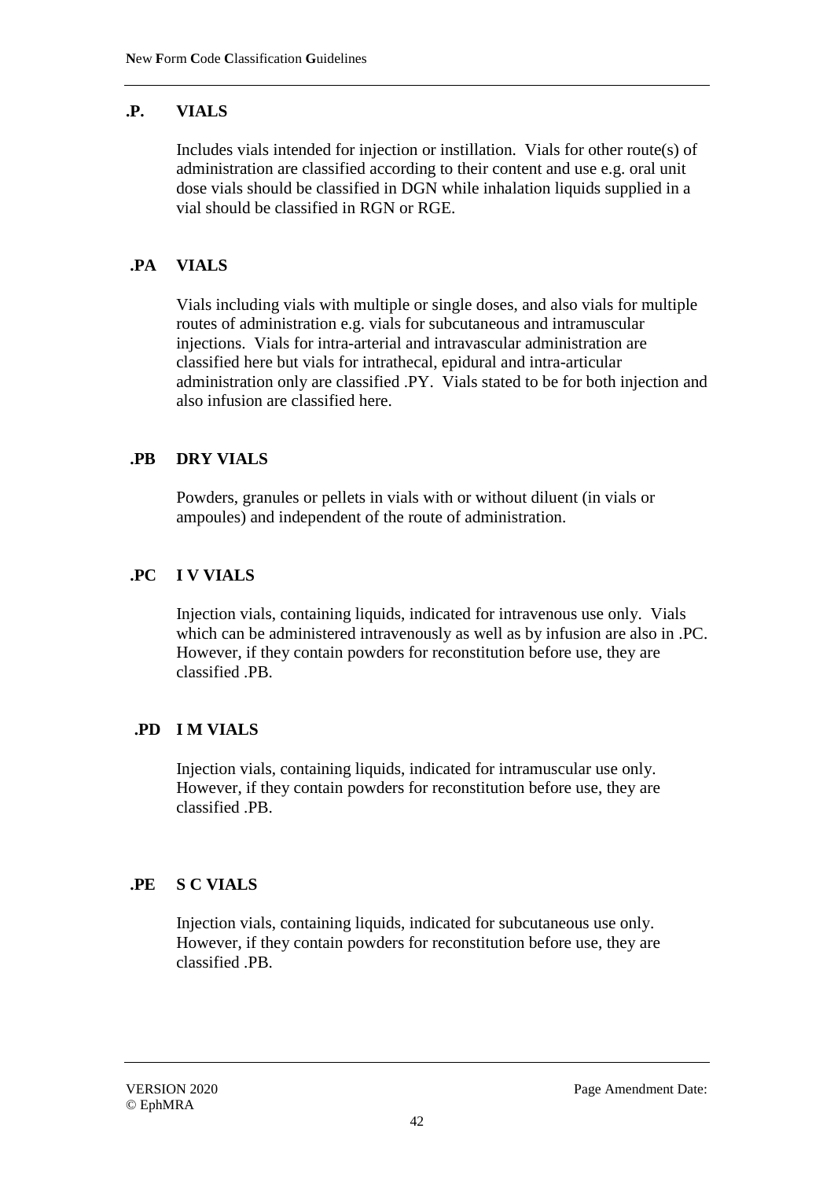## .P. VIALS

Includes vials intended for injection or instillation. Vials for other route(s) of administration are classified according to their content and use e.g. oral unit dose vials should be classified in DGN while inhalation liquids supplied in a vial should be classified in RGN or RGE.

### .PA VIALS

Vials including vials with multiple or single doses, and also vials for multiple routes of administration e.g. vials for subcutaneous and intramuscular injections. Vials for intra-arterial and intravascular administration are classified here but vials for intrathecal, epidural and intra-articular administration only are classified .PY. Vials stated to be for both injection and also infusion are classified here.

### .PB DRY VIALS

Powders, granules or pellets in vials with or without diluent (in vials or ampoules) and independent of the route of administration.

### .PC I V VIALS

Injection vials, containing liquids, indicated for intravenous use only. Vials which can be administered intravenously as well as by infusion are also in .PC. However, if they contain powders for reconstitution before use, they are classified .PB.

### .PD I M VIALS

Injection vials, containing liquids, indicated for intramuscular use only. However, if they contain powders for reconstitution before use, they are classified .PB.

### .PE S C VIALS

Injection vials, containing liquids, indicated for subcutaneous use only. However, if they contain powders for reconstitution before use, they are classified .PB.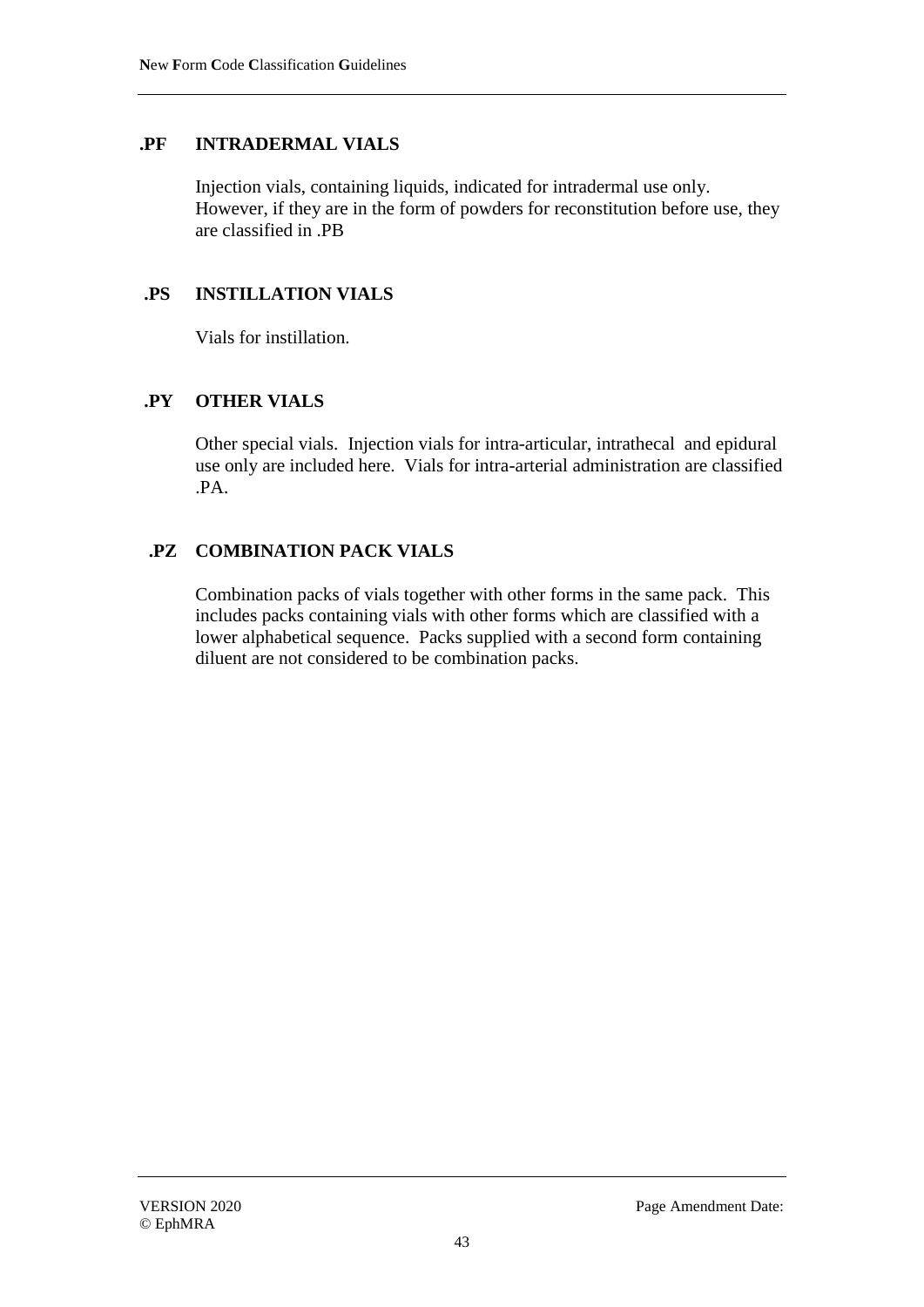### .PF INTRADERMAL VIALS

Injection vials, containing liquids, indicated for intradermal use only. However, if they are in the form of powders for reconstitution before use, they are classified in .PB

### .PS INSTILLATION VIALS

Vials for instillation.

### .PY OTHER VIALS

Other special vials. Injection vials for intra-articular, intrathecal and epidural use only are included here. Vials for intra-arterial administration are classified .PA.

### .PZ COMBINATION PACK VIALS

Combination packs of vials together with other forms in the same pack. This includes packs containing vials with other forms which are classified with a lower alphabetical sequence. Packs supplied with a second form containing diluent are not considered to be combination packs.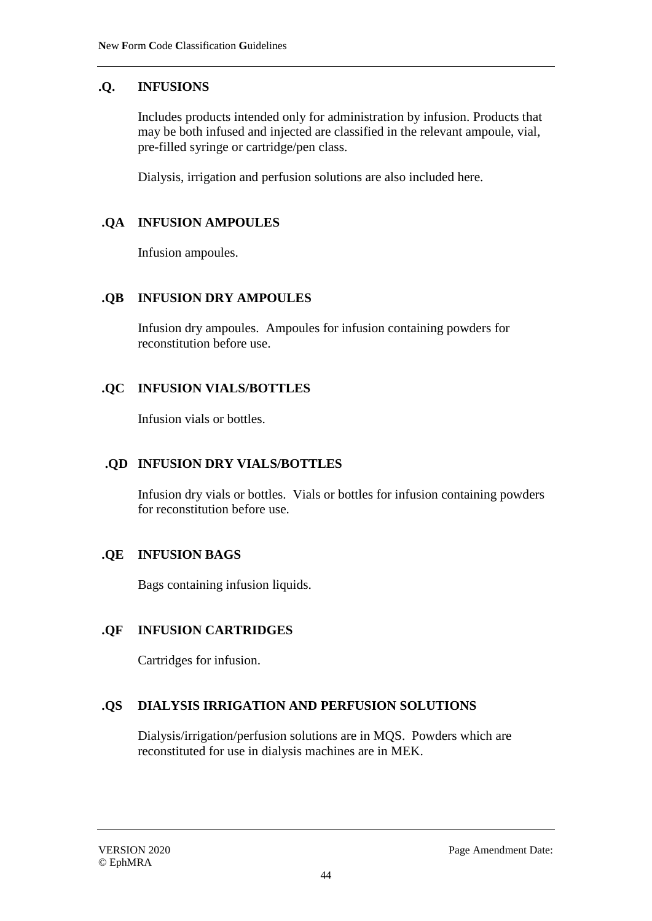## .Q. INFUSIONS

Includes products intended only for administration by infusion. Products that may be both infused and injected are classified in the relevant ampoule, vial, pre-filled syringe or cartridge/pen class.

Dialysis, irrigation and perfusion solutions are also included here.

### .QA INFUSION AMPOULES

Infusion ampoules.

### .QB INFUSION DRY AMPOULES

Infusion dry ampoules. Ampoules for infusion containing powders for reconstitution before use.

### .QC INFUSION VIALS/BOTTLES

Infusion vials or bottles.

### .QD INFUSION DRY VIALS/BOTTLES

Infusion dry vials or bottles. Vials or bottles for infusion containing powders for reconstitution before use.

### .QE INFUSION BAGS

Bags containing infusion liquids.

### .QF INFUSION CARTRIDGES

Cartridges for infusion.

### .QS DIALYSIS IRRIGATION AND PERFUSION SOLUTIONS

Dialysis/irrigation/perfusion solutions are in MQS. Powders which are reconstituted for use in dialysis machines are in MEK.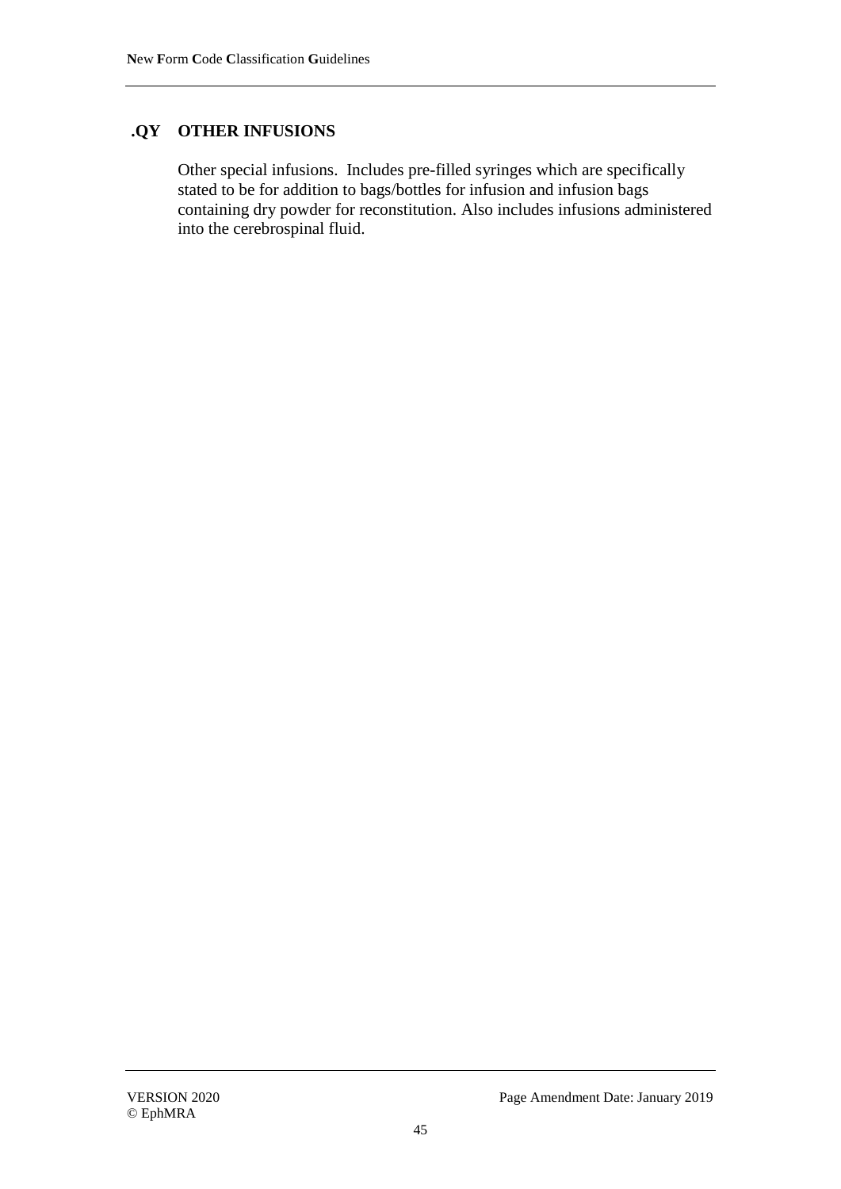## .QY OTHER INFUSIONS

Other special infusions. Includes pre-filled syringes which are specifically stated to be for addition to bags/bottles for infusion and infusion bags containing dry powder for reconstitution. Also includes infusions administered into the cerebrospinal fluid.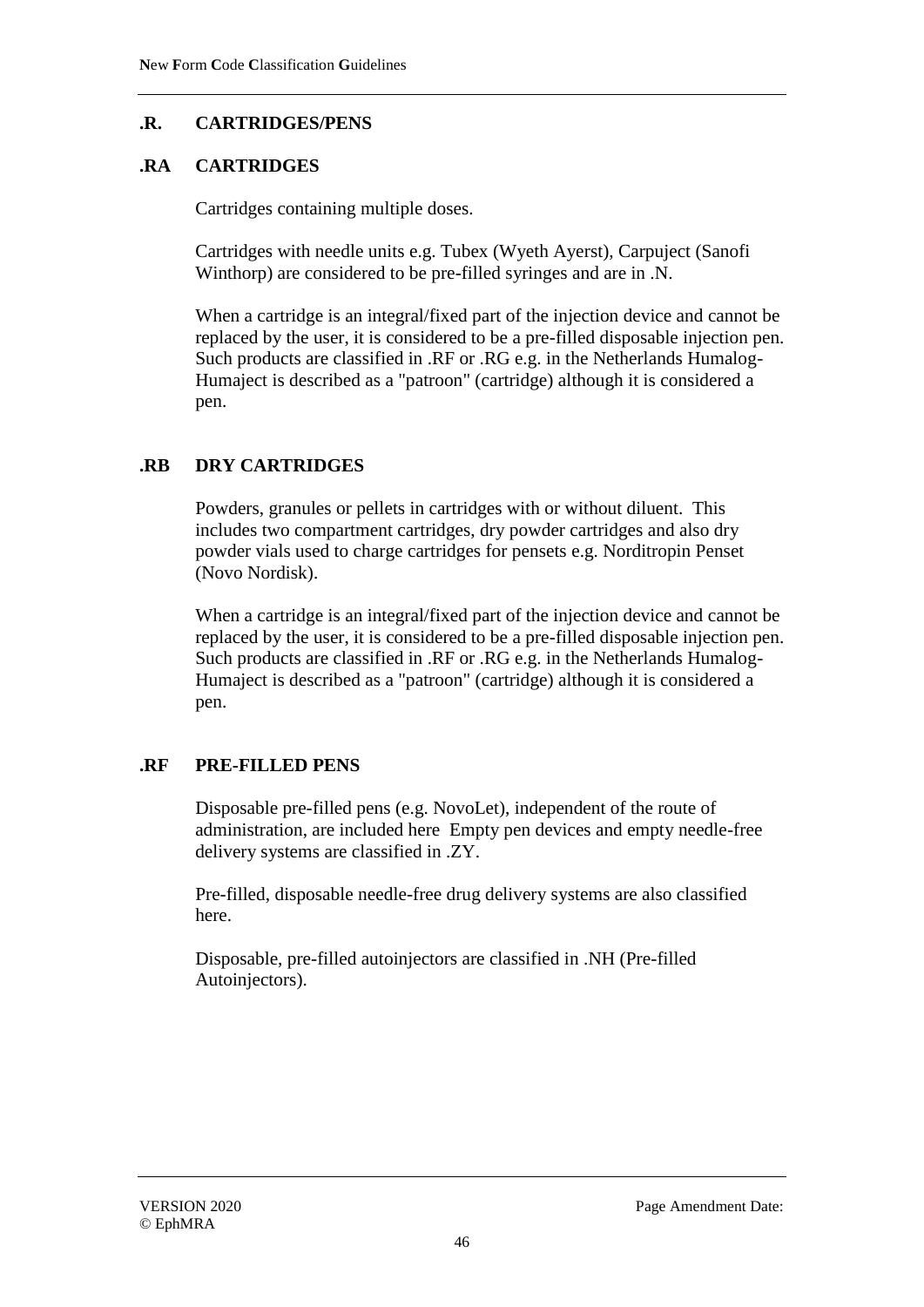## .R. CARTRIDGES/PENS

### .RA CARTRIDGES

Cartridges containing multiple doses.

Cartridges with needle units e.g. Tubex (Wyeth Ayerst), Carpuject (Sanofi Winthorp) are considered to be pre-filled syringes and are in .N.

When a cartridge is an integral/fixed part of the injection device and cannot be replaced by the user, it is considered to be a pre-filled disposable injection pen. Such products are classified in .RF or .RG e.g. in the Netherlands Humalog-Humaject is described as a "patroon" (cartridge) although it is considered a pen.

### .RB DRY CARTRIDGES

Powders, granules or pellets in cartridges with or without diluent. This includes two compartment cartridges, dry powder cartridges and also dry powder vials used to charge cartridges for pensets e.g. Norditropin Penset (Novo Nordisk).

When a cartridge is an integral/fixed part of the injection device and cannot be replaced by the user, it is considered to be a pre-filled disposable injection pen. Such products are classified in .RF or .RG e.g. in the Netherlands Humalog-Humaject is described as a "patroon" (cartridge) although it is considered a pen.

### .RF PRE-FILLED PENS

Disposable pre-filled pens (e.g. NovoLet), independent of the route of administration, are included here Empty pen devices and empty needle-free delivery systems are classified in .ZY.

Pre-filled, disposable needle-free drug delivery systems are also classified here.

Disposable, pre-filled autoinjectors are classified in .NH (Pre-filled Autoinjectors).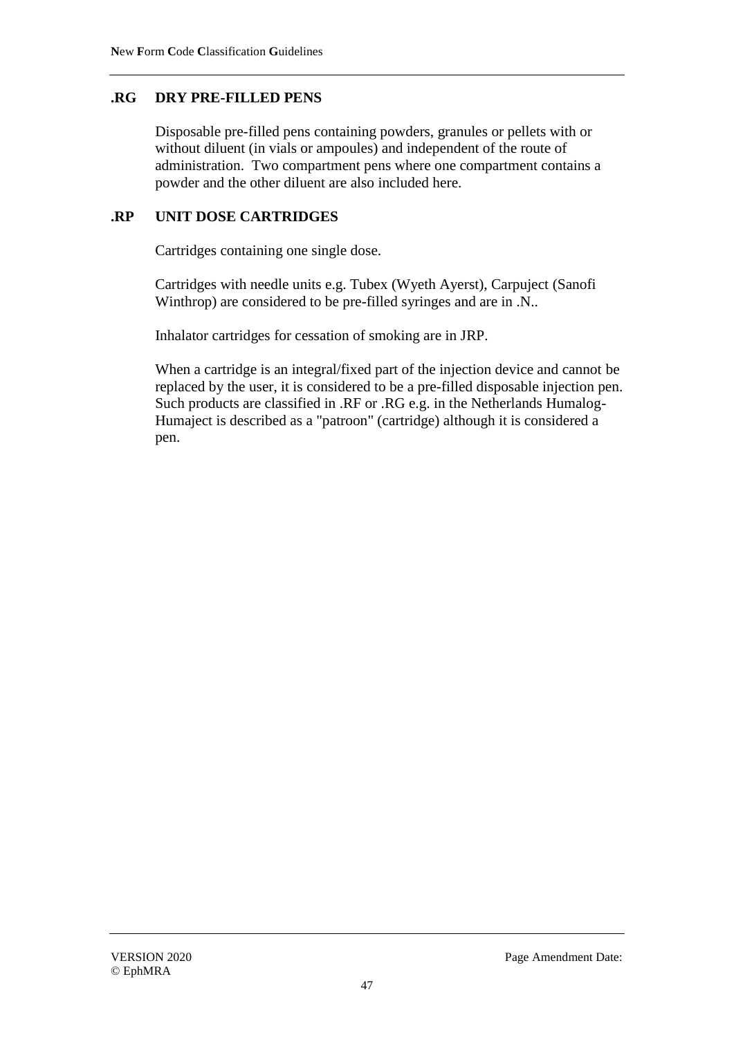## .RG DRY PRE-FILLED PENS

Disposable pre-filled pens containing powders, granules or pellets with or without diluent (in vials or ampoules) and independent of the route of administration. Two compartment pens where one compartment contains a powder and the other diluent are also included here.

## .RP UNIT DOSE CARTRIDGES

Cartridges containing one single dose.

Cartridges with needle units e.g. Tubex (Wyeth Ayerst), Carpuject (Sanofi Winthrop) are considered to be pre-filled syringes and are in .N..

Inhalator cartridges for cessation of smoking are in JRP.

When a cartridge is an integral/fixed part of the injection device and cannot be replaced by the user, it is considered to be a pre-filled disposable injection pen. Such products are classified in .RF or .RG e.g. in the Netherlands Humalog-Humaject is described as a "patroon" (cartridge) although it is considered a pen.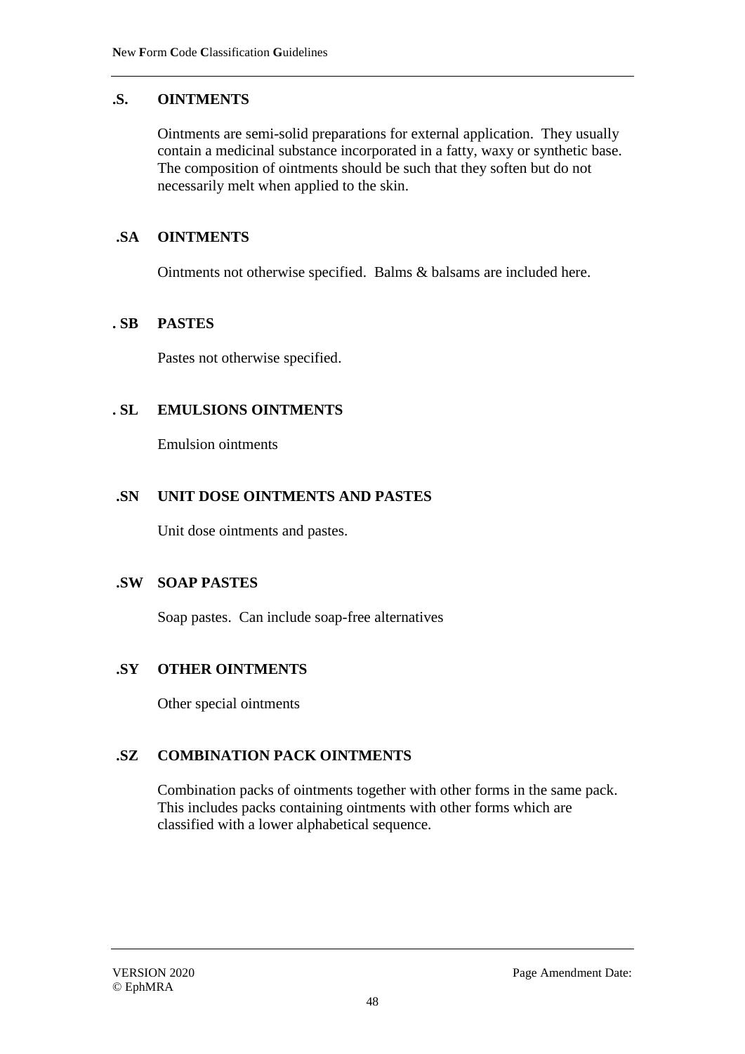## .S. OINTMENTS

Ointments are semi-solid preparations for external application. They usually contain a medicinal substance incorporated in a fatty, waxy or synthetic base. The composition of ointments should be such that they soften but do not necessarily melt when applied to the skin.

### .SA OINTMENTS

Ointments not otherwise specified. Balms & balsams are included here.

### . SB PASTES

Pastes not otherwise specified.

### . SL EMULSIONS OINTMENTS

Emulsion ointments

### .SN UNIT DOSE OINTMENTS AND PASTES

Unit dose ointments and pastes.

### .SW SOAP PASTES

Soap pastes. Can include soap-free alternatives

### .SY OTHER OINTMENTS

Other special ointments

### .SZ COMBINATION PACK OINTMENTS

Combination packs of ointments together with other forms in the same pack. This includes packs containing ointments with other forms which are classified with a lower alphabetical sequence.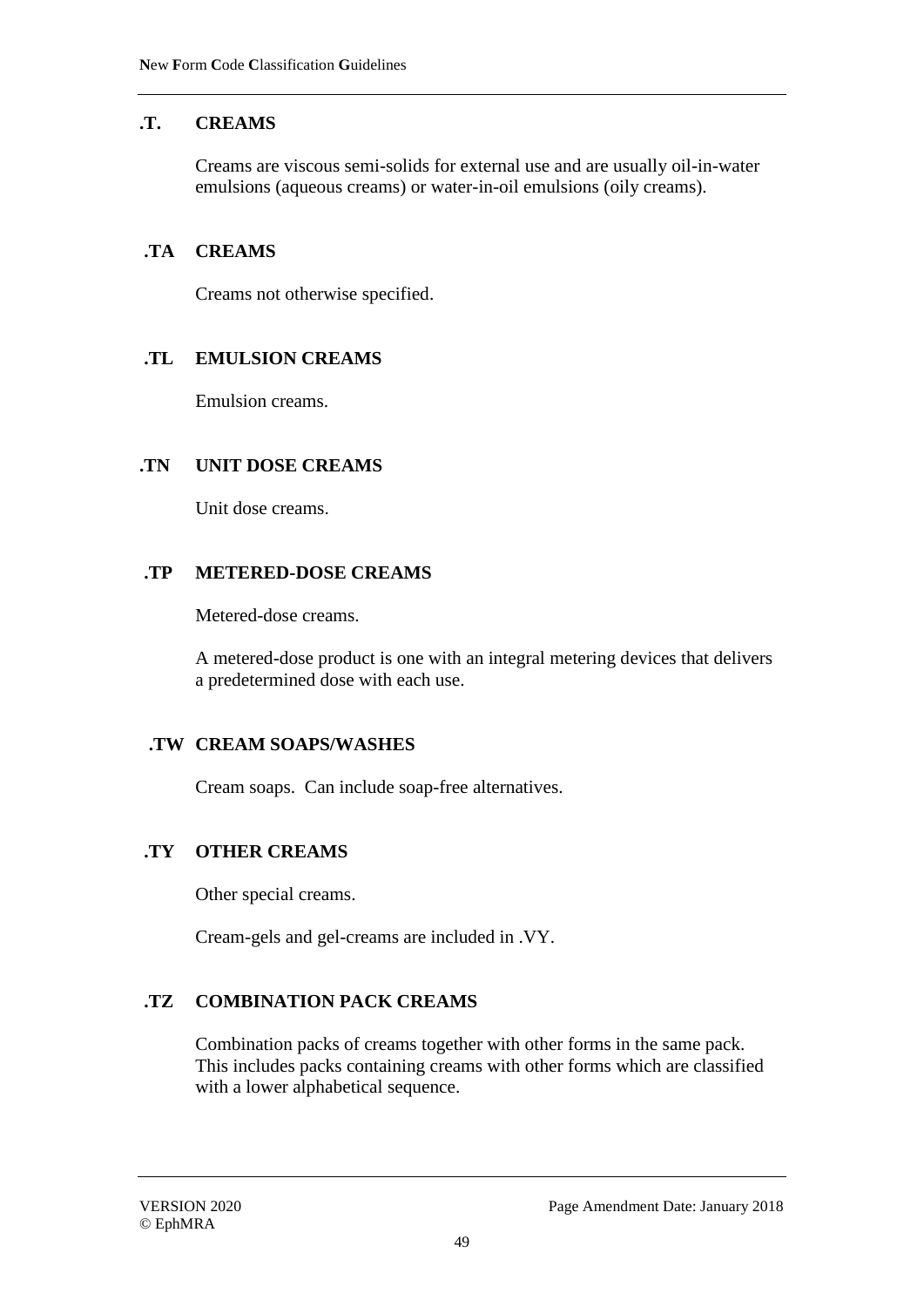## .T. CREAMS

Creams are viscous semi-solids for external use and are usually oil-in-water emulsions (aqueous creams) or water-in-oil emulsions (oily creams).

### .TA CREAMS

Creams not otherwise specified.

### .TL EMULSION CREAMS

Emulsion creams.

### .TN UNIT DOSE CREAMS

Unit dose creams.

### .TP METERED-DOSE CREAMS

Metered-dose creams.

A metered-dose product is one with an integral metering devices that delivers a predetermined dose with each use.

### .TW CREAM SOAPS/WASHES

Cream soaps. Can include soap-free alternatives.

### .TY OTHER CREAMS

Other special creams.

Cream-gels and gel-creams are included in .VY.

### .TZ COMBINATION PACK CREAMS

Combination packs of creams together with other forms in the same pack. This includes packs containing creams with other forms which are classified with a lower alphabetical sequence.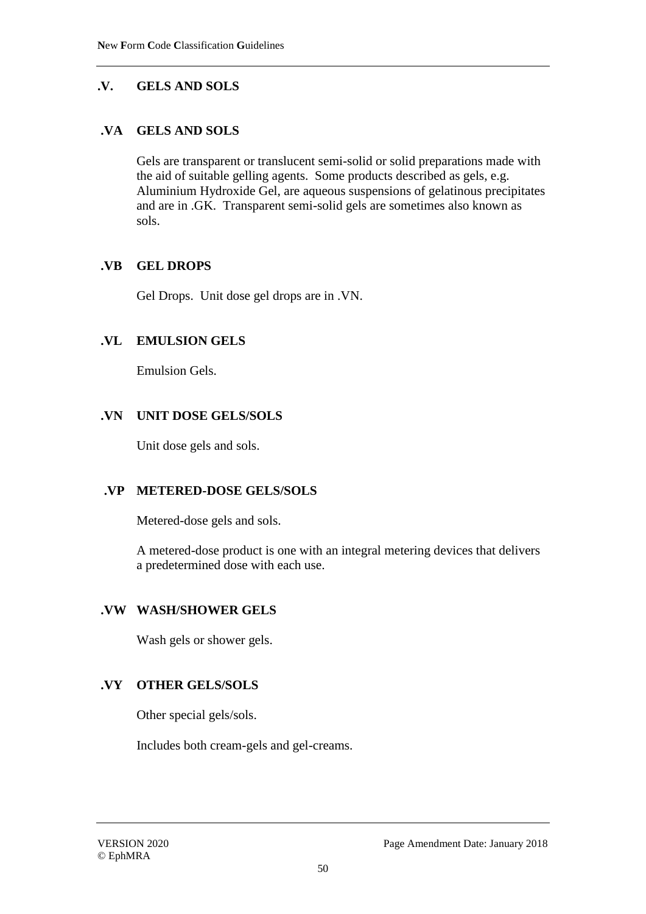## .V. GELS AND SOLS

### .VA GELS AND SOLS

Gels are transparent or translucent semi-solid or solid preparations made with the aid of suitable gelling agents. Some products described as gels, e.g. Aluminium Hydroxide Gel, are aqueous suspensions of gelatinous precipitates and are in .GK. Transparent semi-solid gels are sometimes also known as sols.

### .VB GEL DROPS

Gel Drops. Unit dose gel drops are in .VN.

### .VL EMULSION GELS

Emulsion Gels.

### .VN UNIT DOSE GELS/SOLS

Unit dose gels and sols.

### .VP METERED-DOSE GELS/SOLS

Metered-dose gels and sols.

A metered-dose product is one with an integral metering devices that delivers a predetermined dose with each use.

### .VW WASH/SHOWER GELS

Wash gels or shower gels.

### .VY OTHER GELS/SOLS

Other special gels/sols.

Includes both cream-gels and gel-creams.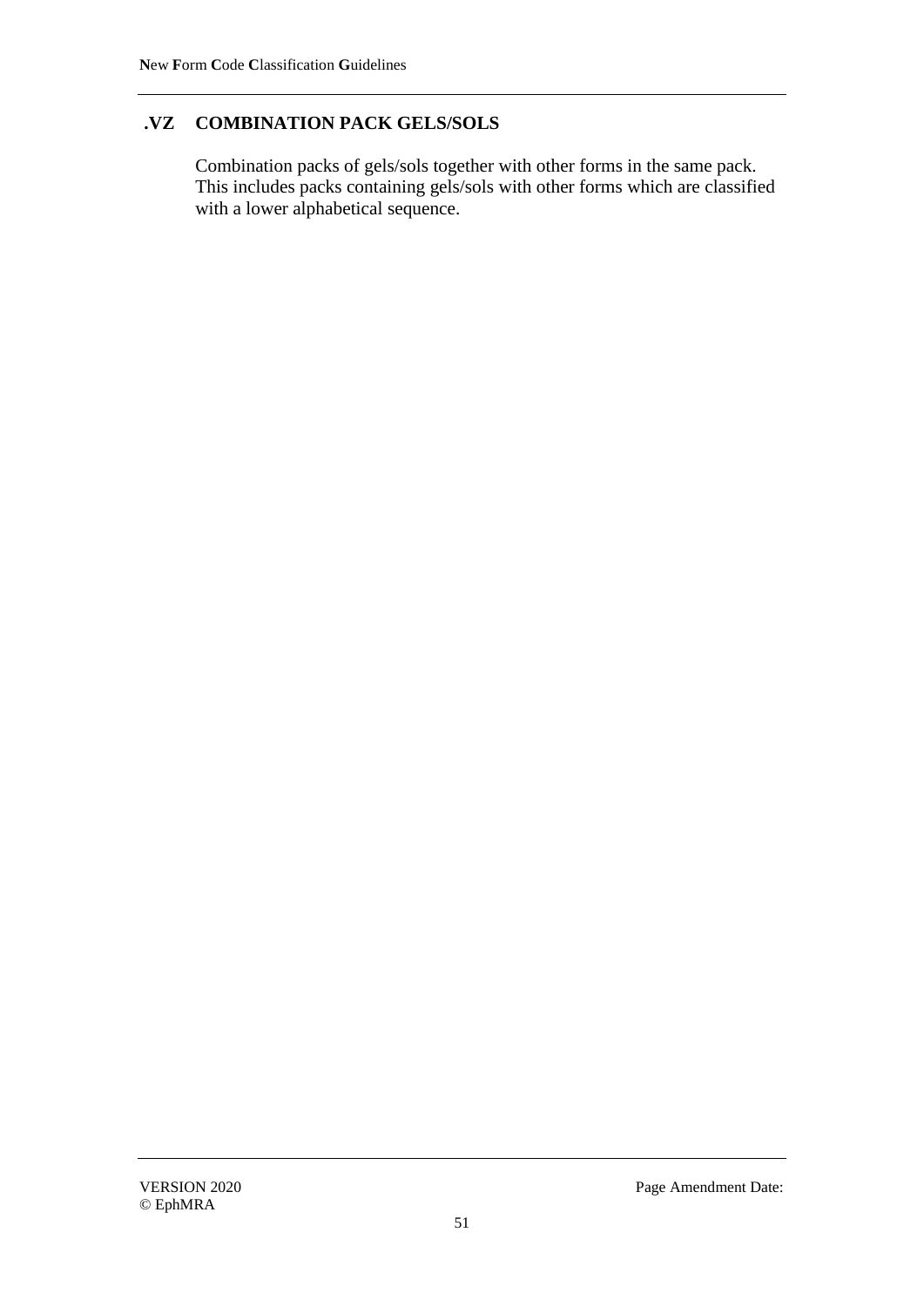## .VZ COMBINATION PACK GELS/SOLS

Combination packs of gels/sols together with other forms in the same pack. This includes packs containing gels/sols with other forms which are classified with a lower alphabetical sequence.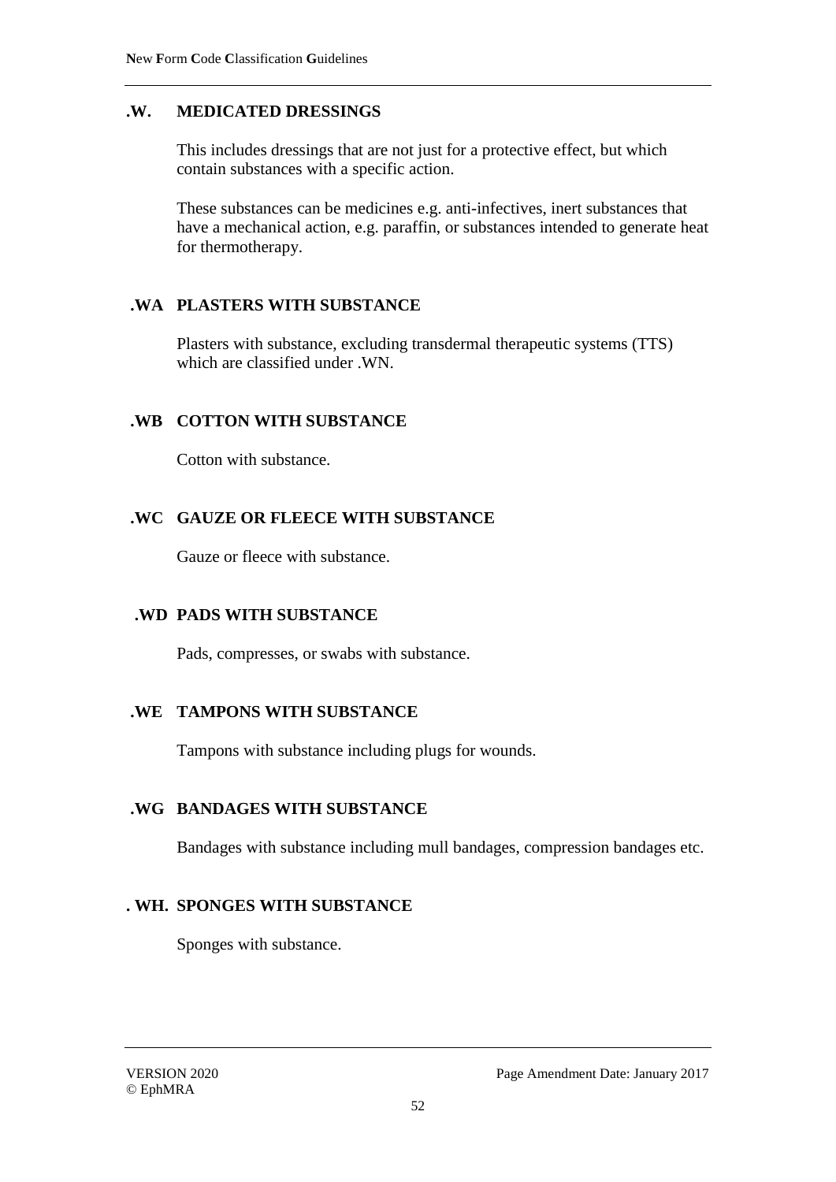## .W. MEDICATED DRESSINGS

This includes dressings that are not just for a protective effect, but which contain substances with a specific action.

These substances can be medicines e.g. anti-infectives, inert substances that have a mechanical action, e.g. paraffin, or substances intended to generate heat for thermotherapy.

### .WA PLASTERS WITH SUBSTANCE

Plasters with substance, excluding transdermal therapeutic systems (TTS) which are classified under .WN.

### .WB COTTON WITH SUBSTANCE

Cotton with substance.

### .WC GAUZE OR FLEECE WITH SUBSTANCE

Gauze or fleece with substance.

### .WD PADS WITH SUBSTANCE

Pads, compresses, or swabs with substance.

### .WE TAMPONS WITH SUBSTANCE

Tampons with substance including plugs for wounds.

### .WG BANDAGES WITH SUBSTANCE

Bandages with substance including mull bandages, compression bandages etc.

### . WH. SPONGES WITH SUBSTANCE

Sponges with substance.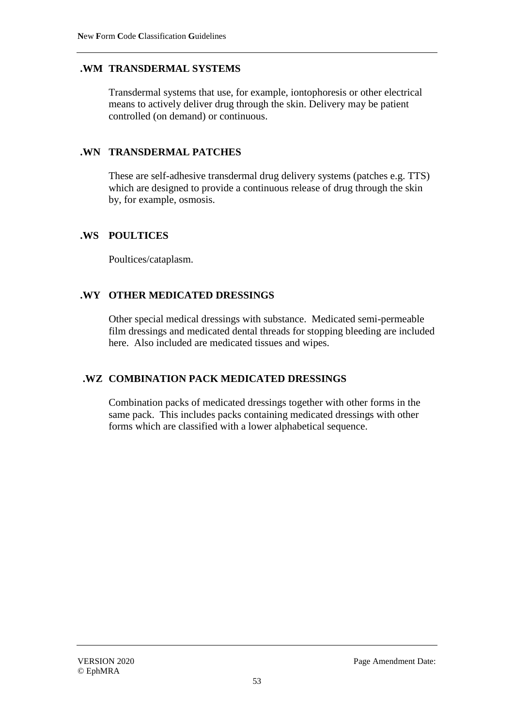### .WM TRANSDERMAL SYSTEMS

Transdermal systems that use, for example, iontophoresis or other electrical means to actively deliver drug through the skin. Delivery may be patient controlled (on demand) or continuous.

### .WN TRANSDERMAL PATCHES

These are self-adhesive transdermal drug delivery systems (patches e.g. TTS) which are designed to provide a continuous release of drug through the skin by, for example, osmosis.

### .WS POULTICES

Poultices/cataplasm.

### .WY OTHER MEDICATED DRESSINGS

Other special medical dressings with substance. Medicated semi-permeable film dressings and medicated dental threads for stopping bleeding are included here. Also included are medicated tissues and wipes.

### .WZ COMBINATION PACK MEDICATED DRESSINGS

Combination packs of medicated dressings together with other forms in the same pack. This includes packs containing medicated dressings with other forms which are classified with a lower alphabetical sequence.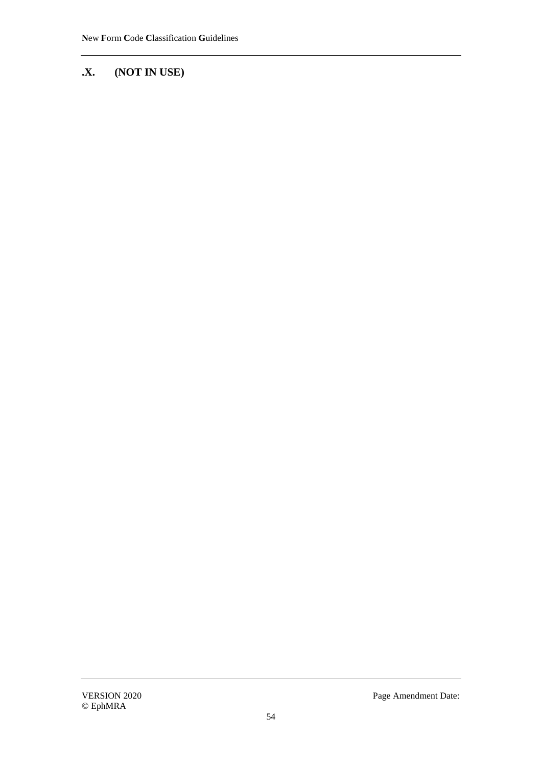## .X. (NOT IN USE)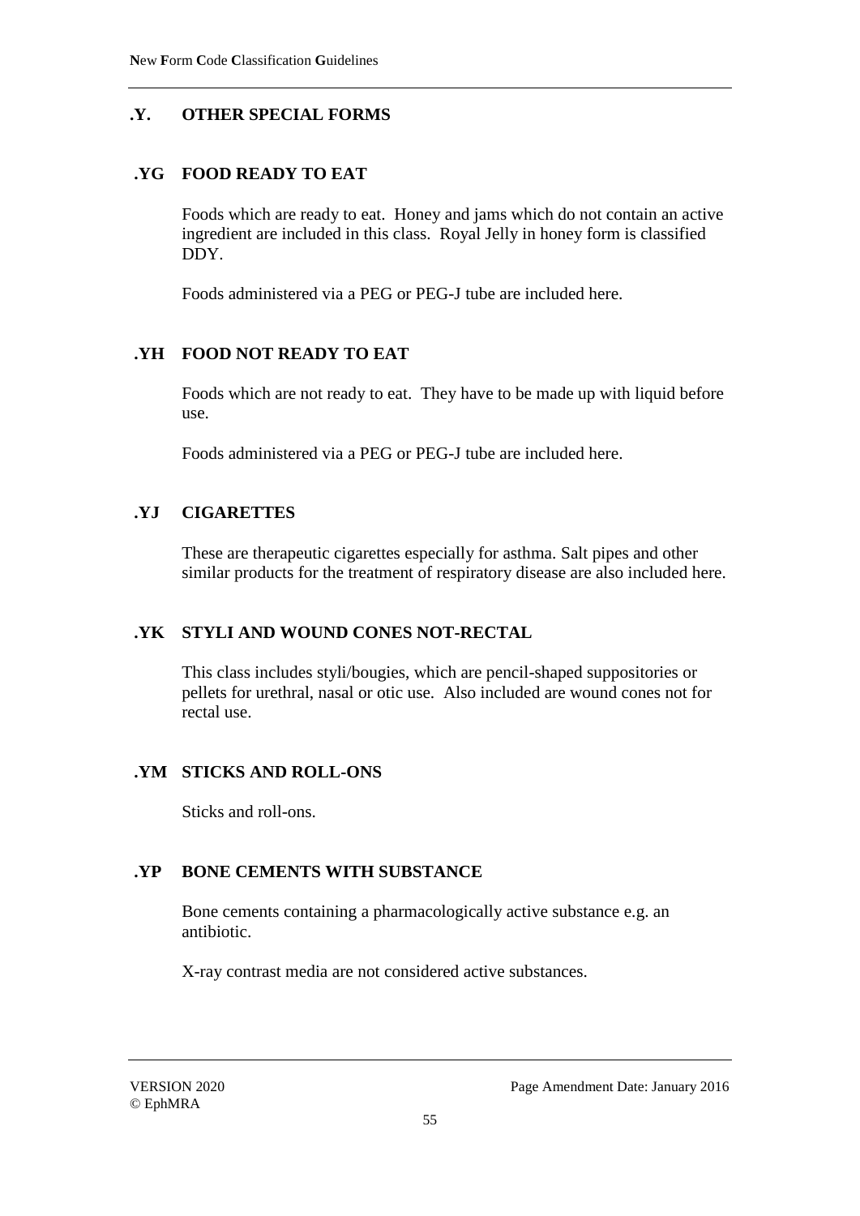## .Y. OTHER SPECIAL FORMS

### .YG FOOD READY TO EAT

Foods which are ready to eat. Honey and jams which do not contain an active ingredient are included in this class. Royal Jelly in honey form is classified DDY.

Foods administered via a PEG or PEG-J tube are included here.

### .YH FOOD NOT READY TO EAT

Foods which are not ready to eat. They have to be made up with liquid before use.

Foods administered via a PEG or PEG-J tube are included here.

### .YJ CIGARETTES

These are therapeutic cigarettes especially for asthma. Salt pipes and other similar products for the treatment of respiratory disease are also included here.

### .YK STYLI AND WOUND CONES NOT-RECTAL

This class includes styli/bougies, which are pencil-shaped suppositories or pellets for urethral, nasal or otic use. Also included are wound cones not for rectal use.

### .YM STICKS AND ROLL-ONS

Sticks and roll-ons.

### .YP BONE CEMENTS WITH SUBSTANCE

Bone cements containing a pharmacologically active substance e.g. an antibiotic.

X-ray contrast media are not considered active substances.

VERSION 2020
© EphMRA

Page Amendment Date: January 2016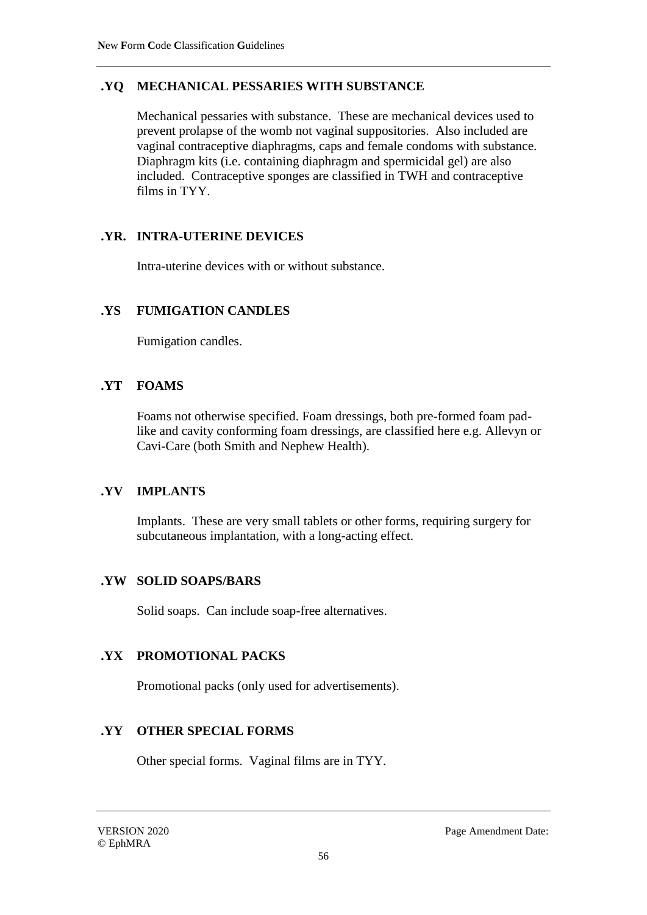## .YQ MECHANICAL PESSARIES WITH SUBSTANCE

Mechanical pessaries with substance. These are mechanical devices used to prevent prolapse of the womb not vaginal suppositories. Also included are vaginal contraceptive diaphragms, caps and female condoms with substance. Diaphragm kits (i.e. containing diaphragm and spermicidal gel) are also included. Contraceptive sponges are classified in TWH and contraceptive films in TYY.

## .YR. INTRA-UTERINE DEVICES

Intra-uterine devices with or without substance.

## .YS FUMIGATION CANDLES

Fumigation candles.

## .YT FOAMS

Foams not otherwise specified. Foam dressings, both pre-formed foam pad-like and cavity conforming foam dressings, are classified here e.g. Allevyn or Cavi-Care (both Smith and Nephew Health).

## .YV IMPLANTS

Implants. These are very small tablets or other forms, requiring surgery for subcutaneous implantation, with a long-acting effect.

## .YW SOLID SOAPS/BARS

Solid soaps. Can include soap-free alternatives.

## .YX PROMOTIONAL PACKS

Promotional packs (only used for advertisements).

## .YY OTHER SPECIAL FORMS

Other special forms. Vaginal films are in TYY.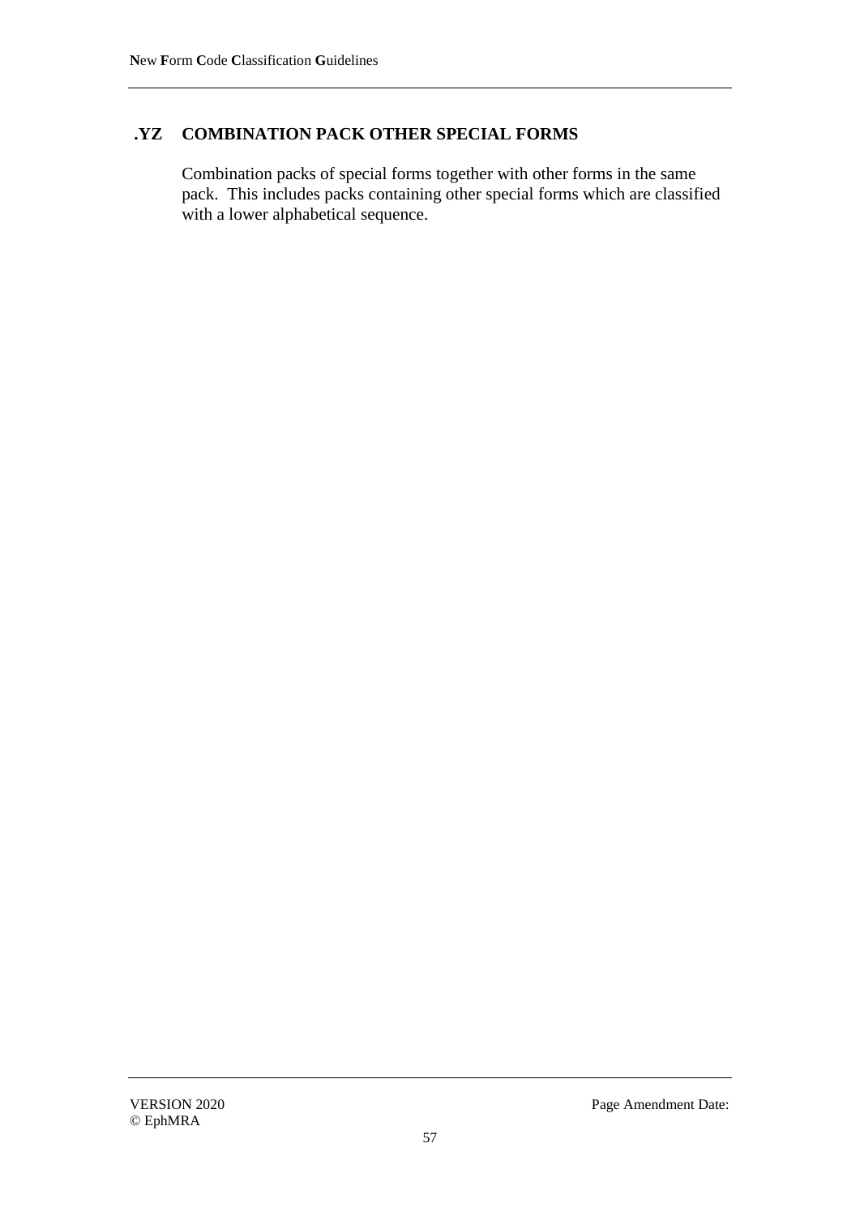## .YZ COMBINATION PACK OTHER SPECIAL FORMS

Combination packs of special forms together with other forms in the same pack. This includes packs containing other special forms which are classified with a lower alphabetical sequence.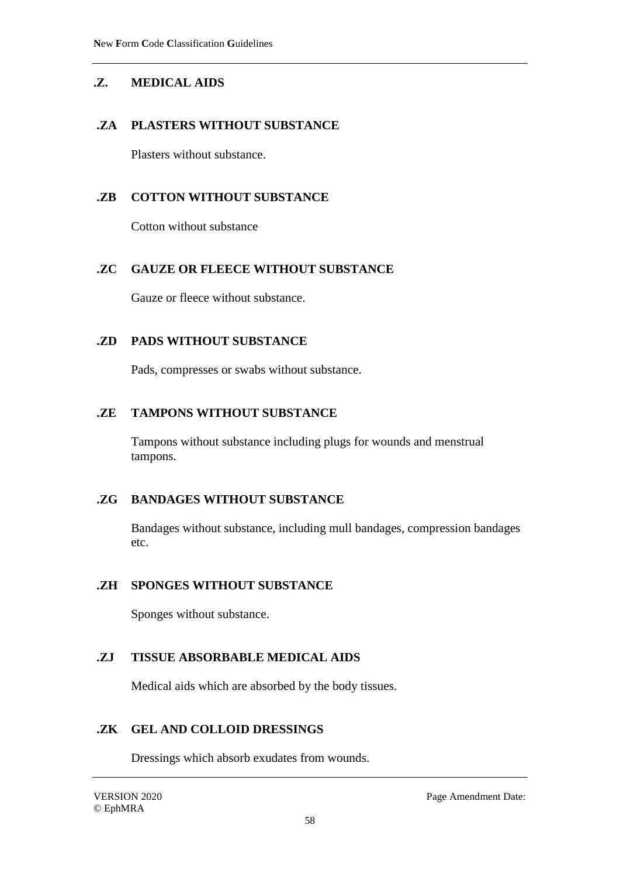## .Z. MEDICAL AIDS

### .ZA PLASTERS WITHOUT SUBSTANCE

Plasters without substance.

### .ZB COTTON WITHOUT SUBSTANCE

Cotton without substance

### .ZC GAUZE OR FLEECE WITHOUT SUBSTANCE

Gauze or fleece without substance.

### .ZD PADS WITHOUT SUBSTANCE

Pads, compresses or swabs without substance.

### .ZE TAMPONS WITHOUT SUBSTANCE

Tampons without substance including plugs for wounds and menstrual tampons.

### .ZG BANDAGES WITHOUT SUBSTANCE

Bandages without substance, including mull bandages, compression bandages etc.

### .ZH SPONGES WITHOUT SUBSTANCE

Sponges without substance.

### .ZJ TISSUE ABSORBABLE MEDICAL AIDS

Medical aids which are absorbed by the body tissues.

### .ZK GEL AND COLLOID DRESSINGS

Dressings which absorb exudates from wounds.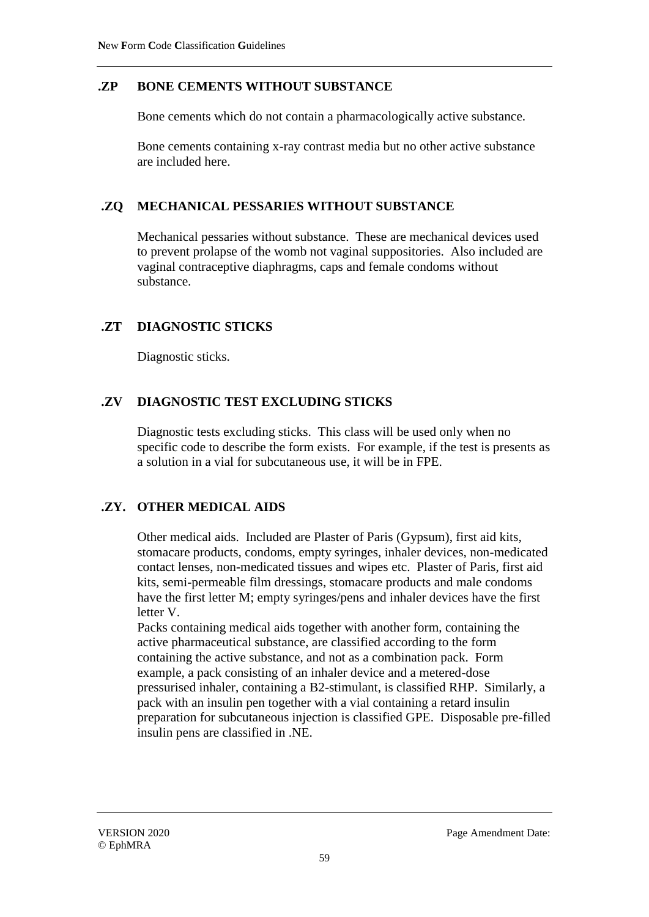## .ZP BONE CEMENTS WITHOUT SUBSTANCE

Bone cements which do not contain a pharmacologically active substance.

Bone cements containing x-ray contrast media but no other active substance are included here.

## .ZQ MECHANICAL PESSARIES WITHOUT SUBSTANCE

Mechanical pessaries without substance. These are mechanical devices used to prevent prolapse of the womb not vaginal suppositories. Also included are vaginal contraceptive diaphragms, caps and female condoms without substance.

## .ZT DIAGNOSTIC STICKS

Diagnostic sticks.

## .ZV DIAGNOSTIC TEST EXCLUDING STICKS

Diagnostic tests excluding sticks. This class will be used only when no specific code to describe the form exists. For example, if the test is presents as a solution in a vial for subcutaneous use, it will be in FPE.

## .ZY. OTHER MEDICAL AIDS

Other medical aids. Included are Plaster of Paris (Gypsum), first aid kits, stomacare products, condoms, empty syringes, inhaler devices, non-medicated contact lenses, non-medicated tissues and wipes etc. Plaster of Paris, first aid kits, semi-permeable film dressings, stomacare products and male condoms have the first letter M; empty syringes/pens and inhaler devices have the first letter V.

Packs containing medical aids together with another form, containing the active pharmaceutical substance, are classified according to the form containing the active substance, and not as a combination pack. Form example, a pack consisting of an inhaler device and a metered-dose pressurised inhaler, containing a B2-stimulant, is classified RHP. Similarly, a pack with an insulin pen together with a vial containing a retard insulin preparation for subcutaneous injection is classified GPE. Disposable pre-filled insulin pens are classified in .NE.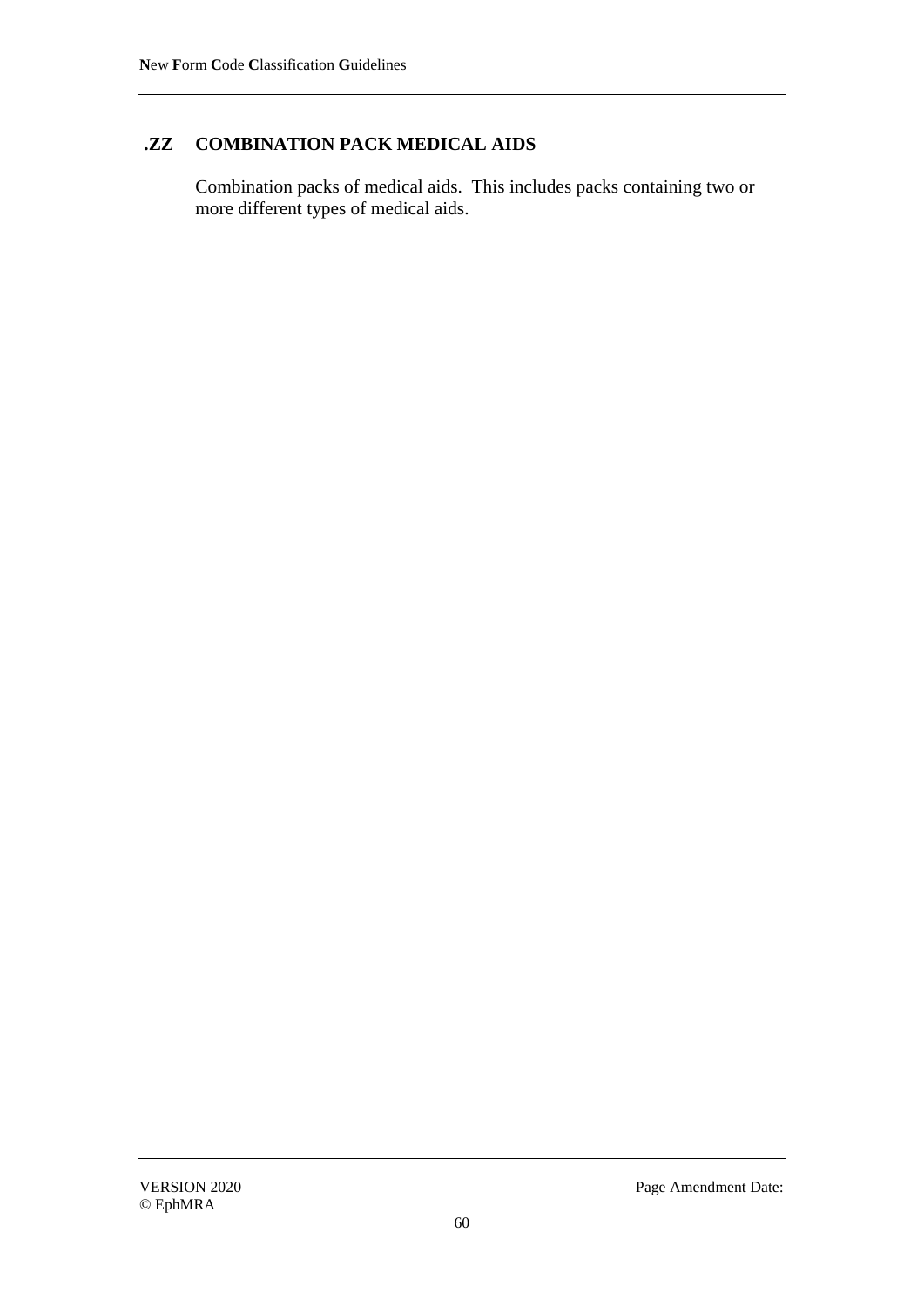### .ZZ COMBINATION PACK MEDICAL AIDS

Combination packs of medical aids. This includes packs containing two or more different types of medical aids.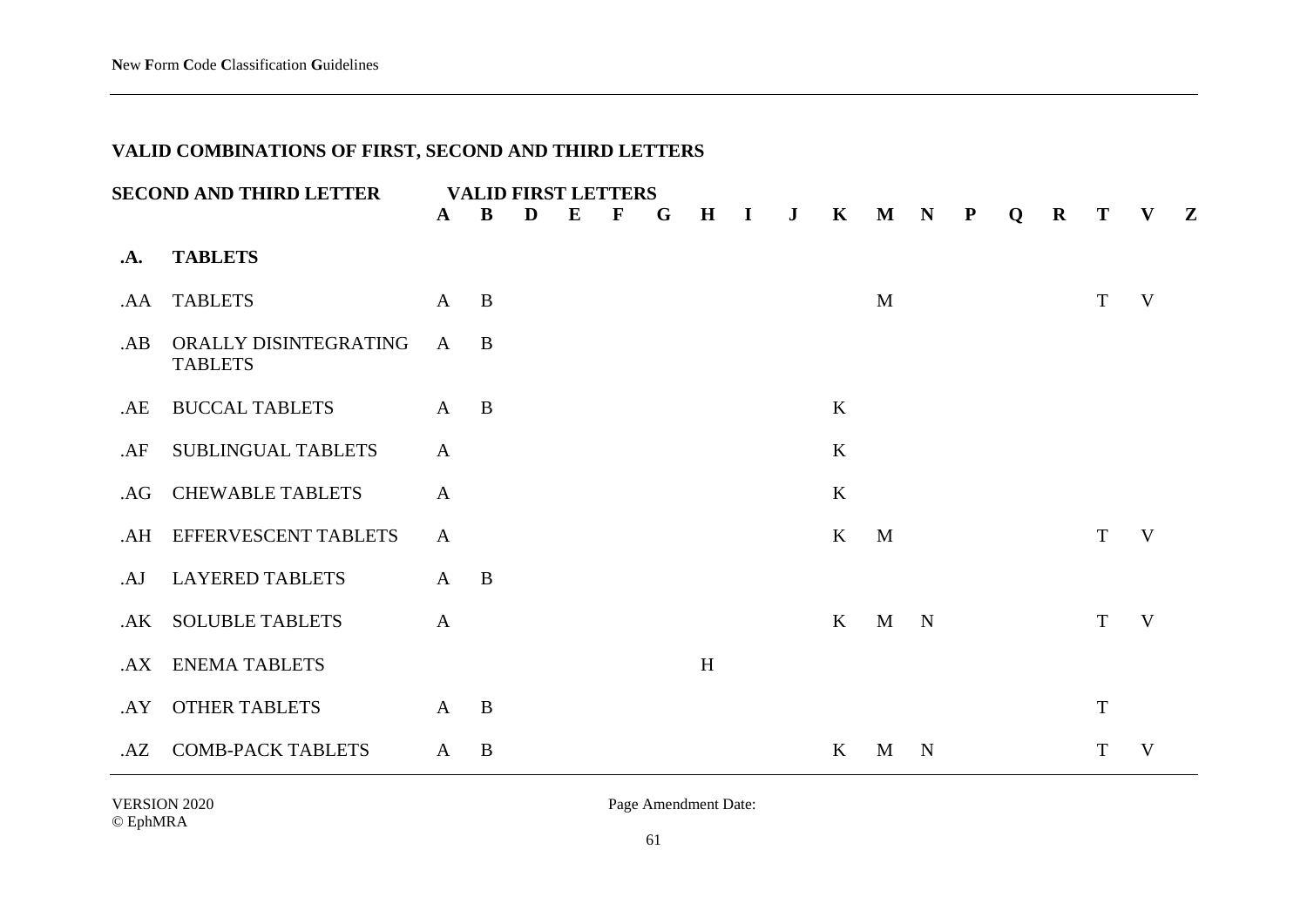## VALID COMBINATIONS OF FIRST, SECOND AND THIRD LETTERS

| SECOND AND THIRD LETTER | | A | B | D | E | F | G | H | I | J | K | M | N | P | Q | R | T | V | Z |
|---|---|---|---|---|---|---|---|---|---|---|---|---|---|---|---|---|---|---|---|
| | | **VALID FIRST LETTERS** | | | | | | | | | | | | | | | | | |
| **.A.** | **TABLETS** | | | | | | | | | | | | | | | | | | |
| .AA | TABLETS | A | B | | | | | | | | | M | | | | | T | V | |
| .AB | ORALLY DISINTEGRATING TABLETS | A | B | | | | | | | | | | | | | | | | |
| .AE | BUCCAL TABLETS | A | B | | | | | | | | K | | | | | | | | |
| .AF | SUBLINGUAL TABLETS | A | | | | | | | | | K | | | | | | | | |
| .AG | CHEWABLE TABLETS | A | | | | | | | | | K | | | | | | | | |
| .AH | EFFERVESCENT TABLETS | A | | | | | | | | | K | M | | | | | T | V | |
| .AJ | LAYERED TABLETS | A | B | | | | | | | | | | | | | | | | |
| .AK | SOLUBLE TABLETS | A | | | | | | | | | K | M | N | | | | T | V | |
| .AX | ENEMA TABLETS | | | | | | | H | | | | | | | | | | | |
| .AY | OTHER TABLETS | A | B | | | | | | | | | | | | | | T | | |
| .AZ | COMB-PACK TABLETS | A | B | | | | | | | | K | M | N | | | | T | V | |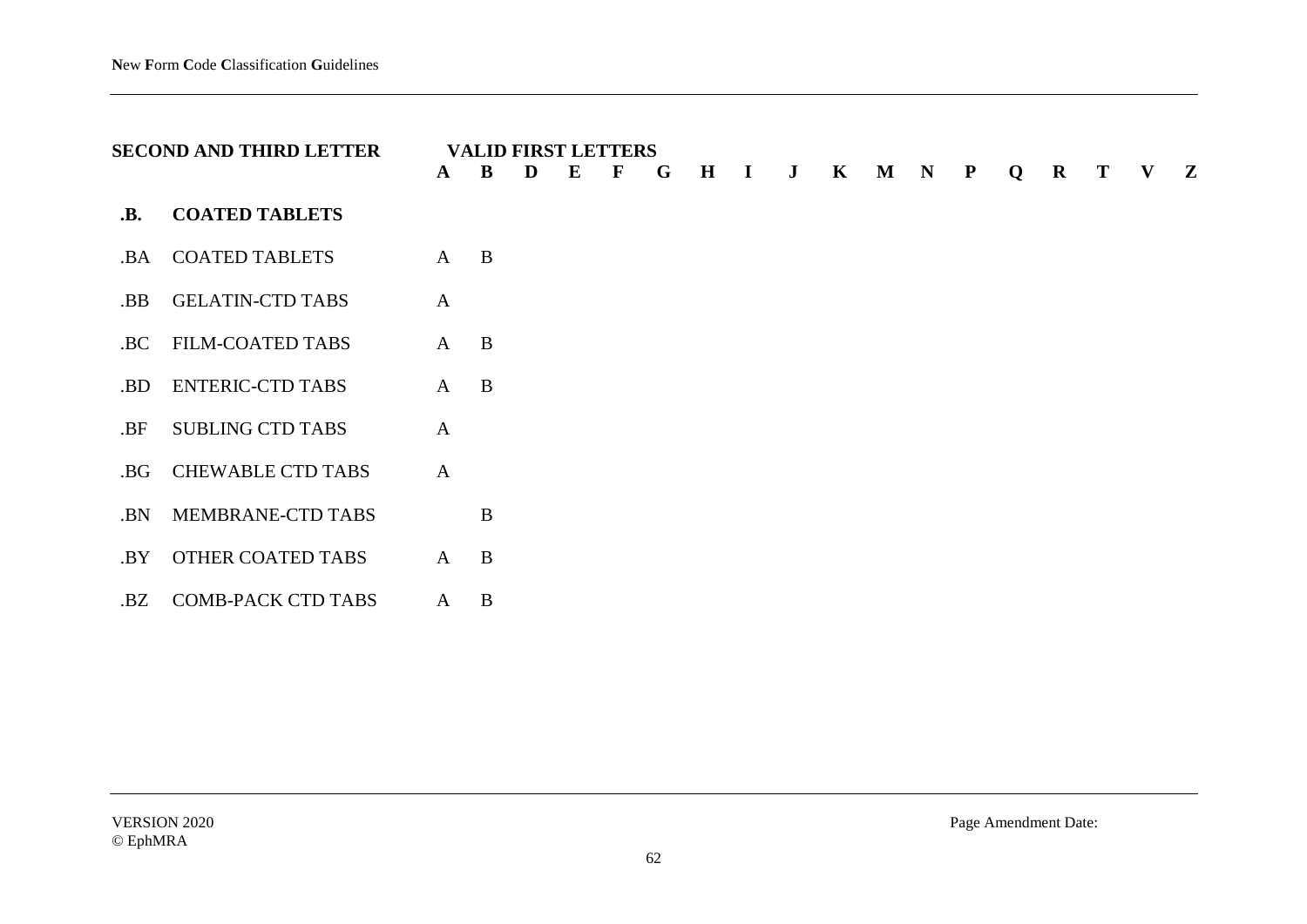| SECOND AND THIRD LETTER | | VALID FIRST LETTERS A | B | D | E | F | G | H | I | J | K | M | N | P | Q | R | T | V | Z |
|---|---|---|---|---|---|---|---|---|---|---|---|---|---|---|---|---|---|---|---|
| **.B.** | **COATED TABLETS** | | | | | | | | | | | | | | | | | | |
| .BA | COATED TABLETS | A | B | | | | | | | | | | | | | | | | |
| .BB | GELATIN-CTD TABS | A | | | | | | | | | | | | | | | | | |
| .BC | FILM-COATED TABS | A | B | | | | | | | | | | | | | | | | |
| .BD | ENTERIC-CTD TABS | A | B | | | | | | | | | | | | | | | | |
| .BF | SUBLING CTD TABS | A | | | | | | | | | | | | | | | | | |
| .BG | CHEWABLE CTD TABS | A | | | | | | | | | | | | | | | | | |
| .BN | MEMBRANE-CTD TABS | | B | | | | | | | | | | | | | | | | |
| .BY | OTHER COATED TABS | A | B | | | | | | | | | | | | | | | | |
| .BZ | COMB-PACK CTD TABS | A | B | | | | | | | | | | | | | | | | |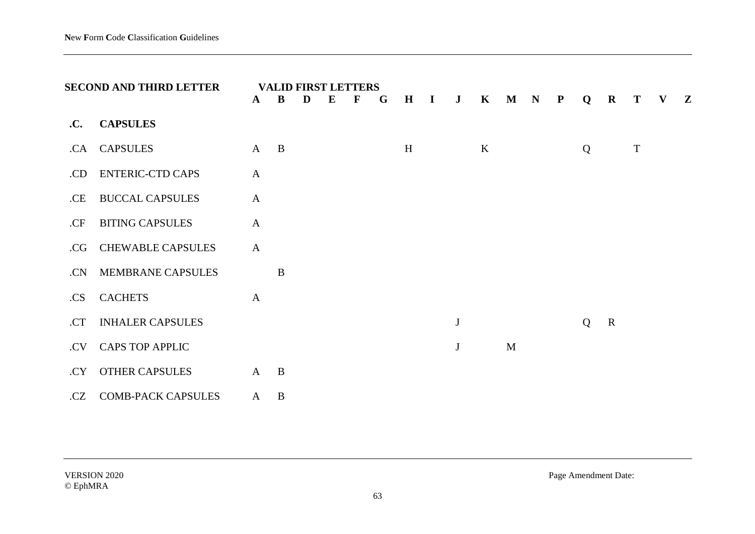| SECOND AND THIRD LETTER | | A | B | D | E | F | G | H | I | J | K | M | N | P | Q | R | T | V | Z |
|---|---|---|---|---|---|---|---|---|---|---|---|---|---|---|---|---|---|---|---|
| | | VALID FIRST LETTERS | | | | | | | | | | | | | | | | | |
| **.C.** | **CAPSULES** | | | | | | | | | | | | | | | | | | |
| .CA | CAPSULES | A | B | | | | | H | | | K | | | | Q | | T | | |
| .CD | ENTERIC-CTD CAPS | A | | | | | | | | | | | | | | | | | |
| .CE | BUCCAL CAPSULES | A | | | | | | | | | | | | | | | | | |
| .CF | BITING CAPSULES | A | | | | | | | | | | | | | | | | | |
| .CG | CHEWABLE CAPSULES | A | | | | | | | | | | | | | | | | | |
| .CN | MEMBRANE CAPSULES | | B | | | | | | | | | | | | | | | | |
| .CS | CACHETS | A | | | | | | | | | | | | | | | | | |
| .CT | INHALER CAPSULES | | | | | | | | | J | | | | | Q | R | | | |
| .CV | CAPS TOP APPLIC | | | | | | | | | J | | M | | | | | | | |
| .CY | OTHER CAPSULES | A | B | | | | | | | | | | | | | | | | |
| .CZ | COMB-PACK CAPSULES | A | B | | | | | | | | | | | | | | | | |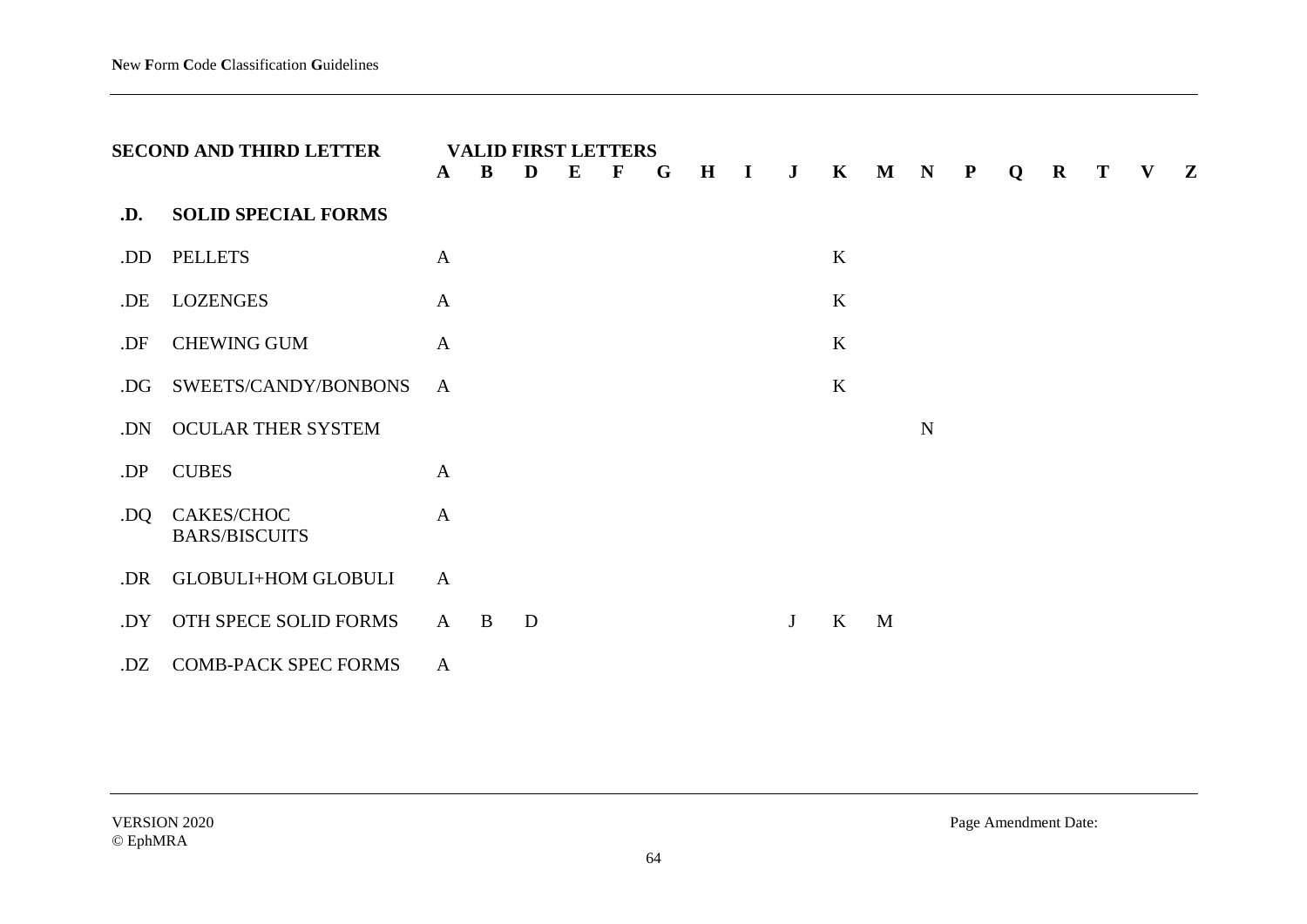| SECOND AND THIRD LETTER | | VALID FIRST LETTERS | | | | | | | | | | | | | | | | | |
|---|---|---|---|---|---|---|---|---|---|---|---|---|---|---|---|---|---|---|---|
| | | **A** | **B** | **D** | **E** | **F** | **G** | **H** | **I** | **J** | **K** | **M** | **N** | **P** | **Q** | **R** | **T** | **V** | **Z** |
| **.D.** | **SOLID SPECIAL FORMS** | | | | | | | | | | | | | | | | | | |
| .DD | PELLETS | A | | | | | | | | | K | | | | | | | | |
| .DE | LOZENGES | A | | | | | | | | | K | | | | | | | | |
| .DF | CHEWING GUM | A | | | | | | | | | K | | | | | | | | |
| .DG | SWEETS/CANDY/BONBONS | A | | | | | | | | | K | | | | | | | | |
| .DN | OCULAR THER SYSTEM | | | | | | | | | | | | N | | | | | | |
| .DP | CUBES | A | | | | | | | | | | | | | | | | | |
| .DQ | CAKES/CHOC BARS/BISCUITS | A | | | | | | | | | | | | | | | | | |
| .DR | GLOBULI+HOM GLOBULI | A | | | | | | | | | | | | | | | | | |
| .DY | OTH SPECE SOLID FORMS | A | B | D | | | | | | J | K | M | | | | | | | |
| .DZ | COMB-PACK SPEC FORMS | A | | | | | | | | | | | | | | | | | |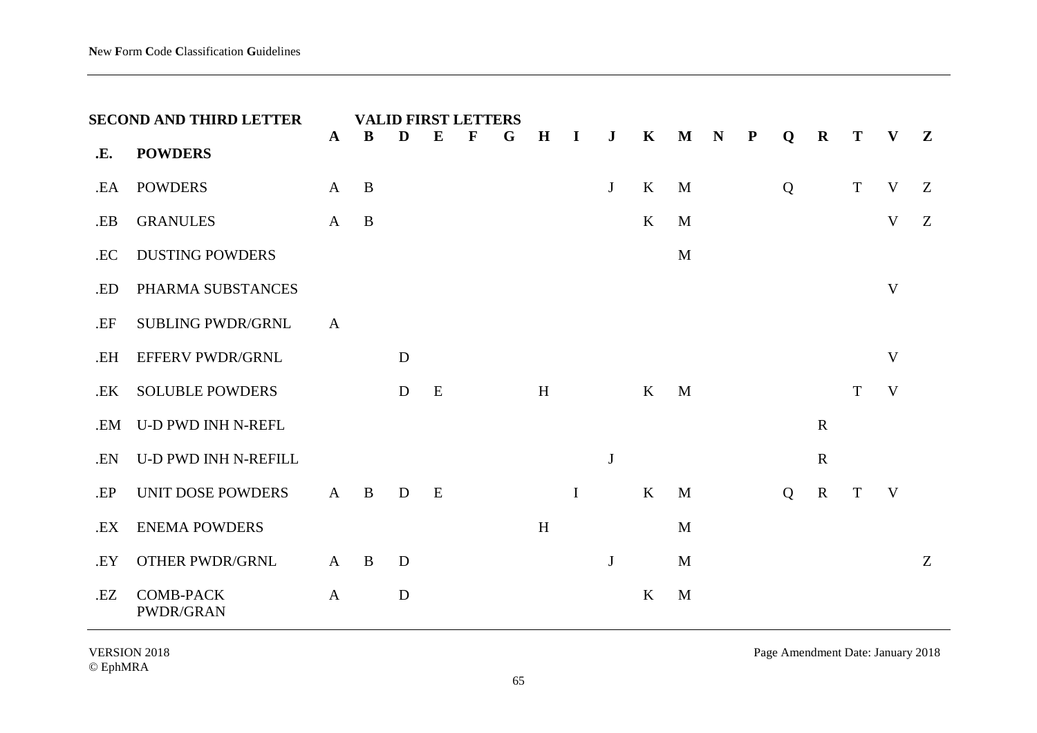| SECOND AND THIRD LETTER | | A | B | D | E | F | G | H | I | J | K | M | N | P | Q | R | T | V | Z |
|---|---|---|---|---|---|---|---|---|---|---|---|---|---|---|---|---|---|---|---|
| | | **VALID FIRST LETTERS** | | | | | | | | | | | | | | | | | |
| **.E.** | **POWDERS** | | | | | | | | | | | | | | | | | | |
| .EA | POWDERS | A | B | | | | | | | J | K | M | | | Q | | T | V | Z |
| .EB | GRANULES | A | B | | | | | | | | K | M | | | | | | V | Z |
| .EC | DUSTING POWDERS | | | | | | | | | | | M | | | | | | | |
| .ED | PHARMA SUBSTANCES | | | | | | | | | | | | | | | | | V | |
| .EF | SUBLING PWDR/GRNL | A | | | | | | | | | | | | | | | | | |
| .EH | EFFERV PWDR/GRNL | | | D | | | | | | | | | | | | | | V | |
| .EK | SOLUBLE POWDERS | | | D | E | | | H | | | K | M | | | | | T | V | |
| .EM | U-D PWD INH N-REFL | | | | | | | | | | | | | | | R | | | |
| .EN | U-D PWD INH N-REFILL | | | | | | | | | J | | | | | | R | | | |
| .EP | UNIT DOSE POWDERS | A | B | D | E | | | | I | | K | M | | | Q | R | T | V | |
| .EX | ENEMA POWDERS | | | | | | | H | | | | M | | | | | | | |
| .EY | OTHER PWDR/GRNL | A | B | D | | | | | | J | | M | | | | | | | Z |
| .EZ | COMB-PACK PWDR/GRAN | A | | D | | | | | | | K | M | | | | | | | |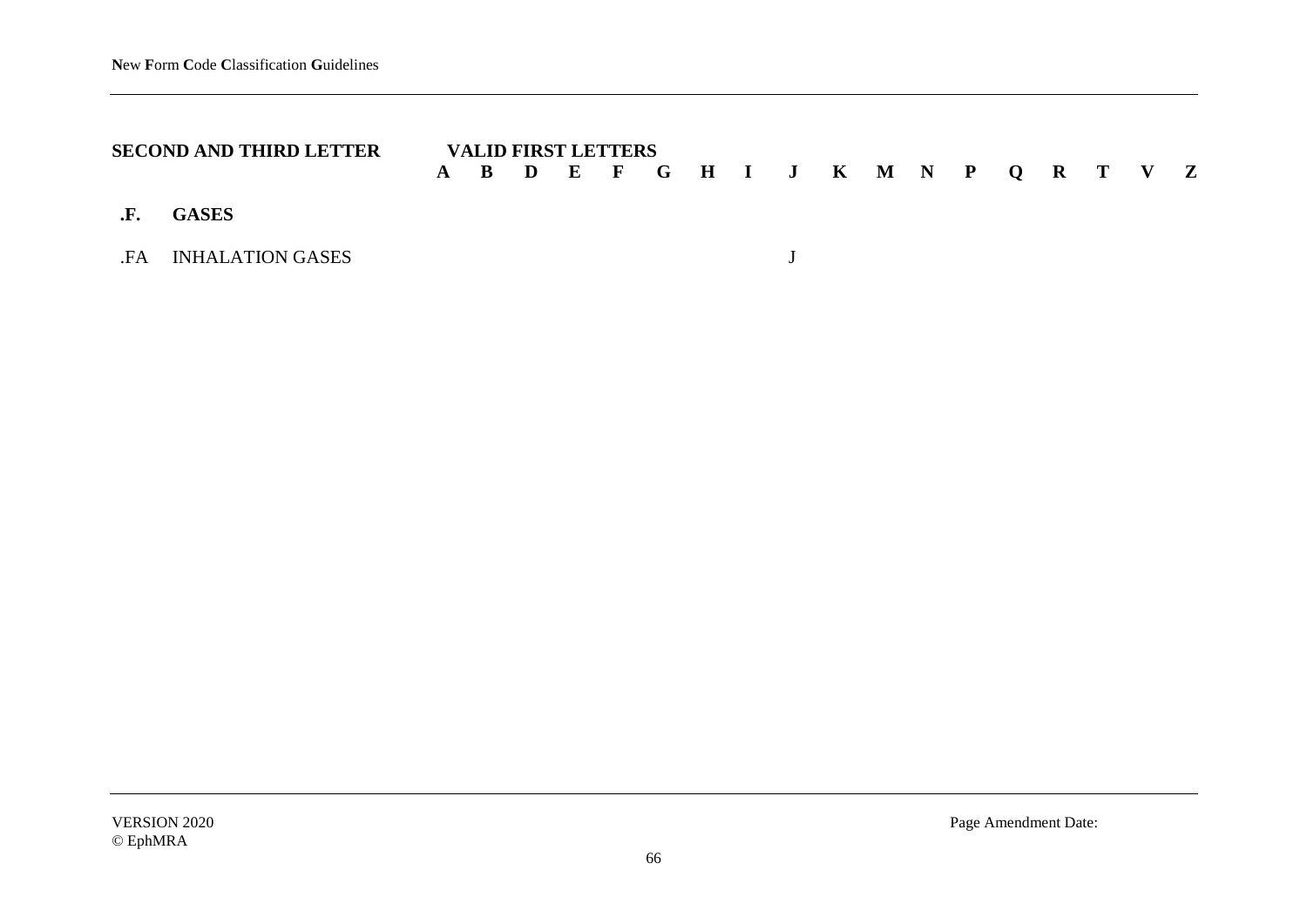| SECOND AND THIRD LETTER | | VALID FIRST LETTERS A | B | D | E | F | G | H | I | J | K | M | N | P | Q | R | T | V | Z |
|---|---|---|---|---|---|---|---|---|---|---|---|---|---|---|---|---|---|---|---|
| **.F.** | **GASES** | | | | | | | | | | | | | | | | | | |
| .FA | INHALATION GASES | | | | | | | | | J | | | | | | | | | |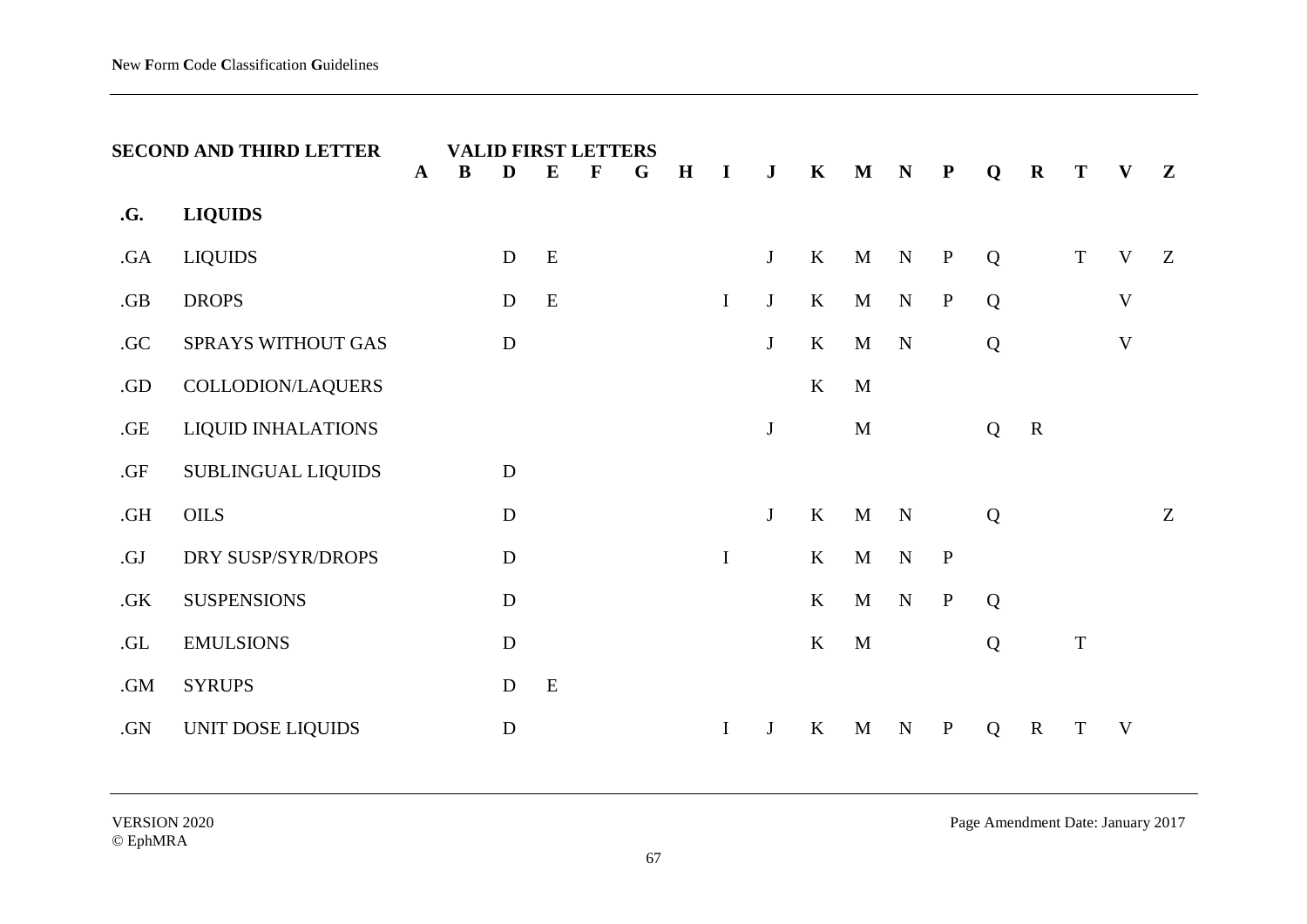| SECOND AND THIRD LETTER | | VALID FIRST LETTERS | | | | | | | | | | | | | | | | | |
|---|---|---|---|---|---|---|---|---|---|---|---|---|---|---|---|---|---|---|---|
| | | **A** | **B** | **D** | **E** | **F** | **G** | **H** | **I** | **J** | **K** | **M** | **N** | **P** | **Q** | **R** | **T** | **V** | **Z** |
| **.G.** | **LIQUIDS** | | | | | | | | | | | | | | | | | | |
| .GA | LIQUIDS | | | D | E | | | | | J | K | M | N | P | Q | | T | V | Z |
| .GB | DROPS | | | D | E | | | | I | J | K | M | N | P | Q | | | V | |
| .GC | SPRAYS WITHOUT GAS | | | D | | | | | | J | K | M | N | | Q | | | V | |
| .GD | COLLODION/LAQUERS | | | | | | | | | | K | M | | | | | | | |
| .GE | LIQUID INHALATIONS | | | | | | | | | J | | M | | | Q | R | | | |
| .GF | SUBLINGUAL LIQUIDS | | | D | | | | | | | | | | | | | | | |
| .GH | OILS | | | D | | | | | | J | K | M | N | | Q | | | | Z |
| .GJ | DRY SUSP/SYR/DROPS | | | D | | | | | I | | K | M | N | P | | | | | |
| .GK | SUSPENSIONS | | | D | | | | | | | K | M | N | P | Q | | | | |
| .GL | EMULSIONS | | | D | | | | | | | K | M | | | Q | | T | | |
| .GM | SYRUPS | | | D | E | | | | | | | | | | | | | | |
| .GN | UNIT DOSE LIQUIDS | | | D | | | | | I | J | K | M | N | P | Q | R | T | V | |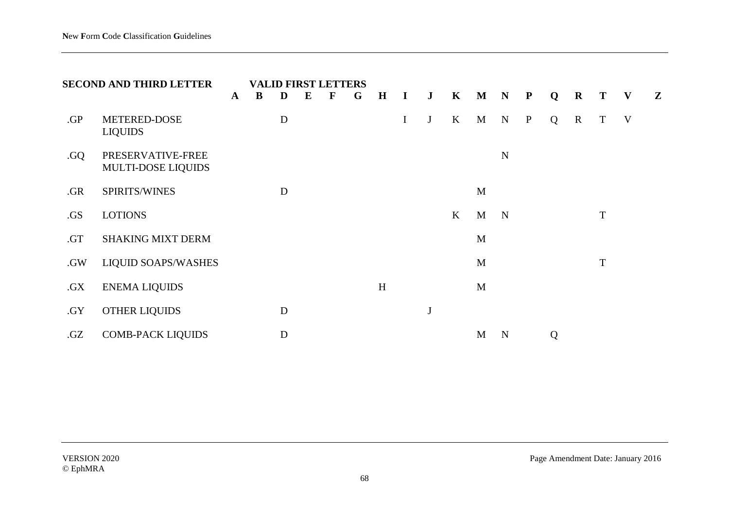| SECOND AND THIRD LETTER | | VALID FIRST LETTERS | | | | | | | | | | | | | | | | | |
|---|---|---|---|---|---|---|---|---|---|---|---|---|---|---|---|---|---|---|---|
| | | **A** | **B** | **D** | **E** | **F** | **G** | **H** | **I** | **J** | **K** | **M** | **N** | **P** | **Q** | **R** | **T** | **V** | **Z** |
| .GP | METERED-DOSE LIQUIDS | | | D | | | | | I | J | K | M | N | P | Q | R | T | V | |
| .GQ | PRESERVATIVE-FREE MULTI-DOSE LIQUIDS | | | | | | | | | | | | N | | | | | | |
| .GR | SPIRITS/WINES | | | D | | | | | | | | M | | | | | | | |
| .GS | LOTIONS | | | | | | | | | | K | M | N | | | | T | | |
| .GT | SHAKING MIXT DERM | | | | | | | | | | | M | | | | | | | |
| .GW | LIQUID SOAPS/WASHES | | | | | | | | | | | M | | | | | T | | |
| .GX | ENEMA LIQUIDS | | | | | | | H | | | | M | | | | | | | |
| .GY | OTHER LIQUIDS | | | D | | | | | | J | | | | | | | | | |
| .GZ | COMB-PACK LIQUIDS | | | D | | | | | | | | M | N | | Q | | | | |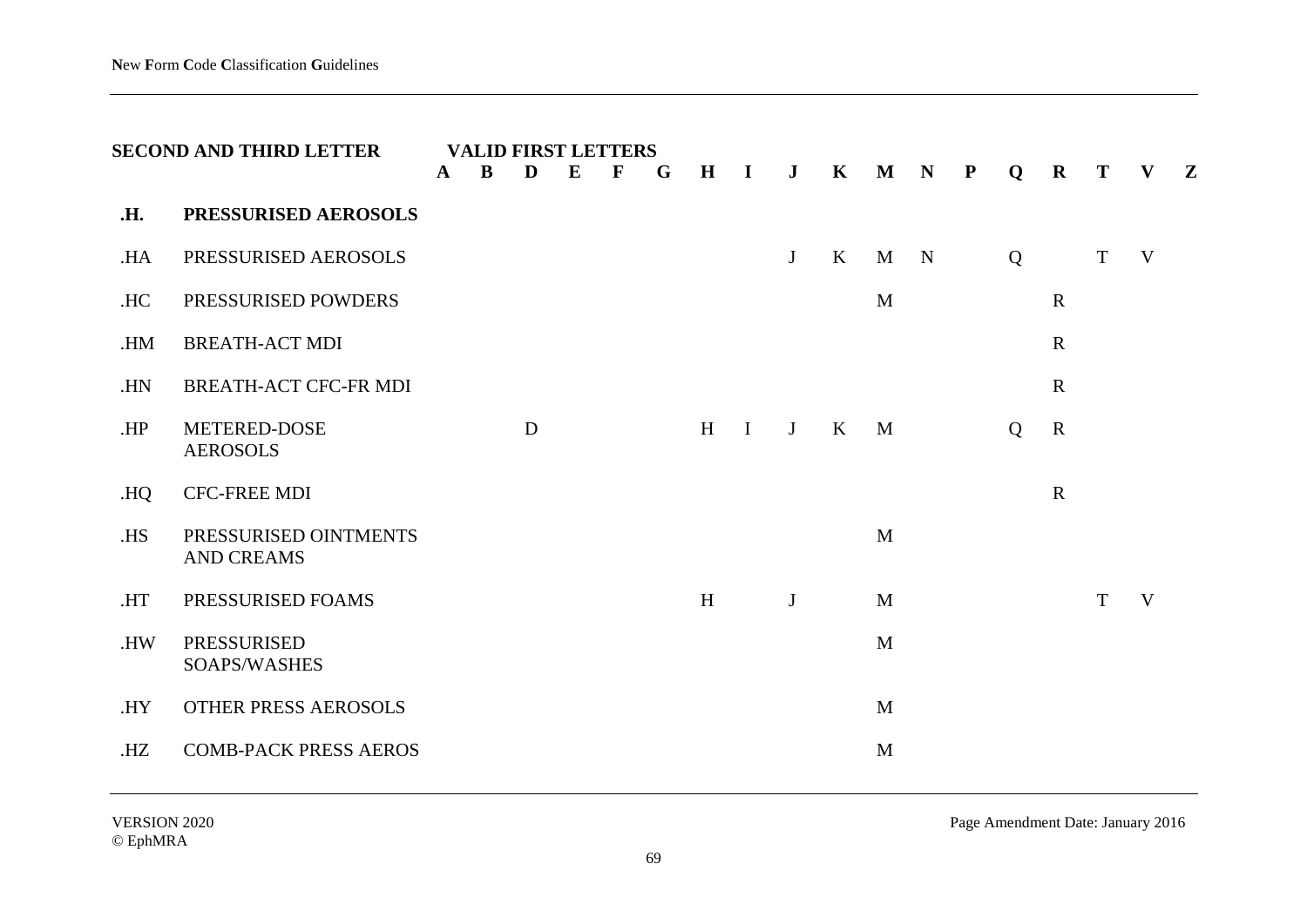| SECOND AND THIRD LETTER | | VALID FIRST LETTERS A | B | D | E | F | G | H | I | J | K | M | N | P | Q | R | T | V | Z |
|---|---|---|---|---|---|---|---|---|---|---|---|---|---|---|---|---|---|---|---|
| **.H.** | **PRESSURISED AEROSOLS** | | | | | | | | | | | | | | | | | | |
| .HA | PRESSURISED AEROSOLS | | | | | | | | | J | K | M | N | | Q | | T | V | |
| .HC | PRESSURISED POWDERS | | | | | | | | | | | M | | | | R | | | |
| .HM | BREATH-ACT MDI | | | | | | | | | | | | | | | R | | | |
| .HN | BREATH-ACT CFC-FR MDI | | | | | | | | | | | | | | | R | | | |
| .HP | METERED-DOSE AEROSOLS | | | D | | | | H | I | J | K | M | | | Q | R | | | |
| .HQ | CFC-FREE MDI | | | | | | | | | | | | | | | R | | | |
| .HS | PRESSURISED OINTMENTS AND CREAMS | | | | | | | | | | | M | | | | | | | |
| .HT | PRESSURISED FOAMS | | | | | | | H | | J | | M | | | | | T | V | |
| .HW | PRESSURISED SOAPS/WASHES | | | | | | | | | | | M | | | | | | | |
| .HY | OTHER PRESS AEROSOLS | | | | | | | | | | | M | | | | | | | |
| .HZ | COMB-PACK PRESS AEROS | | | | | | | | | | | M | | | | | | | |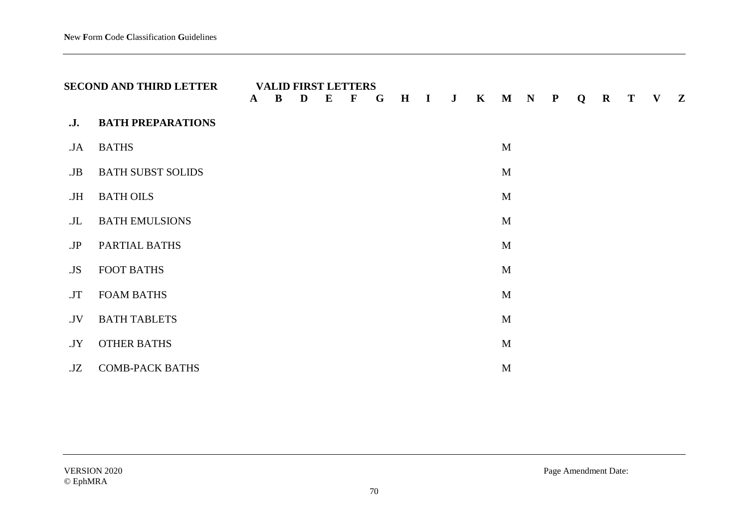| SECOND AND THIRD LETTER | | VALID FIRST LETTERS A | B | D | E | F | G | H | I | J | K | M | N | P | Q | R | T | V | Z |
|---|---|---|---|---|---|---|---|---|---|---|---|---|---|---|---|---|---|---|---|
| **.J.** | **BATH PREPARATIONS** | | | | | | | | | | | | | | | | | | |
| .JA | BATHS | | | | | | | | | | | M | | | | | | | |
| .JB | BATH SUBST SOLIDS | | | | | | | | | | | M | | | | | | | |
| .JH | BATH OILS | | | | | | | | | | | M | | | | | | | |
| .JL | BATH EMULSIONS | | | | | | | | | | | M | | | | | | | |
| .JP | PARTIAL BATHS | | | | | | | | | | | M | | | | | | | |
| .JS | FOOT BATHS | | | | | | | | | | | M | | | | | | | |
| .JT | FOAM BATHS | | | | | | | | | | | M | | | | | | | |
| .JV | BATH TABLETS | | | | | | | | | | | M | | | | | | | |
| .JY | OTHER BATHS | | | | | | | | | | | M | | | | | | | |
| .JZ | COMB-PACK BATHS | | | | | | | | | | | M | | | | | | | |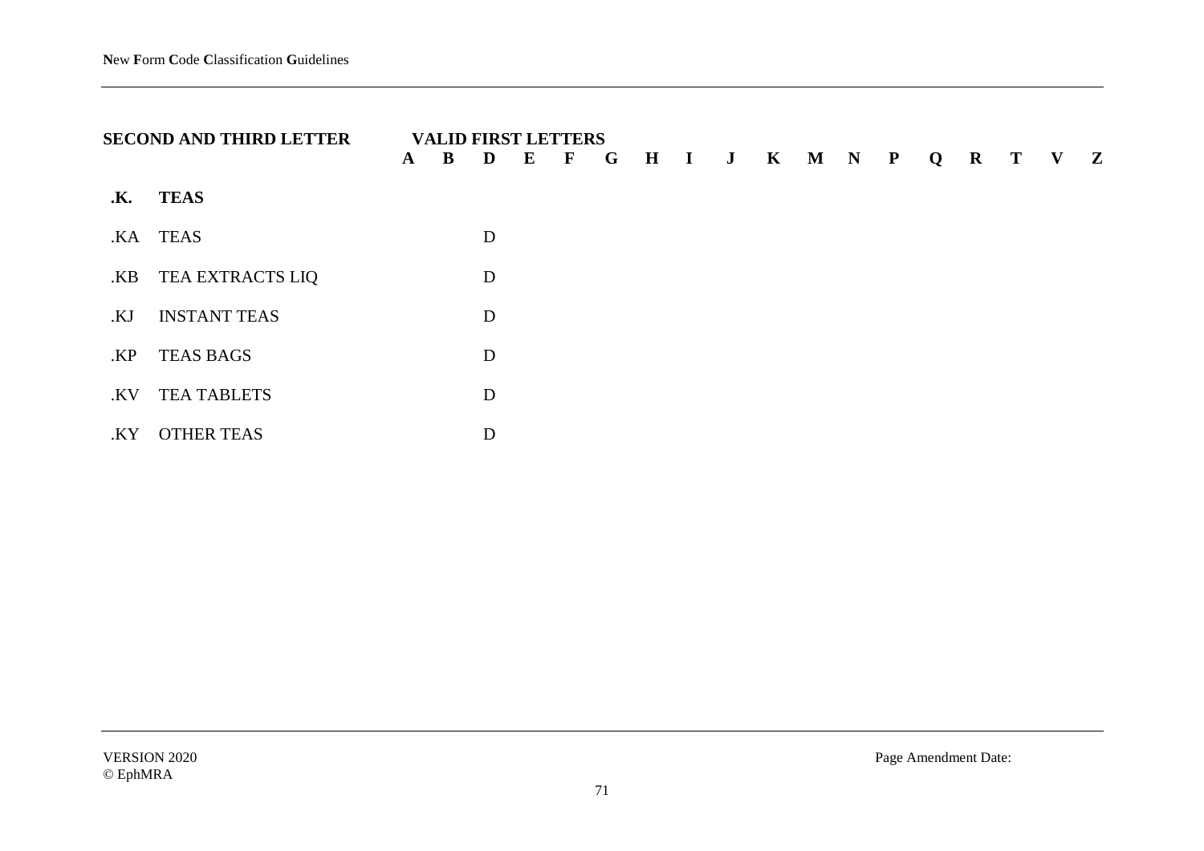| SECOND AND THIRD LETTER | | VALID FIRST LETTERS A | B | D | E | F | G | H | I | J | K | M | N | P | Q | R | T | V | Z |
|---|---|---|---|---|---|---|---|---|---|---|---|---|---|---|---|---|---|---|---|
| **.K.** | **TEAS** | | | | | | | | | | | | | | | | | | |
| .KA | TEAS | | | D | | | | | | | | | | | | | | | |
| .KB | TEA EXTRACTS LIQ | | | D | | | | | | | | | | | | | | | |
| .KJ | INSTANT TEAS | | | D | | | | | | | | | | | | | | | |
| .KP | TEAS BAGS | | | D | | | | | | | | | | | | | | | |
| .KV | TEA TABLETS | | | D | | | | | | | | | | | | | | | |
| .KY | OTHER TEAS | | | D | | | | | | | | | | | | | | | |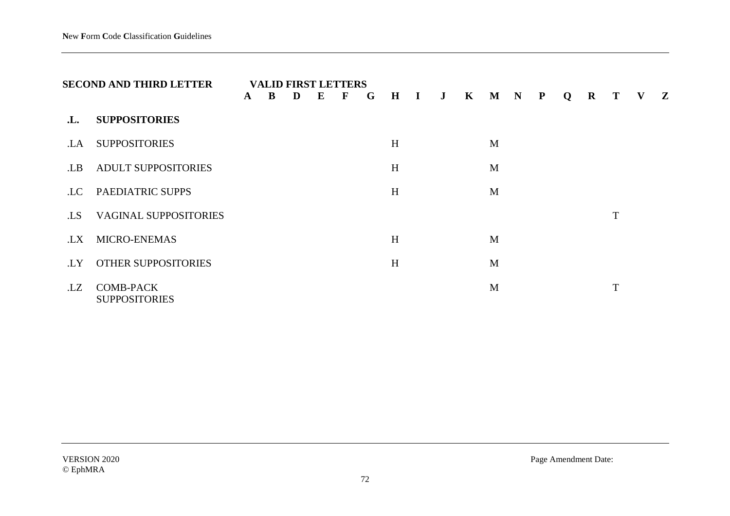| SECOND AND THIRD LETTER | | VALID FIRST LETTERS A | B | D | E | F | G | H | I | J | K | M | N | P | Q | R | T | V | Z |
|---|---|---|---|---|---|---|---|---|---|---|---|---|---|---|---|---|---|---|---|
| **.L.** | **SUPPOSITORIES** | | | | | | | | | | | | | | | | | | |
| .LA | SUPPOSITORIES | | | | | | | H | | | | M | | | | | | | |
| .LB | ADULT SUPPOSITORIES | | | | | | | H | | | | M | | | | | | | |
| .LC | PAEDIATRIC SUPPS | | | | | | | H | | | | M | | | | | | | |
| .LS | VAGINAL SUPPOSITORIES | | | | | | | | | | | | | | | | T | | |
| .LX | MICRO-ENEMAS | | | | | | | H | | | | M | | | | | | | |
| .LY | OTHER SUPPOSITORIES | | | | | | | H | | | | M | | | | | | | |
| .LZ | COMB-PACK SUPPOSITORIES | | | | | | | | | | | M | | | | | T | | |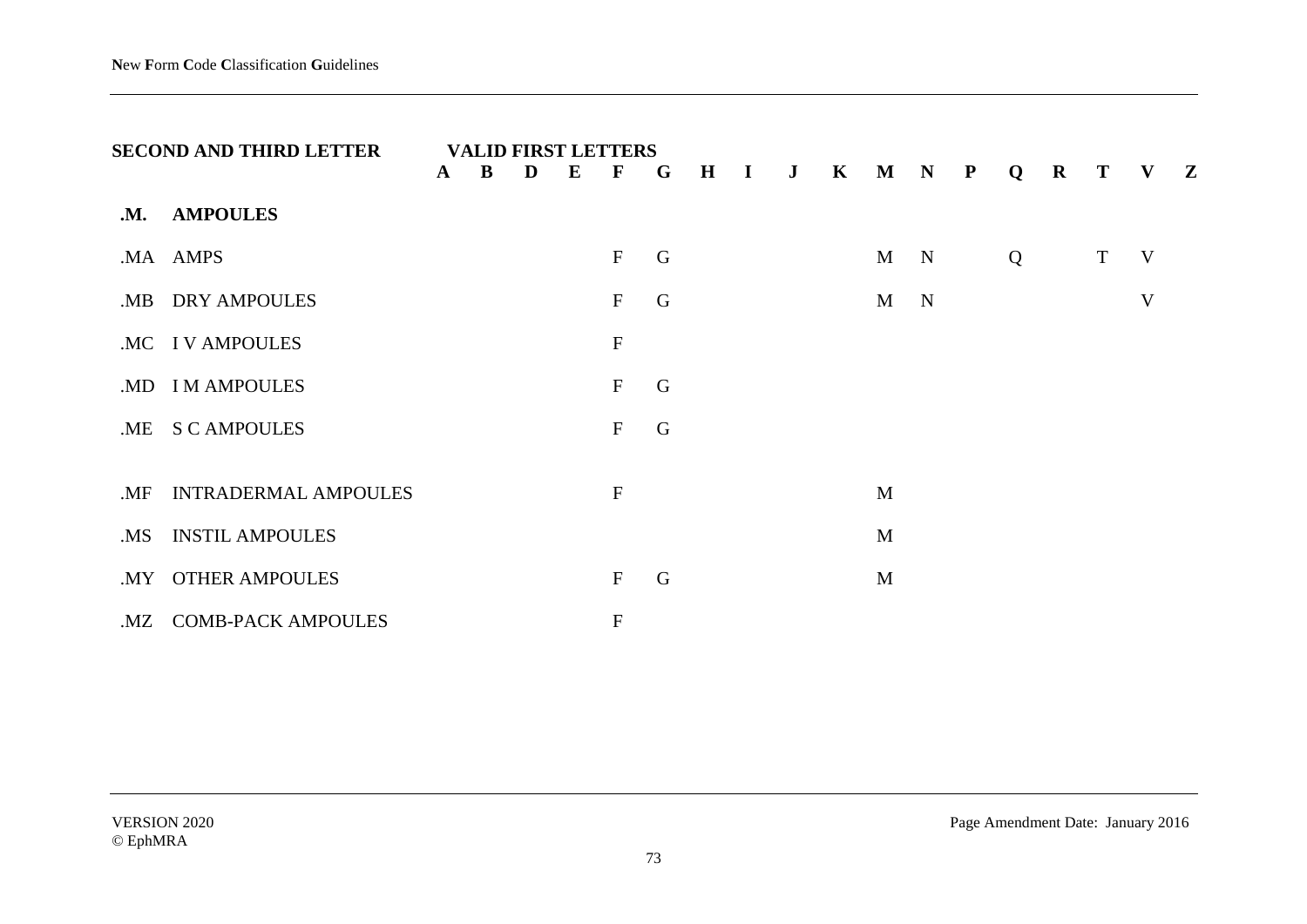| SECOND AND THIRD LETTER | | VALID FIRST LETTERS A | B | D | E | F | G | H | I | J | K | M | N | P | Q | R | T | V | Z |
|---|---|---|---|---|---|---|---|---|---|---|---|---|---|---|---|---|---|---|---|
| **.M.** | **AMPOULES** | | | | | | | | | | | | | | | | | | |
| .MA | AMPS | | | | | F | G | | | | | M | N | | Q | | T | V | |
| .MB | DRY AMPOULES | | | | | F | G | | | | | M | N | | | | | V | |
| .MC | I V AMPOULES | | | | | F | | | | | | | | | | | | | |
| .MD | I M AMPOULES | | | | | F | G | | | | | | | | | | | | |
| .ME | S C AMPOULES | | | | | F | G | | | | | | | | | | | | |
| .MF | INTRADERMAL AMPOULES | | | | | F | | | | | | M | | | | | | | |
| .MS | INSTIL AMPOULES | | | | | | | | | | | M | | | | | | | |
| .MY | OTHER AMPOULES | | | | | F | G | | | | | M | | | | | | | |
| .MZ | COMB-PACK AMPOULES | | | | | F | | | | | | | | | | | | | |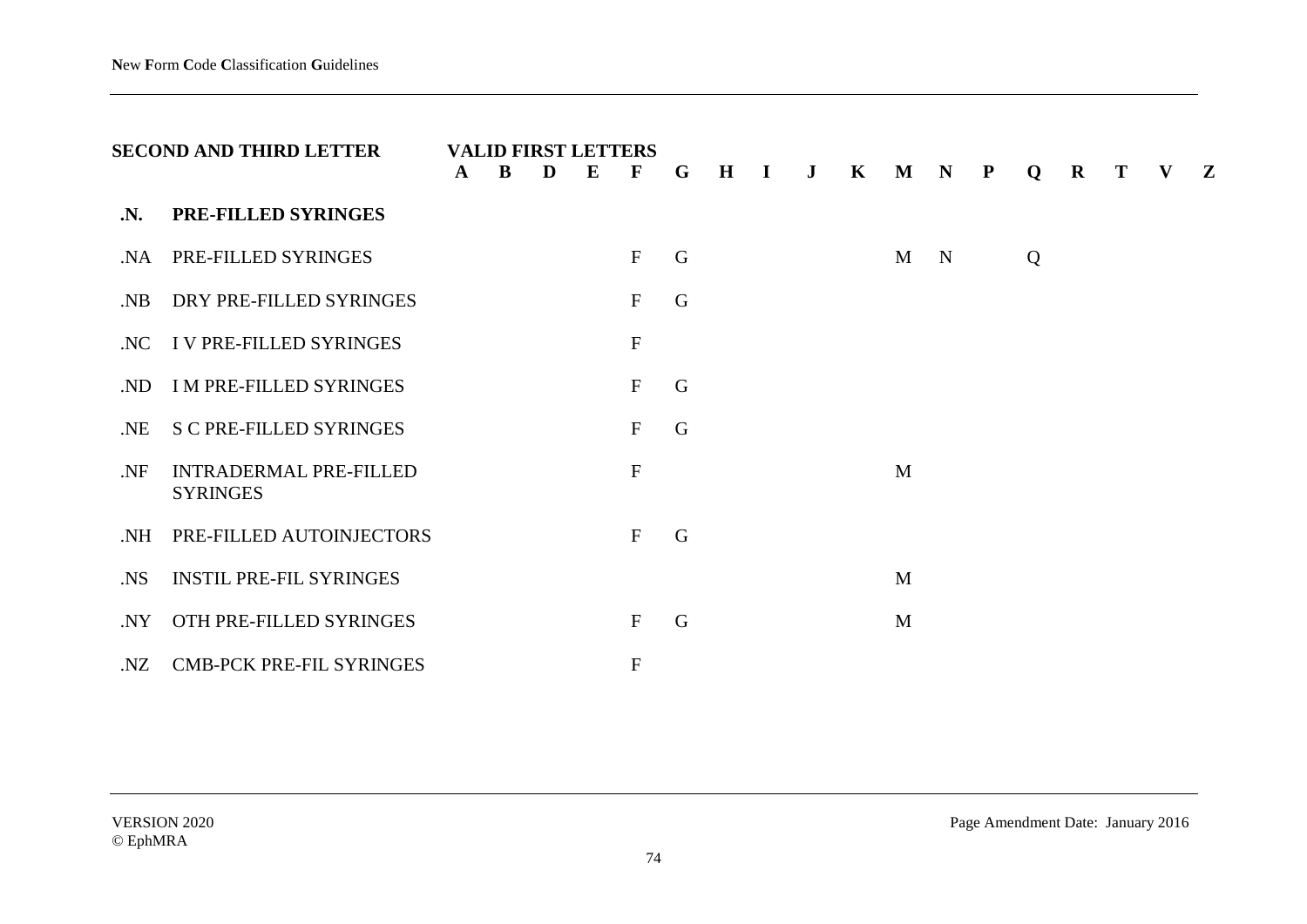| SECOND AND THIRD LETTER | | VALID FIRST LETTERS A | B | D | E | F | G | H | I | J | K | M | N | P | Q | R | T | V | Z |
|---|---|---|---|---|---|---|---|---|---|---|---|---|---|---|---|---|---|---|---|
| **.N.** | **PRE-FILLED SYRINGES** | | | | | | | | | | | | | | | | | | |
| .NA | PRE-FILLED SYRINGES | | | | | F | G | | | | | M | N | | Q | | | | |
| .NB | DRY PRE-FILLED SYRINGES | | | | | F | G | | | | | | | | | | | | |
| .NC | I V PRE-FILLED SYRINGES | | | | | F | | | | | | | | | | | | | |
| .ND | I M PRE-FILLED SYRINGES | | | | | F | G | | | | | | | | | | | | |
| .NE | S C PRE-FILLED SYRINGES | | | | | F | G | | | | | | | | | | | | |
| .NF | INTRADERMAL PRE-FILLED SYRINGES | | | | | F | | | | | | M | | | | | | | |
| .NH | PRE-FILLED AUTOINJECTORS | | | | | F | G | | | | | | | | | | | | |
| .NS | INSTIL PRE-FIL SYRINGES | | | | | | | | | | | M | | | | | | | |
| .NY | OTH PRE-FILLED SYRINGES | | | | | F | G | | | | | M | | | | | | | |
| .NZ | CMB-PCK PRE-FIL SYRINGES | | | | | F | | | | | | | | | | | | | |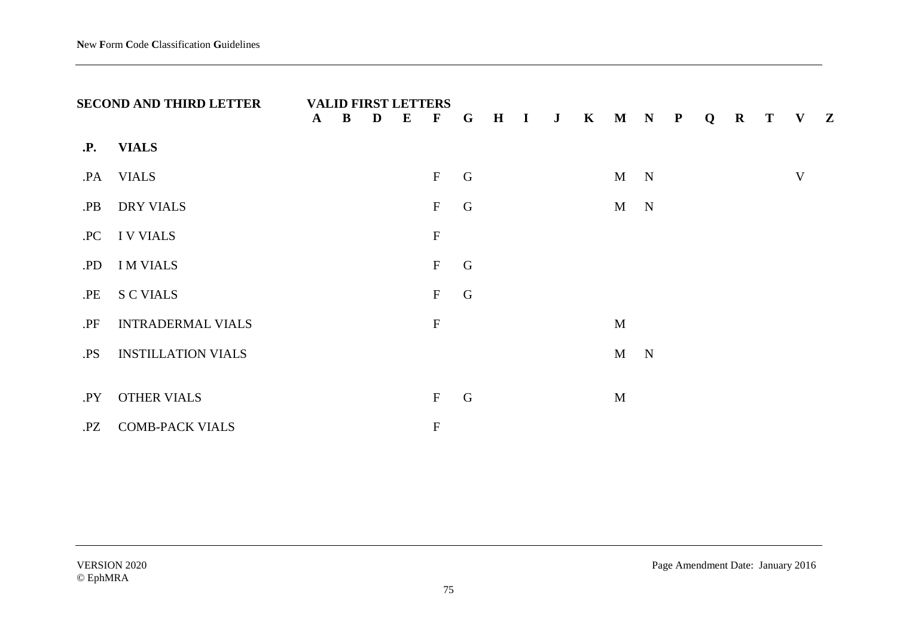| SECOND AND THIRD LETTER | | VALID FIRST LETTERS A | B | D | E | F | G | H | I | J | K | M | N | P | Q | R | T | V | Z |
|---|---|---|---|---|---|---|---|---|---|---|---|---|---|---|---|---|---|---|---|
| **.P.** | **VIALS** | | | | | | | | | | | | | | | | | | |
| .PA | VIALS | | | | | F | G | | | | | M | N | | | | | V | |
| .PB | DRY VIALS | | | | | F | G | | | | | M | N | | | | | | |
| .PC | I V VIALS | | | | | F | | | | | | | | | | | | | |
| .PD | I M VIALS | | | | | F | G | | | | | | | | | | | | |
| .PE | S C VIALS | | | | | F | G | | | | | | | | | | | | |
| .PF | INTRADERMAL VIALS | | | | | F | | | | | | M | | | | | | | |
| .PS | INSTILLATION VIALS | | | | | | | | | | | M | N | | | | | | |
| .PY | OTHER VIALS | | | | | F | G | | | | | M | | | | | | | |
| .PZ | COMB-PACK VIALS | | | | | F | | | | | | | | | | | | | |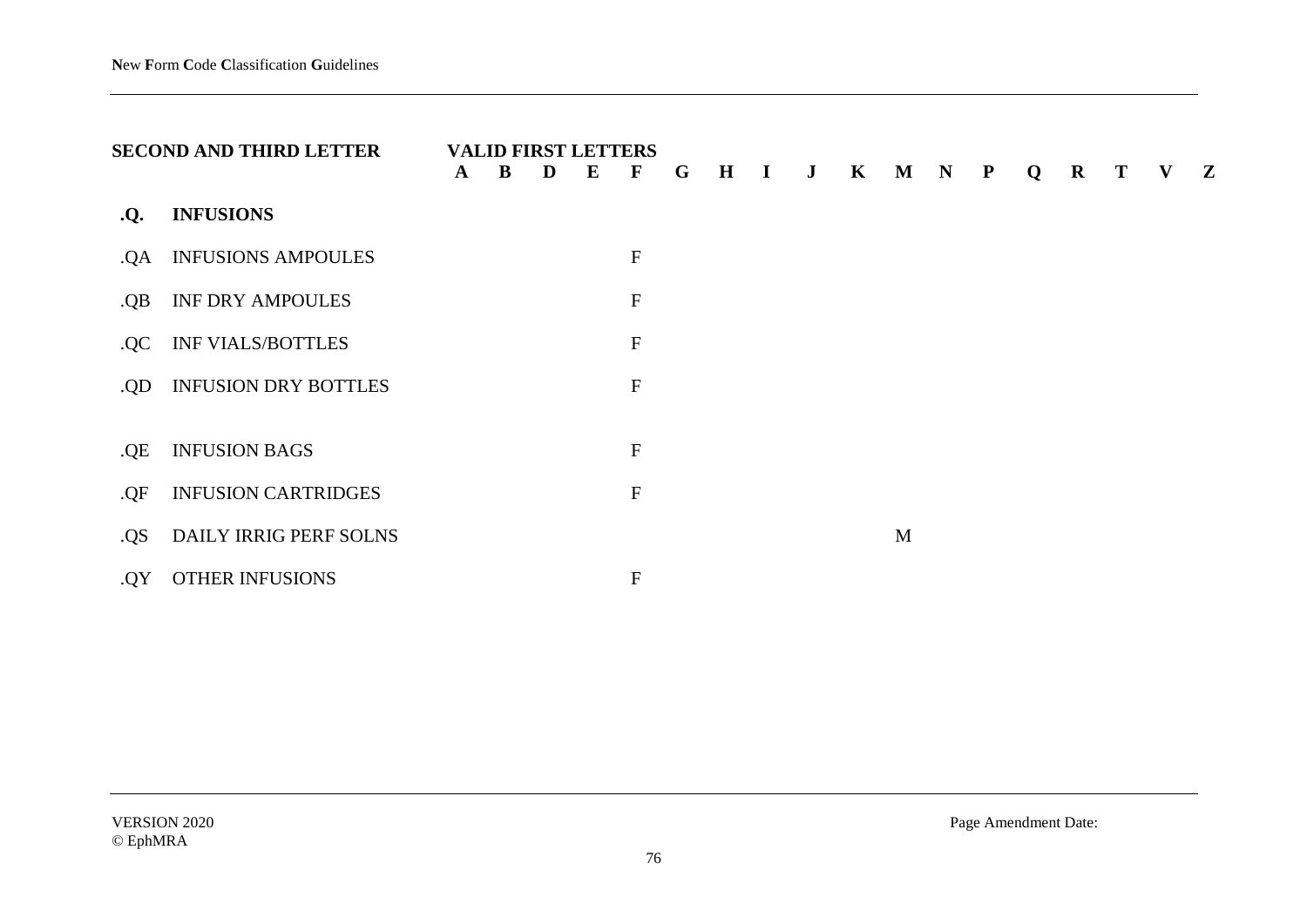| SECOND AND THIRD LETTER | | VALID FIRST LETTERS A | B | D | E | F | G | H | I | J | K | M | N | P | Q | R | T | V | Z |
|---|---|---|---|---|---|---|---|---|---|---|---|---|---|---|---|---|---|---|---|
| **.Q.** | **INFUSIONS** | | | | | | | | | | | | | | | | | | |
| .QA | INFUSIONS AMPOULES | | | | | F | | | | | | | | | | | | | |
| .QB | INF DRY AMPOULES | | | | | F | | | | | | | | | | | | | |
| .QC | INF VIALS/BOTTLES | | | | | F | | | | | | | | | | | | | |
| .QD | INFUSION DRY BOTTLES | | | | | F | | | | | | | | | | | | | |
| .QE | INFUSION BAGS | | | | | F | | | | | | | | | | | | | |
| .QF | INFUSION CARTRIDGES | | | | | F | | | | | | | | | | | | | |
| .QS | DAILY IRRIG PERF SOLNS | | | | | | | | | | | M | | | | | | | |
| .QY | OTHER INFUSIONS | | | | | F | | | | | | | | | | | | | |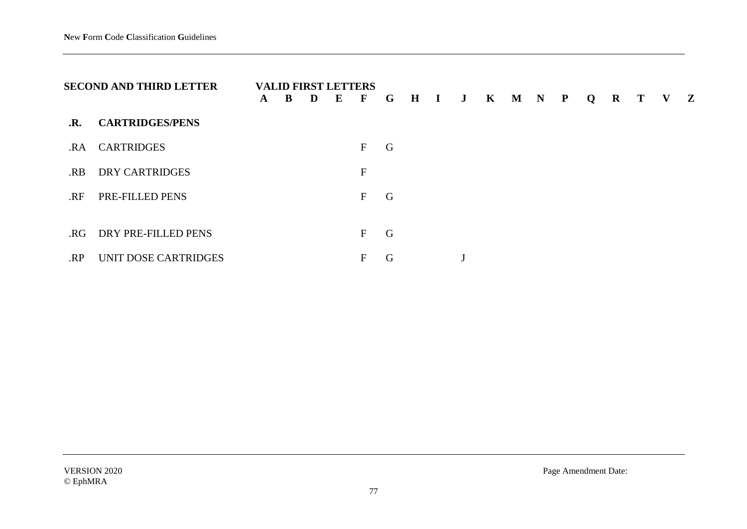| SECOND AND THIRD LETTER | | VALID FIRST LETTERS A | B | D | E | F | G | H | I | J | K | M | N | P | Q | R | T | V | Z |
|---|---|---|---|---|---|---|---|---|---|---|---|---|---|---|---|---|---|---|---|
| **.R.** | **CARTRIDGES/PENS** | | | | | | | | | | | | | | | | | | |
| .RA | CARTRIDGES | | | | | F | G | | | | | | | | | | | | |
| .RB | DRY CARTRIDGES | | | | | F | | | | | | | | | | | | | |
| .RF | PRE-FILLED PENS | | | | | F | G | | | | | | | | | | | | |
| .RG | DRY PRE-FILLED PENS | | | | | F | G | | | | | | | | | | | | |
| .RP | UNIT DOSE CARTRIDGES | | | | | F | G | | | J | | | | | | | | | |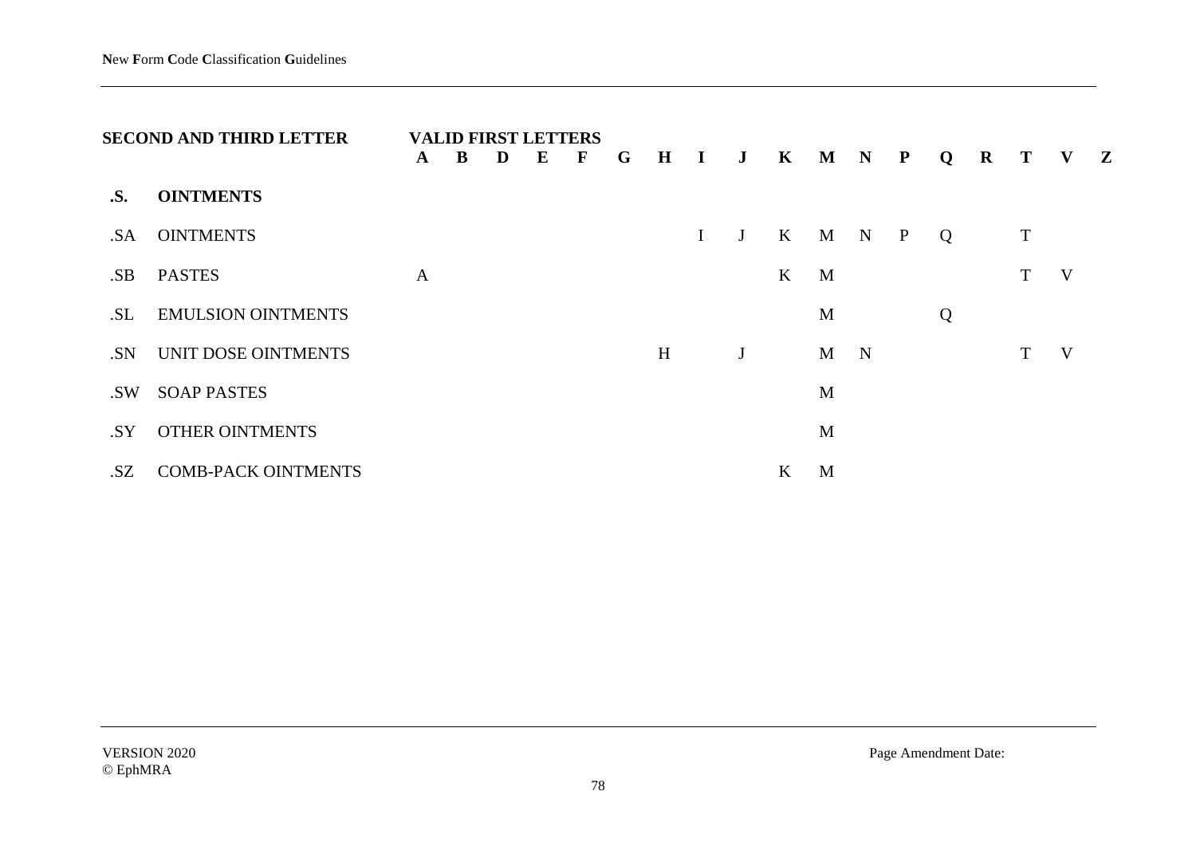| SECOND AND THIRD LETTER | | A | B | D | E | F | G | H | I | J | K | M | N | P | Q | R | T | V | Z |
|---|---|---|---|---|---|---|---|---|---|---|---|---|---|---|---|---|---|---|---|
| | | **VALID FIRST LETTERS** | | | | | | | | | | | | | | | | | |
| **.S.** | **OINTMENTS** | | | | | | | | | | | | | | | | | | |
| .SA | OINTMENTS | | | | | | | | I | J | K | M | N | P | Q | | T | | |
| .SB | PASTES | A | | | | | | | | | K | M | | | | | T | V | |
| .SL | EMULSION OINTMENTS | | | | | | | | | | | M | | | Q | | | | |
| .SN | UNIT DOSE OINTMENTS | | | | | | | H | | J | | M | N | | | | T | V | |
| .SW | SOAP PASTES | | | | | | | | | | | M | | | | | | | |
| .SY | OTHER OINTMENTS | | | | | | | | | | | M | | | | | | | |
| .SZ | COMB-PACK OINTMENTS | | | | | | | | | | K | M | | | | | | | |

VERSION 2020
© EphMRA

Page Amendment Date: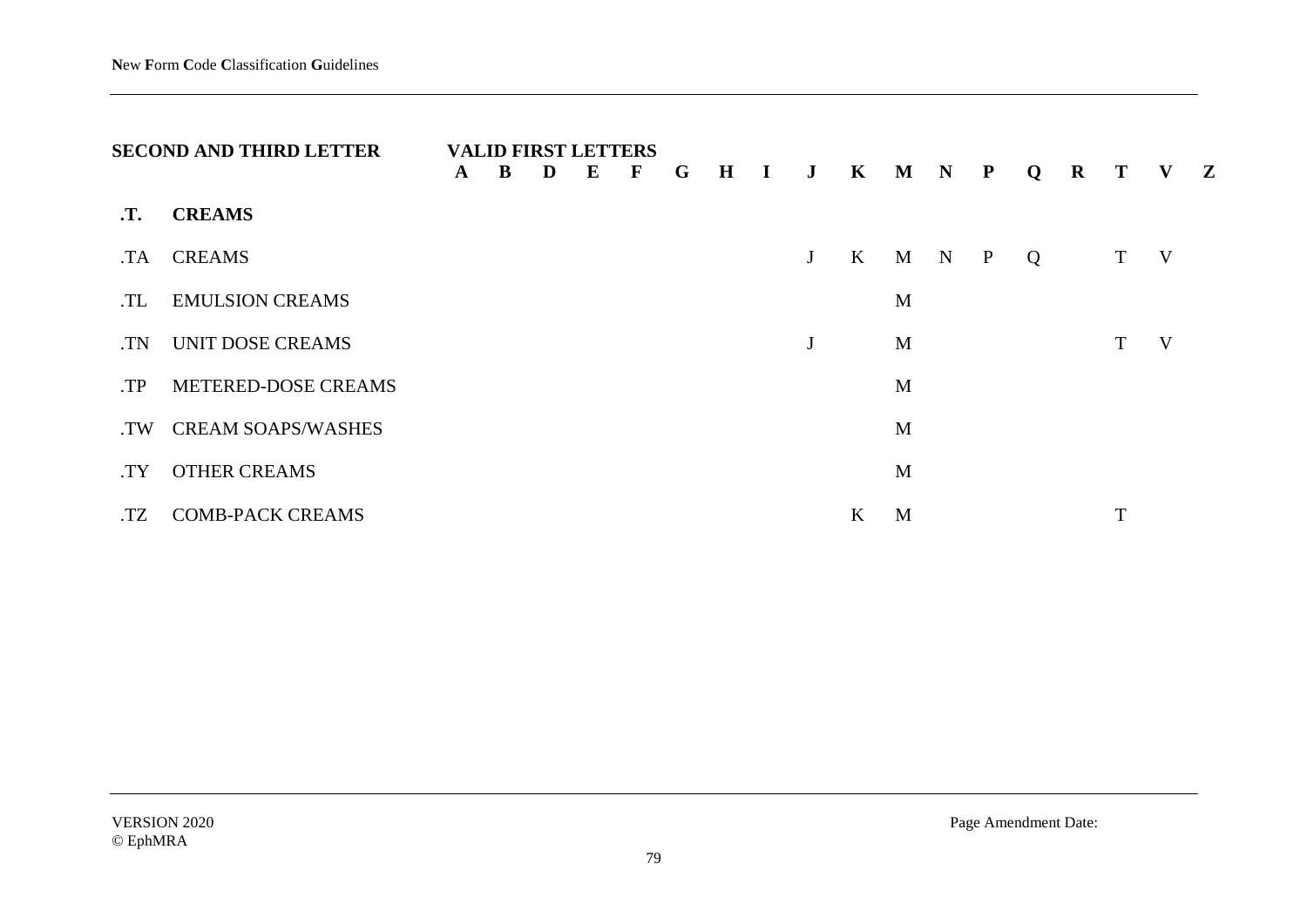| SECOND AND THIRD LETTER | | VALID FIRST LETTERS A | B | D | E | F | G | H | I | J | K | M | N | P | Q | R | T | V | Z |
|---|---|---|---|---|---|---|---|---|---|---|---|---|---|---|---|---|---|---|---|
| **.T.** | **CREAMS** | | | | | | | | | | | | | | | | | | |
| .TA | CREAMS | | | | | | | | | J | K | M | N | P | Q | | T | V | |
| .TL | EMULSION CREAMS | | | | | | | | | | | M | | | | | | | |
| .TN | UNIT DOSE CREAMS | | | | | | | | | J | | M | | | | | T | V | |
| .TP | METERED-DOSE CREAMS | | | | | | | | | | | M | | | | | | | |
| .TW | CREAM SOAPS/WASHES | | | | | | | | | | | M | | | | | | | |
| .TY | OTHER CREAMS | | | | | | | | | | | M | | | | | | | |
| .TZ | COMB-PACK CREAMS | | | | | | | | | | K | M | | | | | T | | |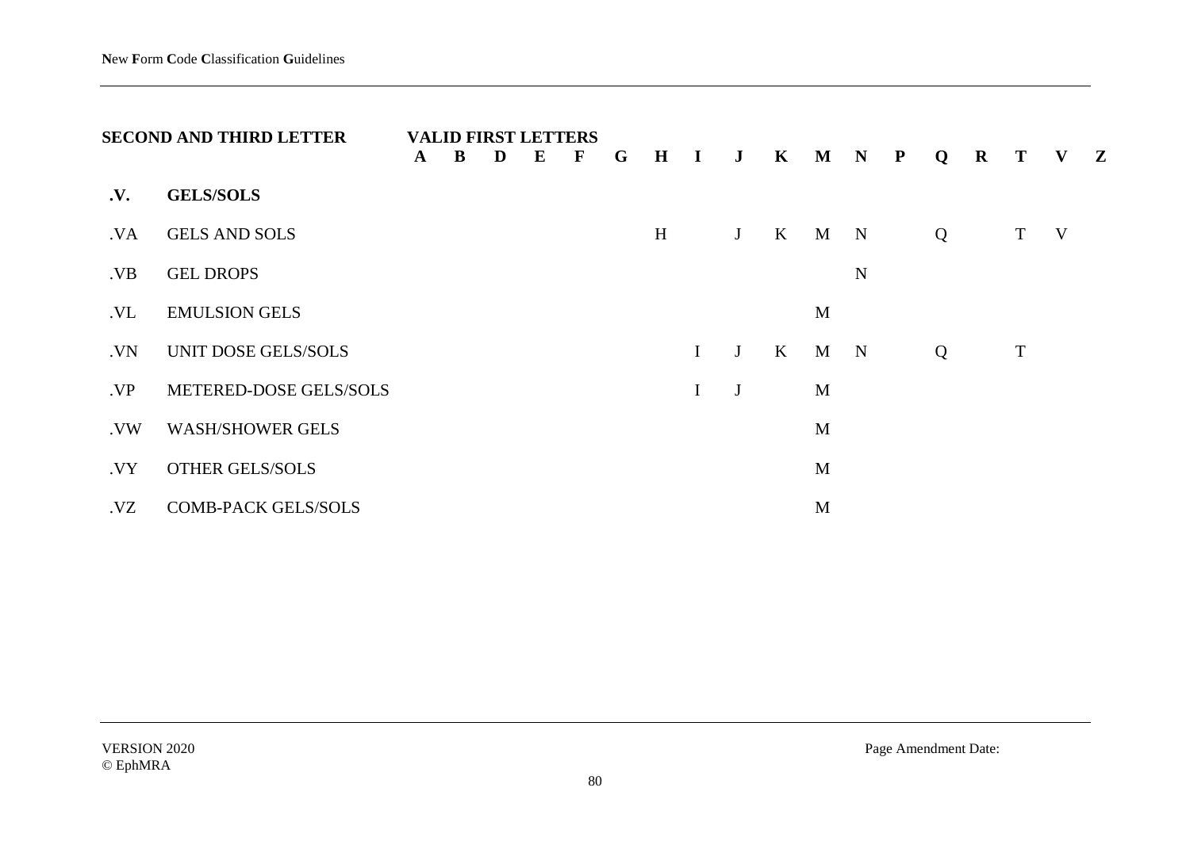| SECOND AND THIRD LETTER | | VALID FIRST LETTERS A | B | D | E | F | G | H | I | J | K | M | N | P | Q | R | T | V | Z |
|---|---|---|---|---|---|---|---|---|---|---|---|---|---|---|---|---|---|---|---|
| **.V.** | **GELS/SOLS** | | | | | | | | | | | | | | | | | | |
| .VA | GELS AND SOLS | | | | | | | H | | J | K | M | N | | Q | | T | V | |
| .VB | GEL DROPS | | | | | | | | | | | | N | | | | | | |
| .VL | EMULSION GELS | | | | | | | | | | | M | | | | | | | |
| .VN | UNIT DOSE GELS/SOLS | | | | | | | | I | J | K | M | N | | Q | | T | | |
| .VP | METERED-DOSE GELS/SOLS | | | | | | | | I | J | | M | | | | | | | |
| .VW | WASH/SHOWER GELS | | | | | | | | | | | M | | | | | | | |
| .VY | OTHER GELS/SOLS | | | | | | | | | | | M | | | | | | | |
| .VZ | COMB-PACK GELS/SOLS | | | | | | | | | | | M | | | | | | | |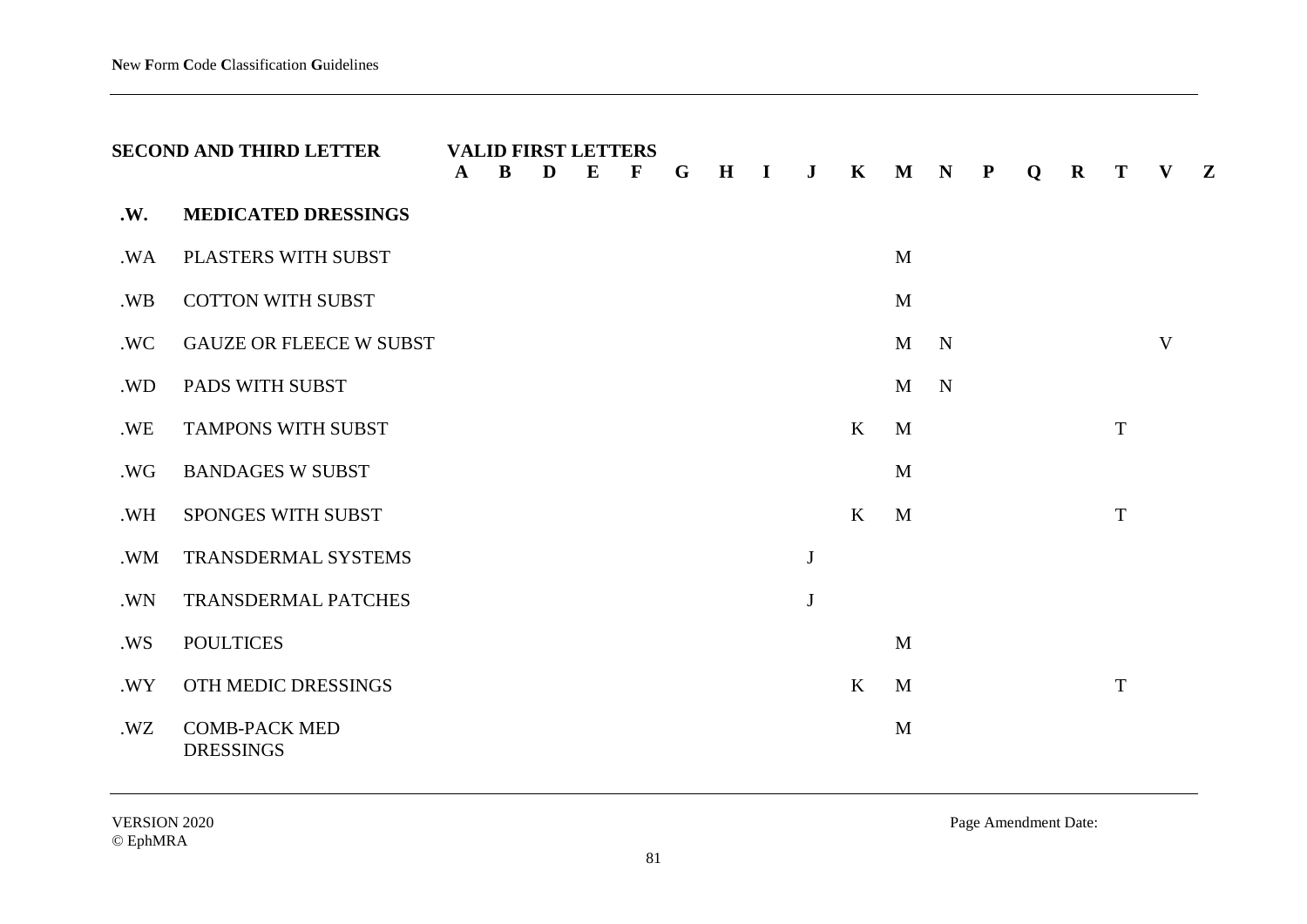| SECOND AND THIRD LETTER | | VALID FIRST LETTERS A | B | D | E | F | G | H | I | J | K | M | N | P | Q | R | T | V | Z |
|---|---|---|---|---|---|---|---|---|---|---|---|---|---|---|---|---|---|---|---|
| **.W.** | **MEDICATED DRESSINGS** | | | | | | | | | | | | | | | | | | |
| .WA | PLASTERS WITH SUBST | | | | | | | | | | | M | | | | | | | |
| .WB | COTTON WITH SUBST | | | | | | | | | | | M | | | | | | | |
| .WC | GAUZE OR FLEECE W SUBST | | | | | | | | | | | M | N | | | | | V | |
| .WD | PADS WITH SUBST | | | | | | | | | | | M | N | | | | | | |
| .WE | TAMPONS WITH SUBST | | | | | | | | | | K | M | | | | | T | | |
| .WG | BANDAGES W SUBST | | | | | | | | | | | M | | | | | | | |
| .WH | SPONGES WITH SUBST | | | | | | | | | | K | M | | | | | T | | |
| .WM | TRANSDERMAL SYSTEMS | | | | | | | | | J | | | | | | | | | |
| .WN | TRANSDERMAL PATCHES | | | | | | | | | J | | | | | | | | | |
| .WS | POULTICES | | | | | | | | | | | M | | | | | | | |
| .WY | OTH MEDIC DRESSINGS | | | | | | | | | | K | M | | | | | T | | |
| .WZ | COMB-PACK MED DRESSINGS | | | | | | | | | | | M | | | | | | | |

VERSION 2020
© EphMRA

Page Amendment Date: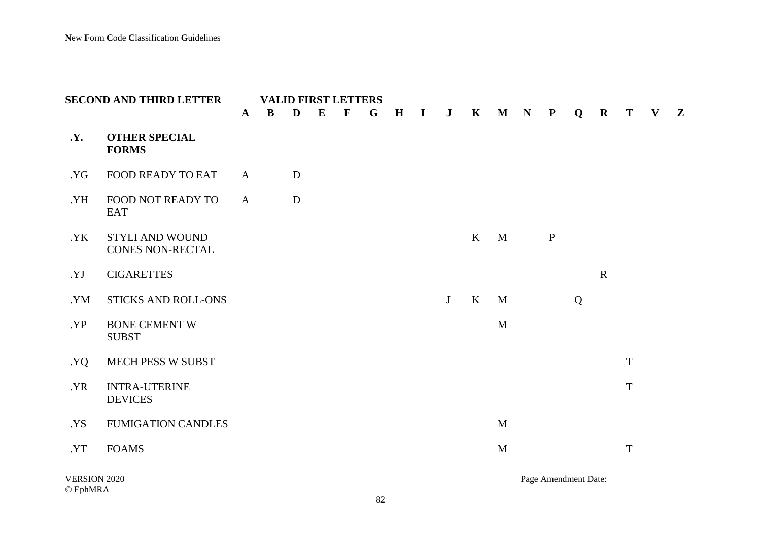| SECOND AND THIRD LETTER | | VALID FIRST LETTERS | | | | | | | | | | | | | | | | | |
|---|---|---|---|---|---|---|---|---|---|---|---|---|---|---|---|---|---|---|---|
| | | **A** | **B** | **D** | **E** | **F** | **G** | **H** | **I** | **J** | **K** | **M** | **N** | **P** | **Q** | **R** | **T** | **V** | **Z** |
| **.Y.** | **OTHER SPECIAL FORMS** | | | | | | | | | | | | | | | | | | |
| .YG | FOOD READY TO EAT | A | | D | | | | | | | | | | | | | | | |
| .YH | FOOD NOT READY TO EAT | A | | D | | | | | | | | | | | | | | | |
| .YK | STYLI AND WOUND CONES NON-RECTAL | | | | | | | | | | K | M | | P | | | | | |
| .YJ | CIGARETTES | | | | | | | | | | | | | | | R | | | |
| .YM | STICKS AND ROLL-ONS | | | | | | | | | J | K | M | | | Q | | | | |
| .YP | BONE CEMENT W SUBST | | | | | | | | | | | M | | | | | | | |
| .YQ | MECH PESS W SUBST | | | | | | | | | | | | | | | | T | | |
| .YR | INTRA-UTERINE DEVICES | | | | | | | | | | | | | | | | T | | |
| .YS | FUMIGATION CANDLES | | | | | | | | | | | M | | | | | | | |
| .YT | FOAMS | | | | | | | | | | | M | | | | | T | | |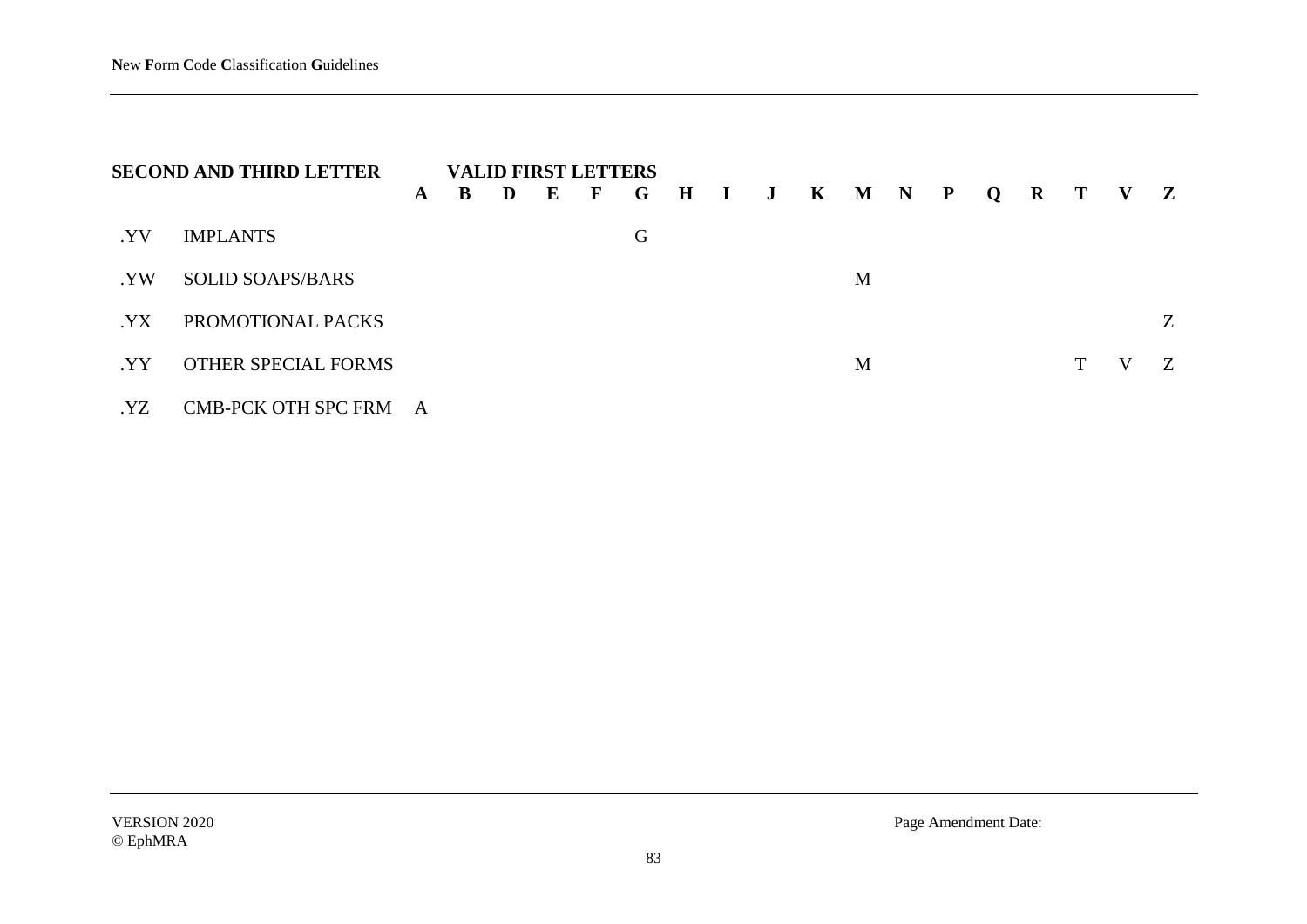| SECOND AND THIRD LETTER | | VALID FIRST LETTERS | | | | | | | | | | | | | | | | | |
|---|---|---|---|---|---|---|---|---|---|---|---|---|---|---|---|---|---|---|---|
| | | **A** | **B** | **D** | **E** | **F** | **G** | **H** | **I** | **J** | **K** | **M** | **N** | **P** | **Q** | **R** | **T** | **V** | **Z** |
| .YV | IMPLANTS | | | | | | G | | | | | | | | | | | | |
| .YW | SOLID SOAPS/BARS | | | | | | | | | | | M | | | | | | | |
| .YX | PROMOTIONAL PACKS | | | | | | | | | | | | | | | | | | Z |
| .YY | OTHER SPECIAL FORMS | | | | | | | | | | | M | | | | | T | V | Z |
| .YZ | CMB-PCK OTH SPC FRM | A | | | | | | | | | | | | | | | | | |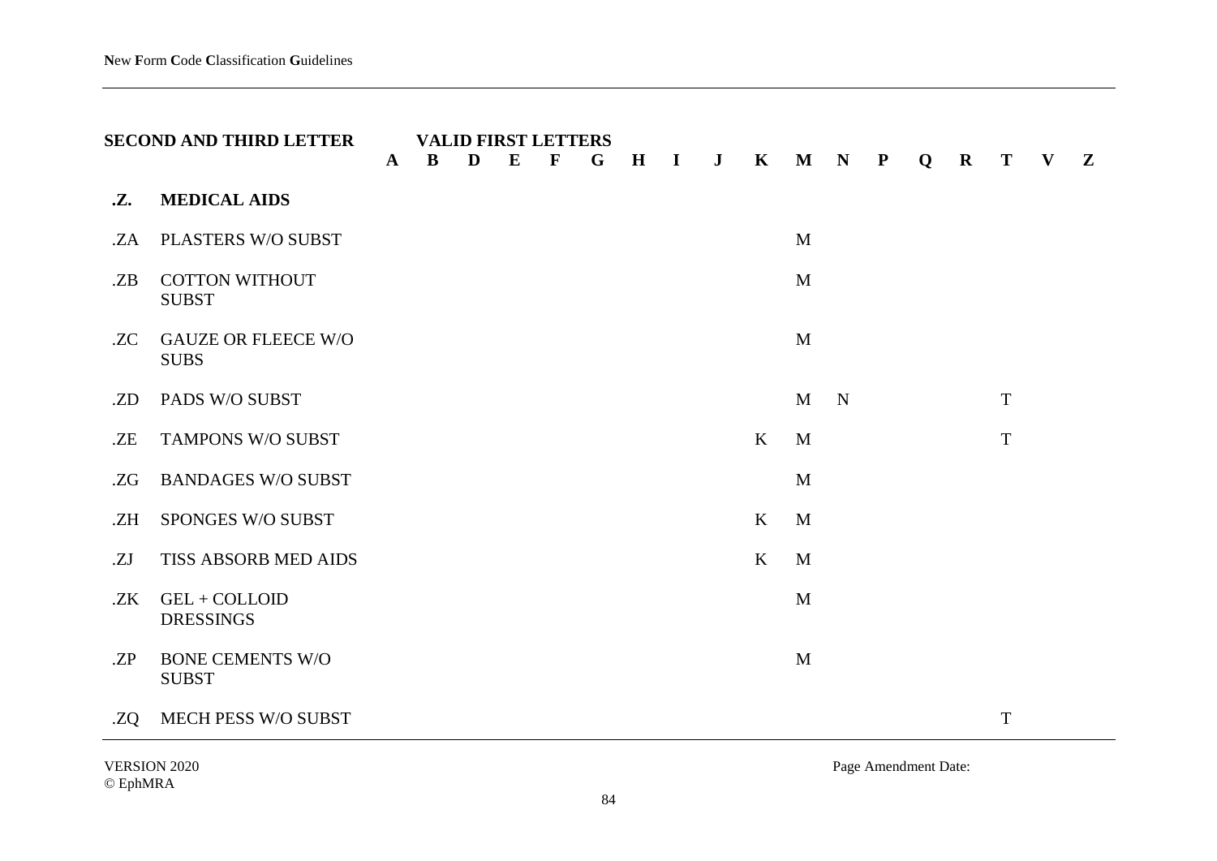| SECOND AND THIRD LETTER | | A | B | D | E | F | G | H | I | J | K | M | N | P | Q | R | T | V | Z |
|---|---|---|---|---|---|---|---|---|---|---|---|---|---|---|---|---|---|---|---|
| | | VALID FIRST LETTERS | | | | | | | | | | | | | | | | | |
| **.Z.** | **MEDICAL AIDS** | | | | | | | | | | | | | | | | | | |
| .ZA | PLASTERS W/O SUBST | | | | | | | | | | | M | | | | | | | |
| .ZB | COTTON WITHOUT SUBST | | | | | | | | | | | M | | | | | | | |
| .ZC | GAUZE OR FLEECE W/O SUBS | | | | | | | | | | | M | | | | | | | |
| .ZD | PADS W/O SUBST | | | | | | | | | | | M | N | | | | T | | |
| .ZE | TAMPONS W/O SUBST | | | | | | | | | | K | M | | | | | T | | |
| .ZG | BANDAGES W/O SUBST | | | | | | | | | | | M | | | | | | | |
| .ZH | SPONGES W/O SUBST | | | | | | | | | | K | M | | | | | | | |
| .ZJ | TISS ABSORB MED AIDS | | | | | | | | | | K | M | | | | | | | |
| .ZK | GEL + COLLOID DRESSINGS | | | | | | | | | | | M | | | | | | | |
| .ZP | BONE CEMENTS W/O SUBST | | | | | | | | | | | M | | | | | | | |
| .ZQ | MECH PESS W/O SUBST | | | | | | | | | | | | | | | | T | | |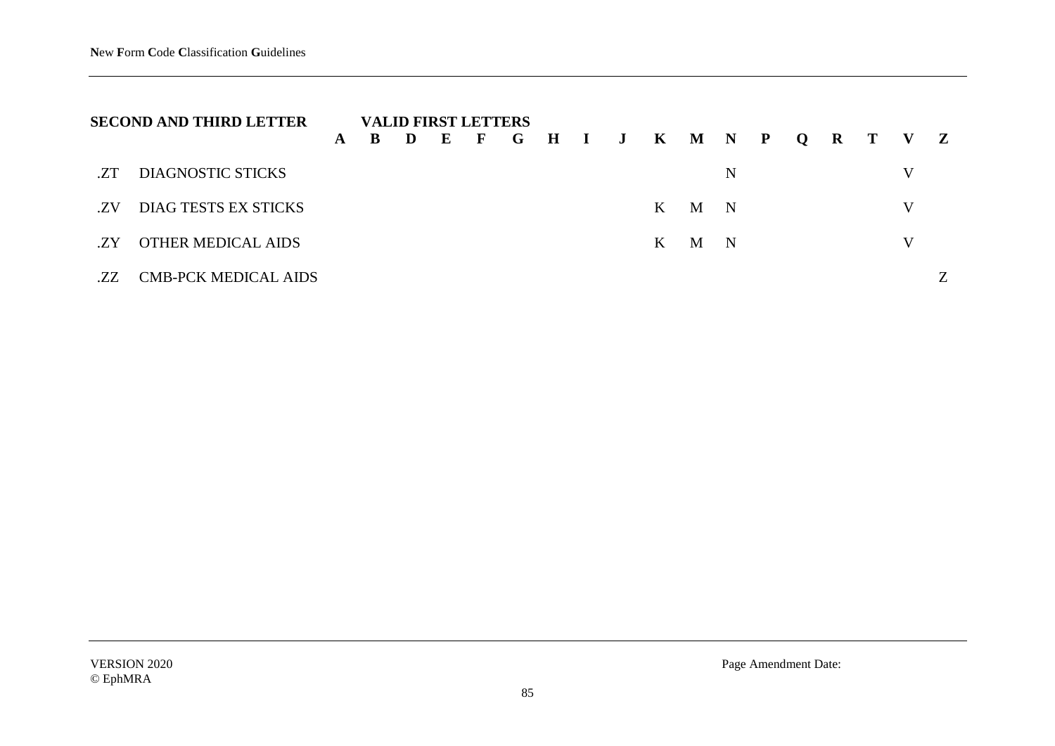| SECOND AND THIRD LETTER | | VALID FIRST LETTERS | | | | | | | | | | | | | | | | | |
|---|---|---|---|---|---|---|---|---|---|---|---|---|---|---|---|---|---|---|---|
| | | **A** | **B** | **D** | **E** | **F** | **G** | **H** | **I** | **J** | **K** | **M** | **N** | **P** | **Q** | **R** | **T** | **V** | **Z** |
| .ZT | DIAGNOSTIC STICKS | | | | | | | | | | | | N | | | | | V | |
| .ZV | DIAG TESTS EX STICKS | | | | | | | | | | K | M | N | | | | | V | |
| .ZY | OTHER MEDICAL AIDS | | | | | | | | | | K | M | N | | | | | V | |
| .ZZ | CMB-PCK MEDICAL AIDS | | | | | | | | | | | | | | | | | | Z |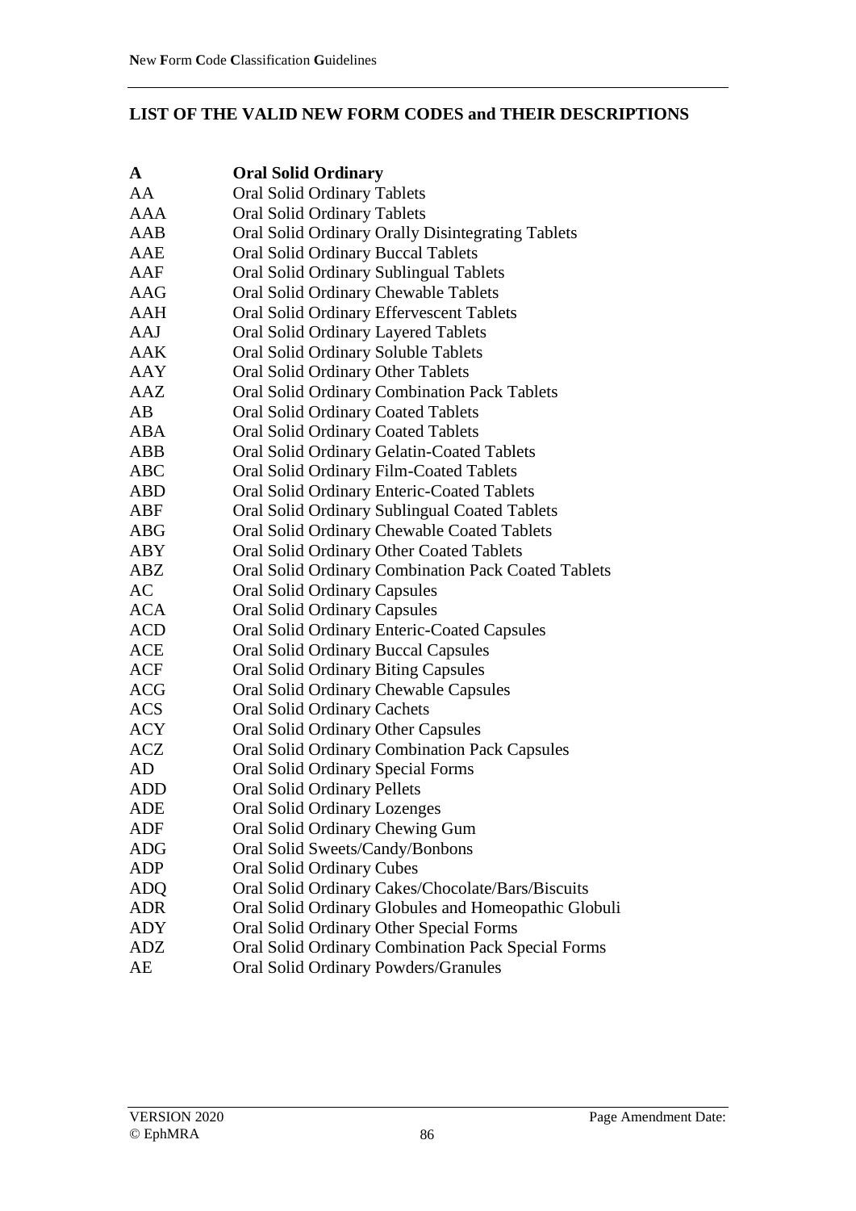## LIST OF THE VALID NEW FORM CODES and THEIR DESCRIPTIONS

| | |
|---|---|
| **A** | **Oral Solid Ordinary** |
| AA | Oral Solid Ordinary Tablets |
| AAA | Oral Solid Ordinary Tablets |
| AAB | Oral Solid Ordinary Orally Disintegrating Tablets |
| AAE | Oral Solid Ordinary Buccal Tablets |
| AAF | Oral Solid Ordinary Sublingual Tablets |
| AAG | Oral Solid Ordinary Chewable Tablets |
| AAH | Oral Solid Ordinary Effervescent Tablets |
| AAJ | Oral Solid Ordinary Layered Tablets |
| AAK | Oral Solid Ordinary Soluble Tablets |
| AAY | Oral Solid Ordinary Other Tablets |
| AAZ | Oral Solid Ordinary Combination Pack Tablets |
| AB | Oral Solid Ordinary Coated Tablets |
| ABA | Oral Solid Ordinary Coated Tablets |
| ABB | Oral Solid Ordinary Gelatin-Coated Tablets |
| ABC | Oral Solid Ordinary Film-Coated Tablets |
| ABD | Oral Solid Ordinary Enteric-Coated Tablets |
| ABF | Oral Solid Ordinary Sublingual Coated Tablets |
| ABG | Oral Solid Ordinary Chewable Coated Tablets |
| ABY | Oral Solid Ordinary Other Coated Tablets |
| ABZ | Oral Solid Ordinary Combination Pack Coated Tablets |
| AC | Oral Solid Ordinary Capsules |
| ACA | Oral Solid Ordinary Capsules |
| ACD | Oral Solid Ordinary Enteric-Coated Capsules |
| ACE | Oral Solid Ordinary Buccal Capsules |
| ACF | Oral Solid Ordinary Biting Capsules |
| ACG | Oral Solid Ordinary Chewable Capsules |
| ACS | Oral Solid Ordinary Cachets |
| ACY | Oral Solid Ordinary Other Capsules |
| ACZ | Oral Solid Ordinary Combination Pack Capsules |
| AD | Oral Solid Ordinary Special Forms |
| ADD | Oral Solid Ordinary Pellets |
| ADE | Oral Solid Ordinary Lozenges |
| ADF | Oral Solid Ordinary Chewing Gum |
| ADG | Oral Solid Sweets/Candy/Bonbons |
| ADP | Oral Solid Ordinary Cubes |
| ADQ | Oral Solid Ordinary Cakes/Chocolate/Bars/Biscuits |
| ADR | Oral Solid Ordinary Globules and Homeopathic Globuli |
| ADY | Oral Solid Ordinary Other Special Forms |
| ADZ | Oral Solid Ordinary Combination Pack Special Forms |
| AE | Oral Solid Ordinary Powders/Granules |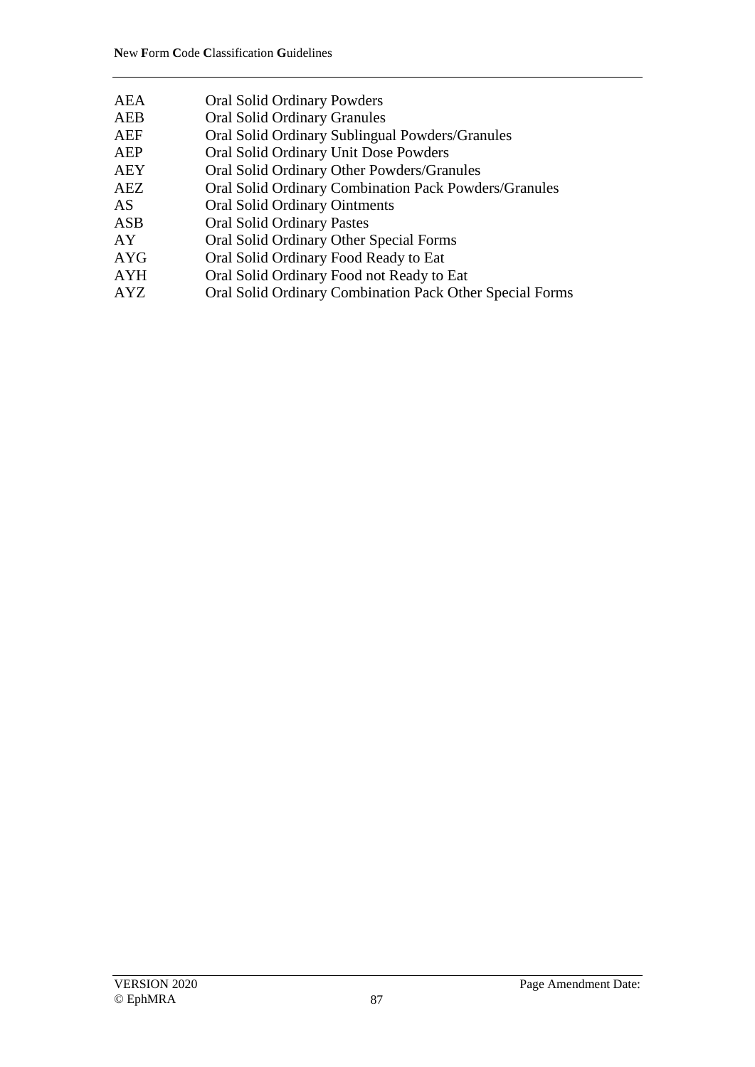| | |
|---|---|
| AEA | Oral Solid Ordinary Powders |
| AEB | Oral Solid Ordinary Granules |
| AEF | Oral Solid Ordinary Sublingual Powders/Granules |
| AEP | Oral Solid Ordinary Unit Dose Powders |
| AEY | Oral Solid Ordinary Other Powders/Granules |
| AEZ | Oral Solid Ordinary Combination Pack Powders/Granules |
| AS | Oral Solid Ordinary Ointments |
| ASB | Oral Solid Ordinary Pastes |
| AY | Oral Solid Ordinary Other Special Forms |
| AYG | Oral Solid Ordinary Food Ready to Eat |
| AYH | Oral Solid Ordinary Food not Ready to Eat |
| AYZ | Oral Solid Ordinary Combination Pack Other Special Forms |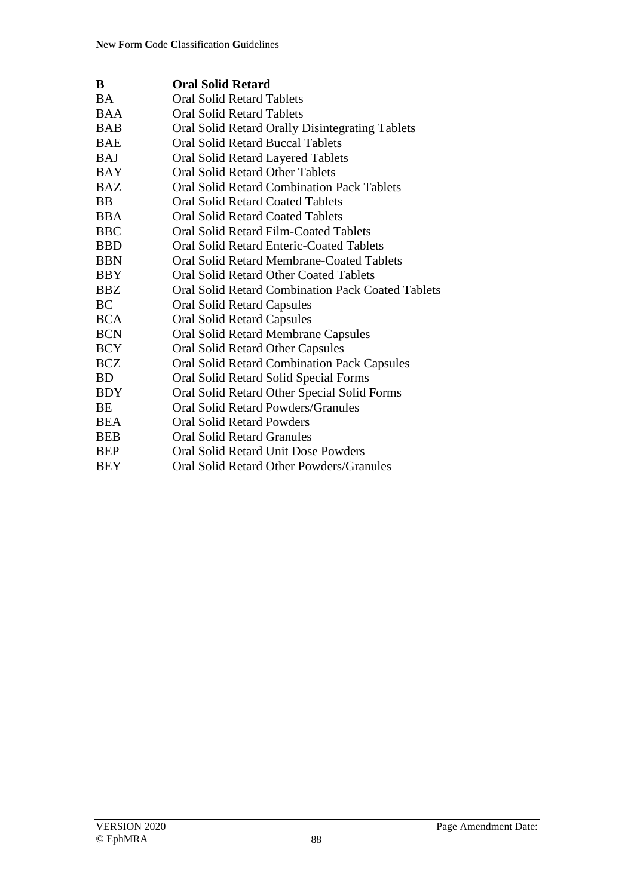| **B** | **Oral Solid Retard** |
|---|---|
| BA | Oral Solid Retard Tablets |
| BAA | Oral Solid Retard Tablets |
| BAB | Oral Solid Retard Orally Disintegrating Tablets |
| BAE | Oral Solid Retard Buccal Tablets |
| BAJ | Oral Solid Retard Layered Tablets |
| BAY | Oral Solid Retard Other Tablets |
| BAZ | Oral Solid Retard Combination Pack Tablets |
| BB | Oral Solid Retard Coated Tablets |
| BBA | Oral Solid Retard Coated Tablets |
| BBC | Oral Solid Retard Film-Coated Tablets |
| BBD | Oral Solid Retard Enteric-Coated Tablets |
| BBN | Oral Solid Retard Membrane-Coated Tablets |
| BBY | Oral Solid Retard Other Coated Tablets |
| BBZ | Oral Solid Retard Combination Pack Coated Tablets |
| BC | Oral Solid Retard Capsules |
| BCA | Oral Solid Retard Capsules |
| BCN | Oral Solid Retard Membrane Capsules |
| BCY | Oral Solid Retard Other Capsules |
| BCZ | Oral Solid Retard Combination Pack Capsules |
| BD | Oral Solid Retard Solid Special Forms |
| BDY | Oral Solid Retard Other Special Solid Forms |
| BE | Oral Solid Retard Powders/Granules |
| BEA | Oral Solid Retard Powders |
| BEB | Oral Solid Retard Granules |
| BEP | Oral Solid Retard Unit Dose Powders |
| BEY | Oral Solid Retard Other Powders/Granules |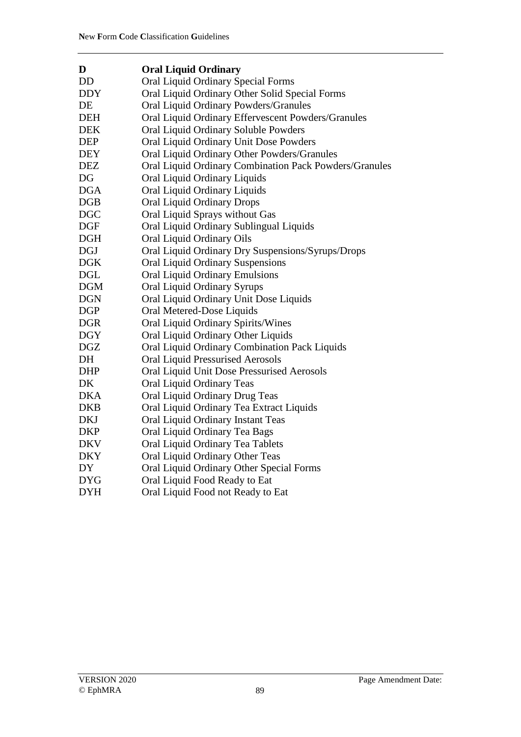| | |
|---|---|
| **D** | **Oral Liquid Ordinary** |
| DD | Oral Liquid Ordinary Special Forms |
| DDY | Oral Liquid Ordinary Other Solid Special Forms |
| DE | Oral Liquid Ordinary Powders/Granules |
| DEH | Oral Liquid Ordinary Effervescent Powders/Granules |
| DEK | Oral Liquid Ordinary Soluble Powders |
| DEP | Oral Liquid Ordinary Unit Dose Powders |
| DEY | Oral Liquid Ordinary Other Powders/Granules |
| DEZ | Oral Liquid Ordinary Combination Pack Powders/Granules |
| DG | Oral Liquid Ordinary Liquids |
| DGA | Oral Liquid Ordinary Liquids |
| DGB | Oral Liquid Ordinary Drops |
| DGC | Oral Liquid Sprays without Gas |
| DGF | Oral Liquid Ordinary Sublingual Liquids |
| DGH | Oral Liquid Ordinary Oils |
| DGJ | Oral Liquid Ordinary Dry Suspensions/Syrups/Drops |
| DGK | Oral Liquid Ordinary Suspensions |
| DGL | Oral Liquid Ordinary Emulsions |
| DGM | Oral Liquid Ordinary Syrups |
| DGN | Oral Liquid Ordinary Unit Dose Liquids |
| DGP | Oral Metered-Dose Liquids |
| DGR | Oral Liquid Ordinary Spirits/Wines |
| DGY | Oral Liquid Ordinary Other Liquids |
| DGZ | Oral Liquid Ordinary Combination Pack Liquids |
| DH | Oral Liquid Pressurised Aerosols |
| DHP | Oral Liquid Unit Dose Pressurised Aerosols |
| DK | Oral Liquid Ordinary Teas |
| DKA | Oral Liquid Ordinary Drug Teas |
| DKB | Oral Liquid Ordinary Tea Extract Liquids |
| DKJ | Oral Liquid Ordinary Instant Teas |
| DKP | Oral Liquid Ordinary Tea Bags |
| DKV | Oral Liquid Ordinary Tea Tablets |
| DKY | Oral Liquid Ordinary Other Teas |
| DY | Oral Liquid Ordinary Other Special Forms |
| DYG | Oral Liquid Food Ready to Eat |
| DYH | Oral Liquid Food not Ready to Eat |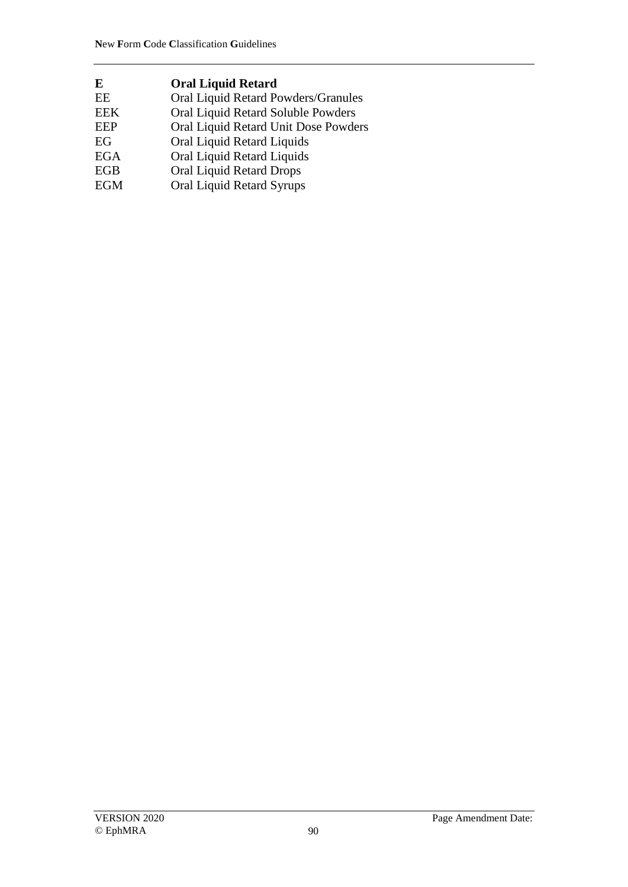| **E** | **Oral Liquid Retard** |
| --- | --- |
| EE | Oral Liquid Retard Powders/Granules |
| EEK | Oral Liquid Retard Soluble Powders |
| EEP | Oral Liquid Retard Unit Dose Powders |
| EG | Oral Liquid Retard Liquids |
| EGA | Oral Liquid Retard Liquids |
| EGB | Oral Liquid Retard Drops |
| EGM | Oral Liquid Retard Syrups |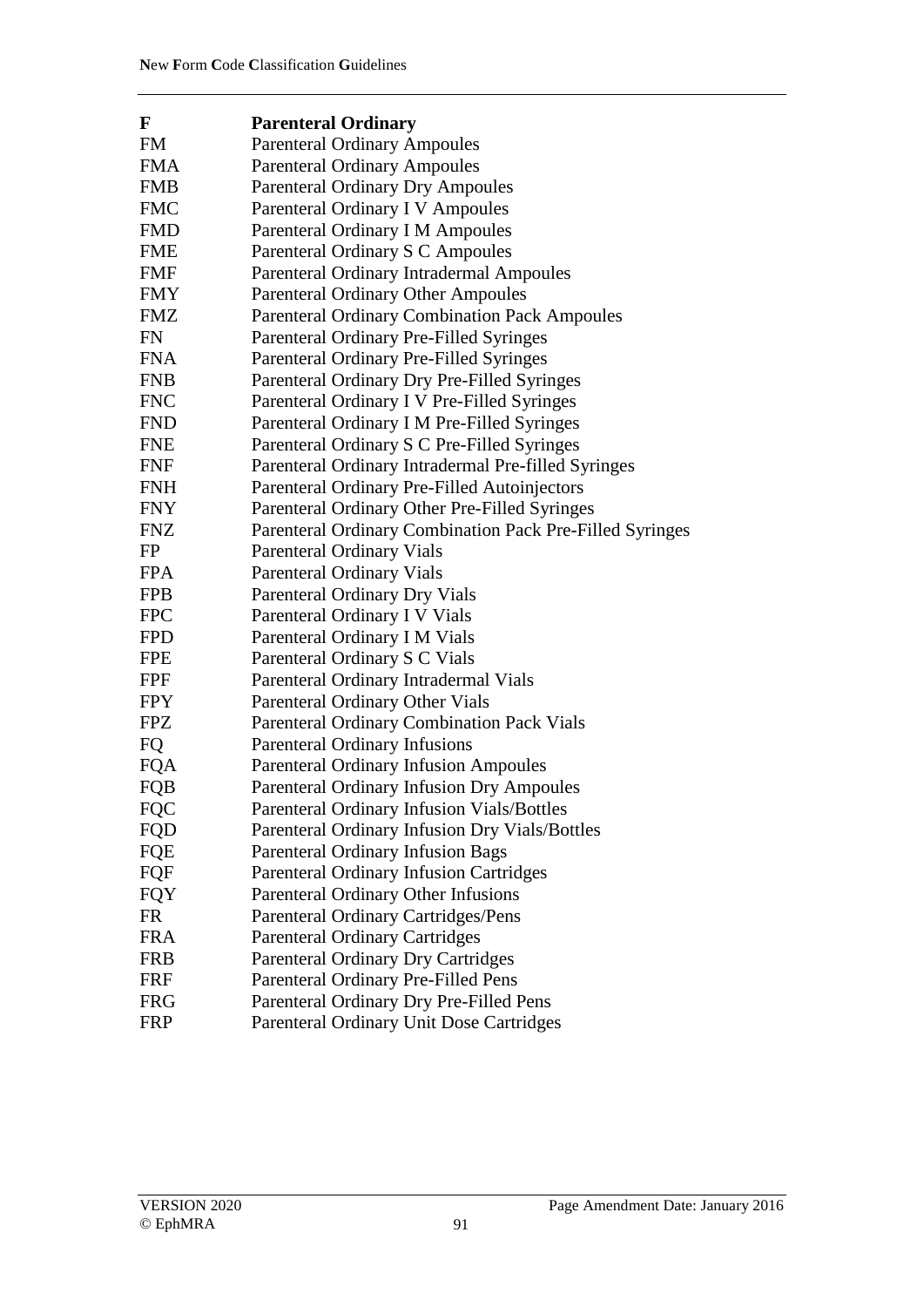| F | **Parenteral Ordinary** |
|---|---|
| FM | Parenteral Ordinary Ampoules |
| FMA | Parenteral Ordinary Ampoules |
| FMB | Parenteral Ordinary Dry Ampoules |
| FMC | Parenteral Ordinary I V Ampoules |
| FMD | Parenteral Ordinary I M Ampoules |
| FME | Parenteral Ordinary S C Ampoules |
| FMF | Parenteral Ordinary Intradermal Ampoules |
| FMY | Parenteral Ordinary Other Ampoules |
| FMZ | Parenteral Ordinary Combination Pack Ampoules |
| FN | Parenteral Ordinary Pre-Filled Syringes |
| FNA | Parenteral Ordinary Pre-Filled Syringes |
| FNB | Parenteral Ordinary Dry Pre-Filled Syringes |
| FNC | Parenteral Ordinary I V Pre-Filled Syringes |
| FND | Parenteral Ordinary I M Pre-Filled Syringes |
| FNE | Parenteral Ordinary S C Pre-Filled Syringes |
| FNF | Parenteral Ordinary Intradermal Pre-filled Syringes |
| FNH | Parenteral Ordinary Pre-Filled Autoinjectors |
| FNY | Parenteral Ordinary Other Pre-Filled Syringes |
| FNZ | Parenteral Ordinary Combination Pack Pre-Filled Syringes |
| FP | Parenteral Ordinary Vials |
| FPA | Parenteral Ordinary Vials |
| FPB | Parenteral Ordinary Dry Vials |
| FPC | Parenteral Ordinary I V Vials |
| FPD | Parenteral Ordinary I M Vials |
| FPE | Parenteral Ordinary S C Vials |
| FPF | Parenteral Ordinary Intradermal Vials |
| FPY | Parenteral Ordinary Other Vials |
| FPZ | Parenteral Ordinary Combination Pack Vials |
| FQ | Parenteral Ordinary Infusions |
| FQA | Parenteral Ordinary Infusion Ampoules |
| FQB | Parenteral Ordinary Infusion Dry Ampoules |
| FQC | Parenteral Ordinary Infusion Vials/Bottles |
| FQD | Parenteral Ordinary Infusion Dry Vials/Bottles |
| FQE | Parenteral Ordinary Infusion Bags |
| FQF | Parenteral Ordinary Infusion Cartridges |
| FQY | Parenteral Ordinary Other Infusions |
| FR | Parenteral Ordinary Cartridges/Pens |
| FRA | Parenteral Ordinary Cartridges |
| FRB | Parenteral Ordinary Dry Cartridges |
| FRF | Parenteral Ordinary Pre-Filled Pens |
| FRG | Parenteral Ordinary Dry Pre-Filled Pens |
| FRP | Parenteral Ordinary Unit Dose Cartridges |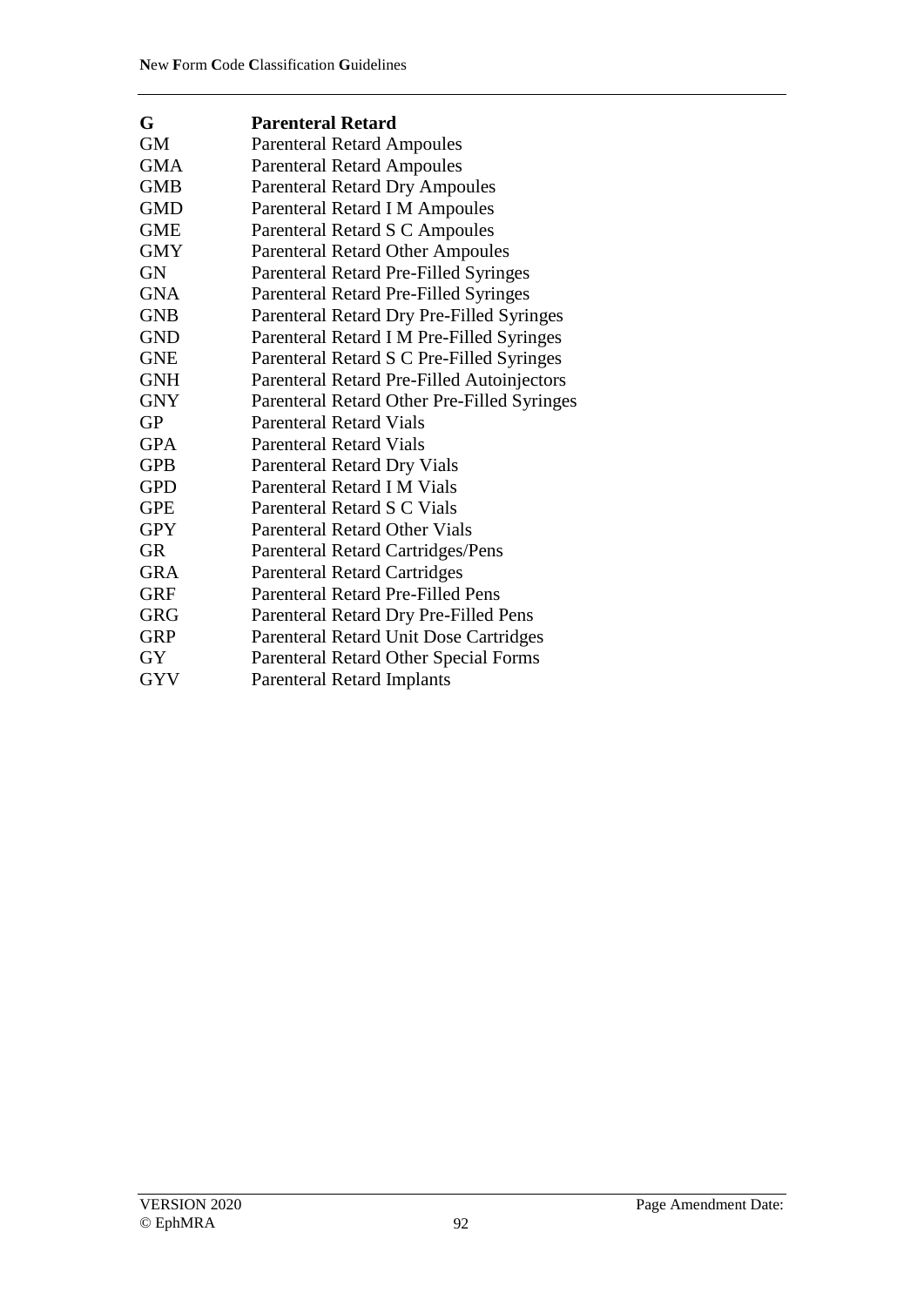| **G** | **Parenteral Retard** |
|---|---|
| GM | Parenteral Retard Ampoules |
| GMA | Parenteral Retard Ampoules |
| GMB | Parenteral Retard Dry Ampoules |
| GMD | Parenteral Retard I M Ampoules |
| GME | Parenteral Retard S C Ampoules |
| GMY | Parenteral Retard Other Ampoules |
| GN | Parenteral Retard Pre-Filled Syringes |
| GNA | Parenteral Retard Pre-Filled Syringes |
| GNB | Parenteral Retard Dry Pre-Filled Syringes |
| GND | Parenteral Retard I M Pre-Filled Syringes |
| GNE | Parenteral Retard S C Pre-Filled Syringes |
| GNH | Parenteral Retard Pre-Filled Autoinjectors |
| GNY | Parenteral Retard Other Pre-Filled Syringes |
| GP | Parenteral Retard Vials |
| GPA | Parenteral Retard Vials |
| GPB | Parenteral Retard Dry Vials |
| GPD | Parenteral Retard I M Vials |
| GPE | Parenteral Retard S C Vials |
| GPY | Parenteral Retard Other Vials |
| GR | Parenteral Retard Cartridges/Pens |
| GRA | Parenteral Retard Cartridges |
| GRF | Parenteral Retard Pre-Filled Pens |
| GRG | Parenteral Retard Dry Pre-Filled Pens |
| GRP | Parenteral Retard Unit Dose Cartridges |
| GY | Parenteral Retard Other Special Forms |
| GYV | Parenteral Retard Implants |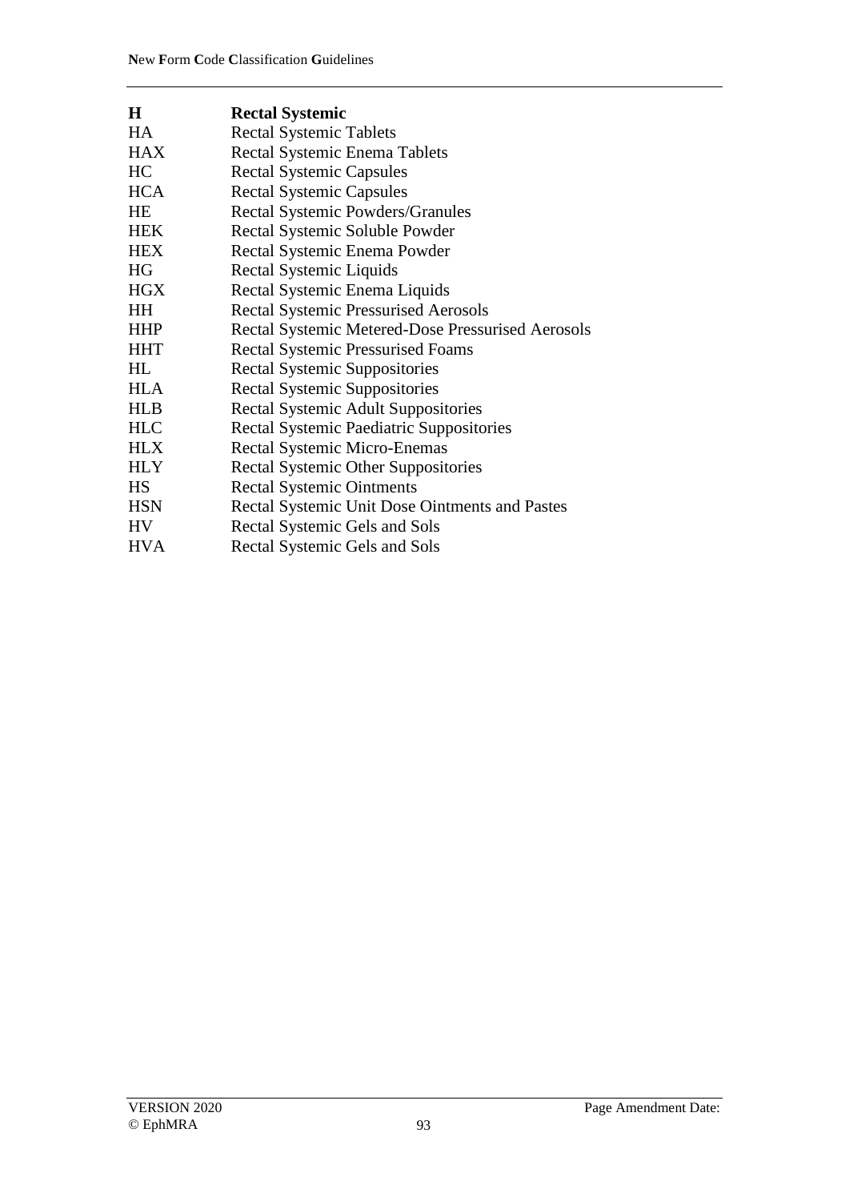| **H** | **Rectal Systemic** |
|---|---|
| HA | Rectal Systemic Tablets |
| HAX | Rectal Systemic Enema Tablets |
| HC | Rectal Systemic Capsules |
| HCA | Rectal Systemic Capsules |
| HE | Rectal Systemic Powders/Granules |
| HEK | Rectal Systemic Soluble Powder |
| HEX | Rectal Systemic Enema Powder |
| HG | Rectal Systemic Liquids |
| HGX | Rectal Systemic Enema Liquids |
| HH | Rectal Systemic Pressurised Aerosols |
| HHP | Rectal Systemic Metered-Dose Pressurised Aerosols |
| HHT | Rectal Systemic Pressurised Foams |
| HL | Rectal Systemic Suppositories |
| HLA | Rectal Systemic Suppositories |
| HLB | Rectal Systemic Adult Suppositories |
| HLC | Rectal Systemic Paediatric Suppositories |
| HLX | Rectal Systemic Micro-Enemas |
| HLY | Rectal Systemic Other Suppositories |
| HS | Rectal Systemic Ointments |
| HSN | Rectal Systemic Unit Dose Ointments and Pastes |
| HV | Rectal Systemic Gels and Sols |
| HVA | Rectal Systemic Gels and Sols |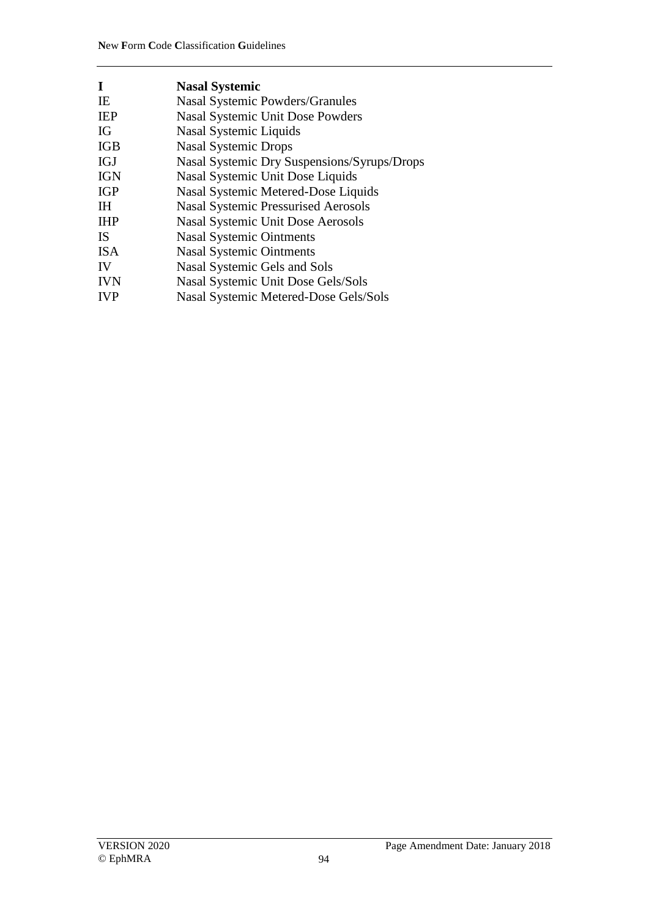| **I** | **Nasal Systemic** |
|---|---|
| IE | Nasal Systemic Powders/Granules |
| IEP | Nasal Systemic Unit Dose Powders |
| IG | Nasal Systemic Liquids |
| IGB | Nasal Systemic Drops |
| IGJ | Nasal Systemic Dry Suspensions/Syrups/Drops |
| IGN | Nasal Systemic Unit Dose Liquids |
| IGP | Nasal Systemic Metered-Dose Liquids |
| IH | Nasal Systemic Pressurised Aerosols |
| IHP | Nasal Systemic Unit Dose Aerosols |
| IS | Nasal Systemic Ointments |
| ISA | Nasal Systemic Ointments |
| IV | Nasal Systemic Gels and Sols |
| IVN | Nasal Systemic Unit Dose Gels/Sols |
| IVP | Nasal Systemic Metered-Dose Gels/Sols |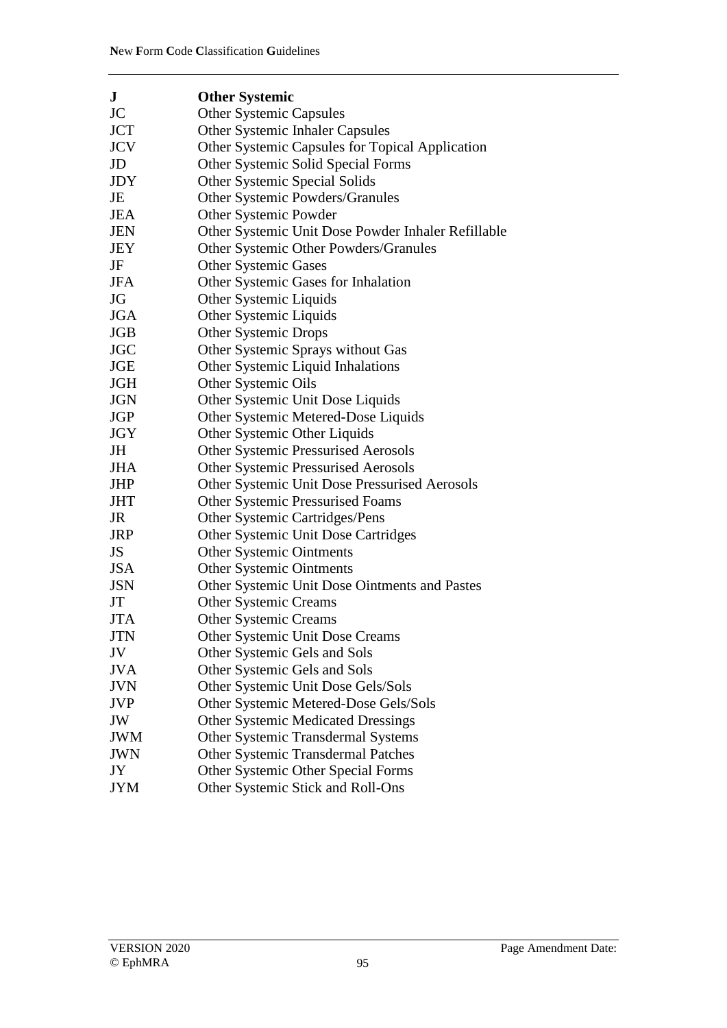| | |
|---|---|
| **J** | **Other Systemic** |
| JC | Other Systemic Capsules |
| JCT | Other Systemic Inhaler Capsules |
| JCV | Other Systemic Capsules for Topical Application |
| JD | Other Systemic Solid Special Forms |
| JDY | Other Systemic Special Solids |
| JE | Other Systemic Powders/Granules |
| JEA | Other Systemic Powder |
| JEN | Other Systemic Unit Dose Powder Inhaler Refillable |
| JEY | Other Systemic Other Powders/Granules |
| JF | Other Systemic Gases |
| JFA | Other Systemic Gases for Inhalation |
| JG | Other Systemic Liquids |
| JGA | Other Systemic Liquids |
| JGB | Other Systemic Drops |
| JGC | Other Systemic Sprays without Gas |
| JGE | Other Systemic Liquid Inhalations |
| JGH | Other Systemic Oils |
| JGN | Other Systemic Unit Dose Liquids |
| JGP | Other Systemic Metered-Dose Liquids |
| JGY | Other Systemic Other Liquids |
| JH | Other Systemic Pressurised Aerosols |
| JHA | Other Systemic Pressurised Aerosols |
| JHP | Other Systemic Unit Dose Pressurised Aerosols |
| JHT | Other Systemic Pressurised Foams |
| JR | Other Systemic Cartridges/Pens |
| JRP | Other Systemic Unit Dose Cartridges |
| JS | Other Systemic Ointments |
| JSA | Other Systemic Ointments |
| JSN | Other Systemic Unit Dose Ointments and Pastes |
| JT | Other Systemic Creams |
| JTA | Other Systemic Creams |
| JTN | Other Systemic Unit Dose Creams |
| JV | Other Systemic Gels and Sols |
| JVA | Other Systemic Gels and Sols |
| JVN | Other Systemic Unit Dose Gels/Sols |
| JVP | Other Systemic Metered-Dose Gels/Sols |
| JW | Other Systemic Medicated Dressings |
| JWM | Other Systemic Transdermal Systems |
| JWN | Other Systemic Transdermal Patches |
| JY | Other Systemic Other Special Forms |
| JYM | Other Systemic Stick and Roll-Ons |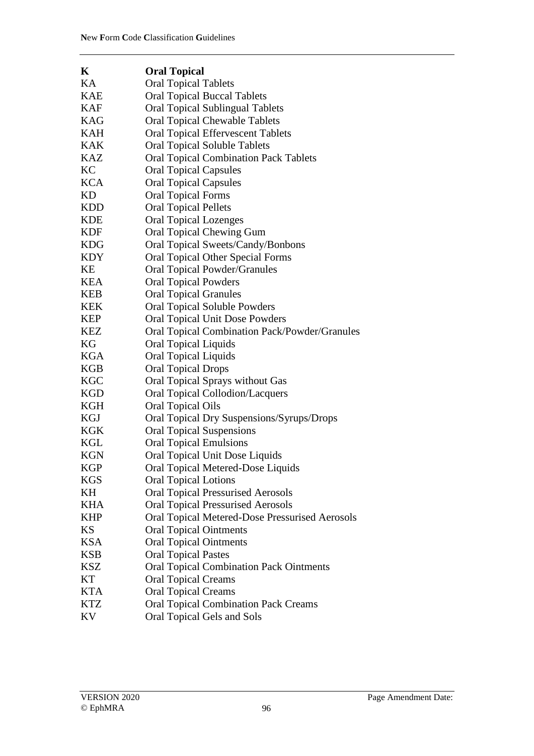| **K** | **Oral Topical** |
|---|---|
| KA | Oral Topical Tablets |
| KAE | Oral Topical Buccal Tablets |
| KAF | Oral Topical Sublingual Tablets |
| KAG | Oral Topical Chewable Tablets |
| KAH | Oral Topical Effervescent Tablets |
| KAK | Oral Topical Soluble Tablets |
| KAZ | Oral Topical Combination Pack Tablets |
| KC | Oral Topical Capsules |
| KCA | Oral Topical Capsules |
| KD | Oral Topical Forms |
| KDD | Oral Topical Pellets |
| KDE | Oral Topical Lozenges |
| KDF | Oral Topical Chewing Gum |
| KDG | Oral Topical Sweets/Candy/Bonbons |
| KDY | Oral Topical Other Special Forms |
| KE | Oral Topical Powder/Granules |
| KEA | Oral Topical Powders |
| KEB | Oral Topical Granules |
| KEK | Oral Topical Soluble Powders |
| KEP | Oral Topical Unit Dose Powders |
| KEZ | Oral Topical Combination Pack/Powder/Granules |
| KG | Oral Topical Liquids |
| KGA | Oral Topical Liquids |
| KGB | Oral Topical Drops |
| KGC | Oral Topical Sprays without Gas |
| KGD | Oral Topical Collodion/Lacquers |
| KGH | Oral Topical Oils |
| KGJ | Oral Topical Dry Suspensions/Syrups/Drops |
| KGK | Oral Topical Suspensions |
| KGL | Oral Topical Emulsions |
| KGN | Oral Topical Unit Dose Liquids |
| KGP | Oral Topical Metered-Dose Liquids |
| KGS | Oral Topical Lotions |
| KH | Oral Topical Pressurised Aerosols |
| KHA | Oral Topical Pressurised Aerosols |
| KHP | Oral Topical Metered-Dose Pressurised Aerosols |
| KS | Oral Topical Ointments |
| KSA | Oral Topical Ointments |
| KSB | Oral Topical Pastes |
| KSZ | Oral Topical Combination Pack Ointments |
| KT | Oral Topical Creams |
| KTA | Oral Topical Creams |
| KTZ | Oral Topical Combination Pack Creams |
| KV | Oral Topical Gels and Sols |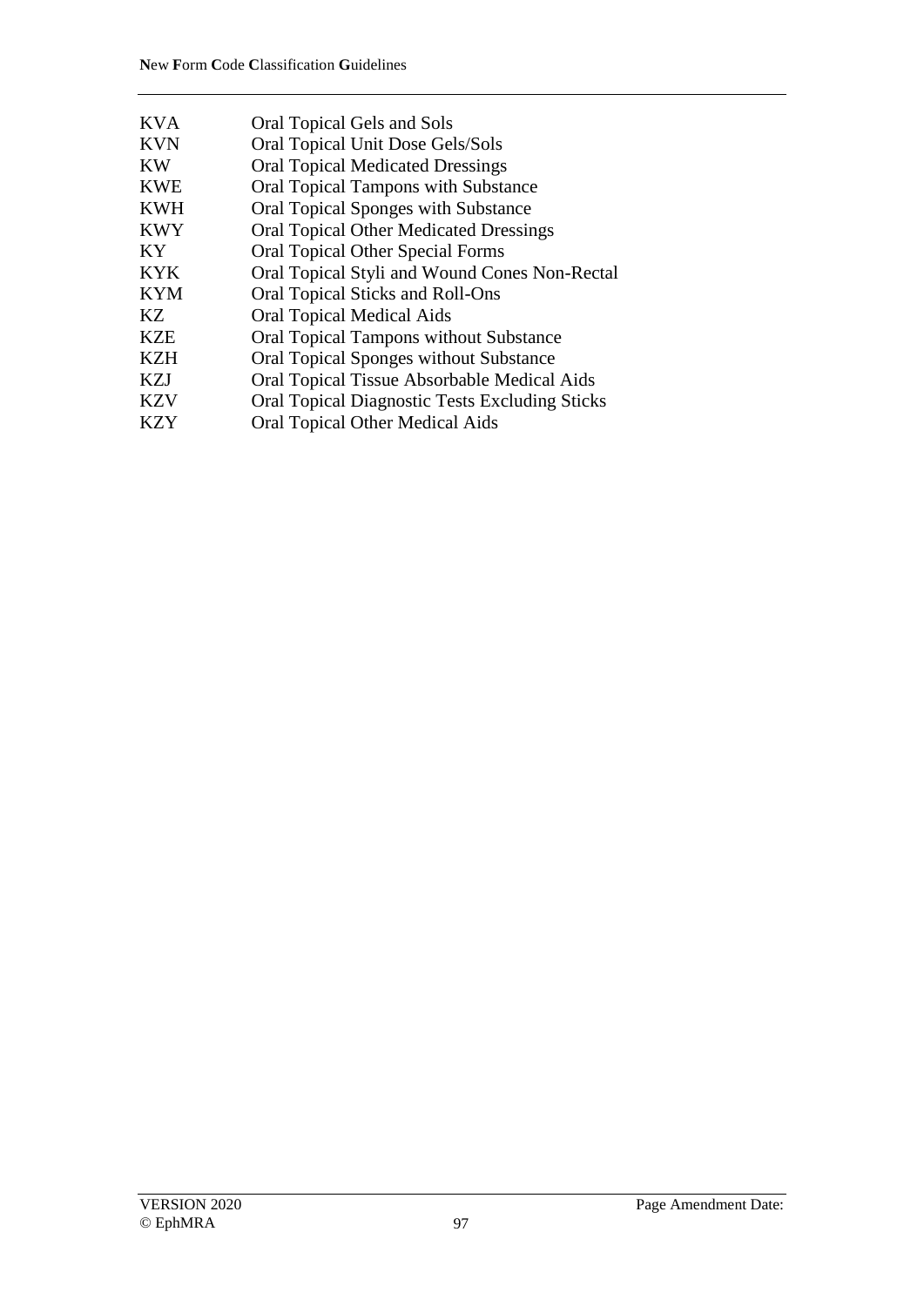| | |
|---|---|
| KVA | Oral Topical Gels and Sols |
| KVN | Oral Topical Unit Dose Gels/Sols |
| KW | Oral Topical Medicated Dressings |
| KWE | Oral Topical Tampons with Substance |
| KWH | Oral Topical Sponges with Substance |
| KWY | Oral Topical Other Medicated Dressings |
| KY | Oral Topical Other Special Forms |
| KYK | Oral Topical Styli and Wound Cones Non-Rectal |
| KYM | Oral Topical Sticks and Roll-Ons |
| KZ | Oral Topical Medical Aids |
| KZE | Oral Topical Tampons without Substance |
| KZH | Oral Topical Sponges without Substance |
| KZJ | Oral Topical Tissue Absorbable Medical Aids |
| KZV | Oral Topical Diagnostic Tests Excluding Sticks |
| KZY | Oral Topical Other Medical Aids |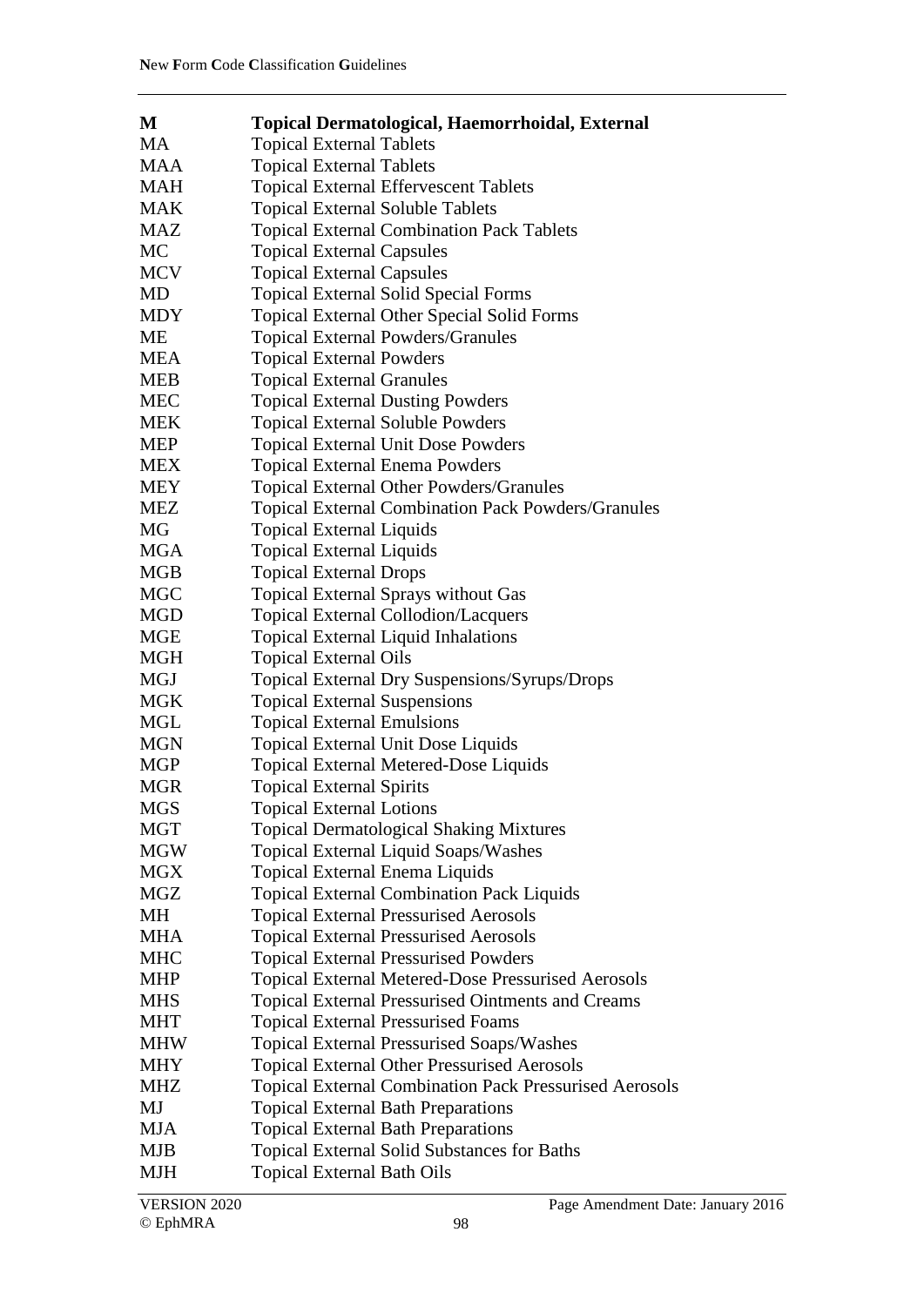| | |
|---|---|
| **M** | **Topical Dermatological, Haemorrhoidal, External** |
| MA | Topical External Tablets |
| MAA | Topical External Tablets |
| MAH | Topical External Effervescent Tablets |
| MAK | Topical External Soluble Tablets |
| MAZ | Topical External Combination Pack Tablets |
| MC | Topical External Capsules |
| MCV | Topical External Capsules |
| MD | Topical External Solid Special Forms |
| MDY | Topical External Other Special Solid Forms |
| ME | Topical External Powders/Granules |
| MEA | Topical External Powders |
| MEB | Topical External Granules |
| MEC | Topical External Dusting Powders |
| MEK | Topical External Soluble Powders |
| MEP | Topical External Unit Dose Powders |
| MEX | Topical External Enema Powders |
| MEY | Topical External Other Powders/Granules |
| MEZ | Topical External Combination Pack Powders/Granules |
| MG | Topical External Liquids |
| MGA | Topical External Liquids |
| MGB | Topical External Drops |
| MGC | Topical External Sprays without Gas |
| MGD | Topical External Collodion/Lacquers |
| MGE | Topical External Liquid Inhalations |
| MGH | Topical External Oils |
| MGJ | Topical External Dry Suspensions/Syrups/Drops |
| MGK | Topical External Suspensions |
| MGL | Topical External Emulsions |
| MGN | Topical External Unit Dose Liquids |
| MGP | Topical External Metered-Dose Liquids |
| MGR | Topical External Spirits |
| MGS | Topical External Lotions |
| MGT | Topical Dermatological Shaking Mixtures |
| MGW | Topical External Liquid Soaps/Washes |
| MGX | Topical External Enema Liquids |
| MGZ | Topical External Combination Pack Liquids |
| MH | Topical External Pressurised Aerosols |
| MHA | Topical External Pressurised Aerosols |
| MHC | Topical External Pressurised Powders |
| MHP | Topical External Metered-Dose Pressurised Aerosols |
| MHS | Topical External Pressurised Ointments and Creams |
| MHT | Topical External Pressurised Foams |
| MHW | Topical External Pressurised Soaps/Washes |
| MHY | Topical External Other Pressurised Aerosols |
| MHZ | Topical External Combination Pack Pressurised Aerosols |
| MJ | Topical External Bath Preparations |
| MJA | Topical External Bath Preparations |
| MJB | Topical External Solid Substances for Baths |
| MJH | Topical External Bath Oils |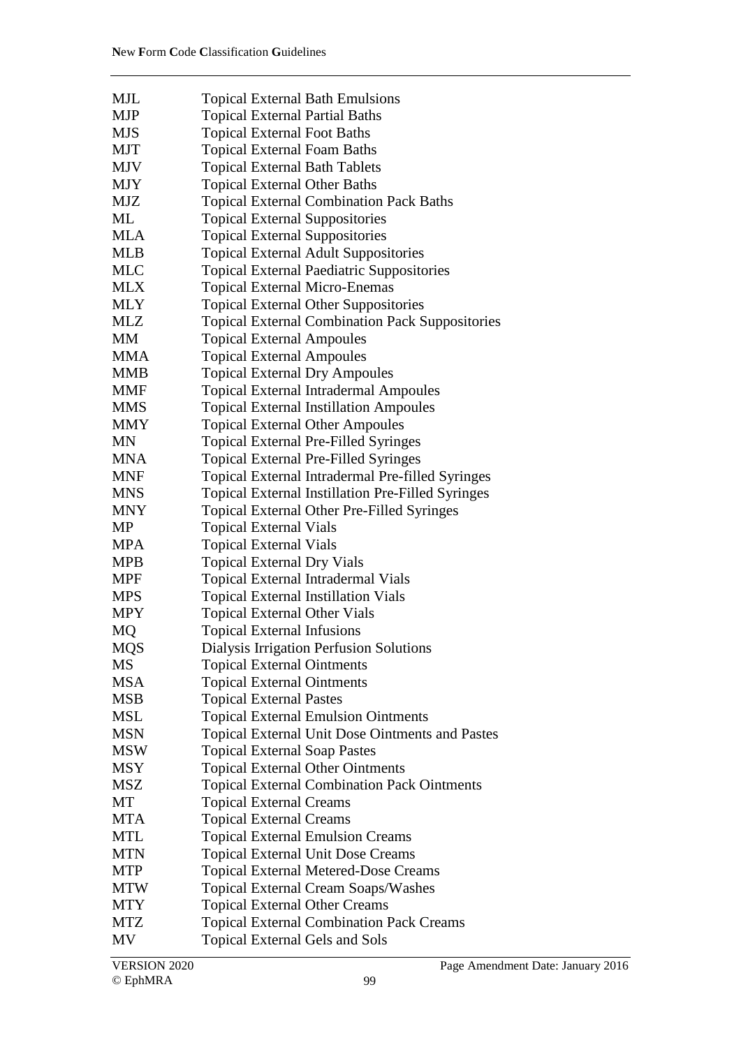| | |
|---|---|
| MJL | Topical External Bath Emulsions |
| MJP | Topical External Partial Baths |
| MJS | Topical External Foot Baths |
| MJT | Topical External Foam Baths |
| MJV | Topical External Bath Tablets |
| MJY | Topical External Other Baths |
| MJZ | Topical External Combination Pack Baths |
| ML | Topical External Suppositories |
| MLA | Topical External Suppositories |
| MLB | Topical External Adult Suppositories |
| MLC | Topical External Paediatric Suppositories |
| MLX | Topical External Micro-Enemas |
| MLY | Topical External Other Suppositories |
| MLZ | Topical External Combination Pack Suppositories |
| MM | Topical External Ampoules |
| MMA | Topical External Ampoules |
| MMB | Topical External Dry Ampoules |
| MMF | Topical External Intradermal Ampoules |
| MMS | Topical External Instillation Ampoules |
| MMY | Topical External Other Ampoules |
| MN | Topical External Pre-Filled Syringes |
| MNA | Topical External Pre-Filled Syringes |
| MNF | Topical External Intradermal Pre-filled Syringes |
| MNS | Topical External Instillation Pre-Filled Syringes |
| MNY | Topical External Other Pre-Filled Syringes |
| MP | Topical External Vials |
| MPA | Topical External Vials |
| MPB | Topical External Dry Vials |
| MPF | Topical External Intradermal Vials |
| MPS | Topical External Instillation Vials |
| MPY | Topical External Other Vials |
| MQ | Topical External Infusions |
| MQS | Dialysis Irrigation Perfusion Solutions |
| MS | Topical External Ointments |
| MSA | Topical External Ointments |
| MSB | Topical External Pastes |
| MSL | Topical External Emulsion Ointments |
| MSN | Topical External Unit Dose Ointments and Pastes |
| MSW | Topical External Soap Pastes |
| MSY | Topical External Other Ointments |
| MSZ | Topical External Combination Pack Ointments |
| MT | Topical External Creams |
| MTA | Topical External Creams |
| MTL | Topical External Emulsion Creams |
| MTN | Topical External Unit Dose Creams |
| MTP | Topical External Metered-Dose Creams |
| MTW | Topical External Cream Soaps/Washes |
| MTY | Topical External Other Creams |
| MTZ | Topical External Combination Pack Creams |
| MV | Topical External Gels and Sols |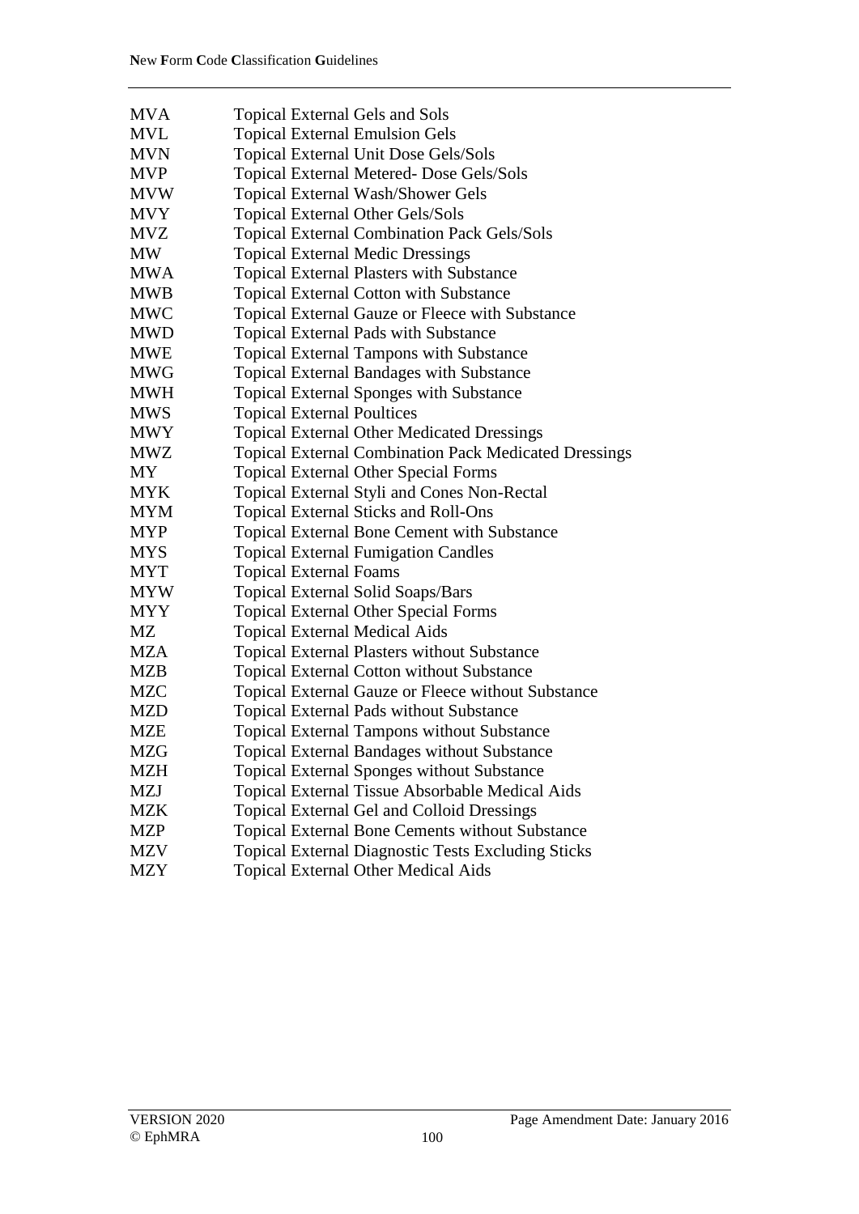| | |
|---|---|
| MVA | Topical External Gels and Sols |
| MVL | Topical External Emulsion Gels |
| MVN | Topical External Unit Dose Gels/Sols |
| MVP | Topical External Metered- Dose Gels/Sols |
| MVW | Topical External Wash/Shower Gels |
| MVY | Topical External Other Gels/Sols |
| MVZ | Topical External Combination Pack Gels/Sols |
| MW | Topical External Medic Dressings |
| MWA | Topical External Plasters with Substance |
| MWB | Topical External Cotton with Substance |
| MWC | Topical External Gauze or Fleece with Substance |
| MWD | Topical External Pads with Substance |
| MWE | Topical External Tampons with Substance |
| MWG | Topical External Bandages with Substance |
| MWH | Topical External Sponges with Substance |
| MWS | Topical External Poultices |
| MWY | Topical External Other Medicated Dressings |
| MWZ | Topical External Combination Pack Medicated Dressings |
| MY | Topical External Other Special Forms |
| MYK | Topical External Styli and Cones Non-Rectal |
| MYM | Topical External Sticks and Roll-Ons |
| MYP | Topical External Bone Cement with Substance |
| MYS | Topical External Fumigation Candles |
| MYT | Topical External Foams |
| MYW | Topical External Solid Soaps/Bars |
| MYY | Topical External Other Special Forms |
| MZ | Topical External Medical Aids |
| MZA | Topical External Plasters without Substance |
| MZB | Topical External Cotton without Substance |
| MZC | Topical External Gauze or Fleece without Substance |
| MZD | Topical External Pads without Substance |
| MZE | Topical External Tampons without Substance |
| MZG | Topical External Bandages without Substance |
| MZH | Topical External Sponges without Substance |
| MZJ | Topical External Tissue Absorbable Medical Aids |
| MZK | Topical External Gel and Colloid Dressings |
| MZP | Topical External Bone Cements without Substance |
| MZV | Topical External Diagnostic Tests Excluding Sticks |
| MZY | Topical External Other Medical Aids |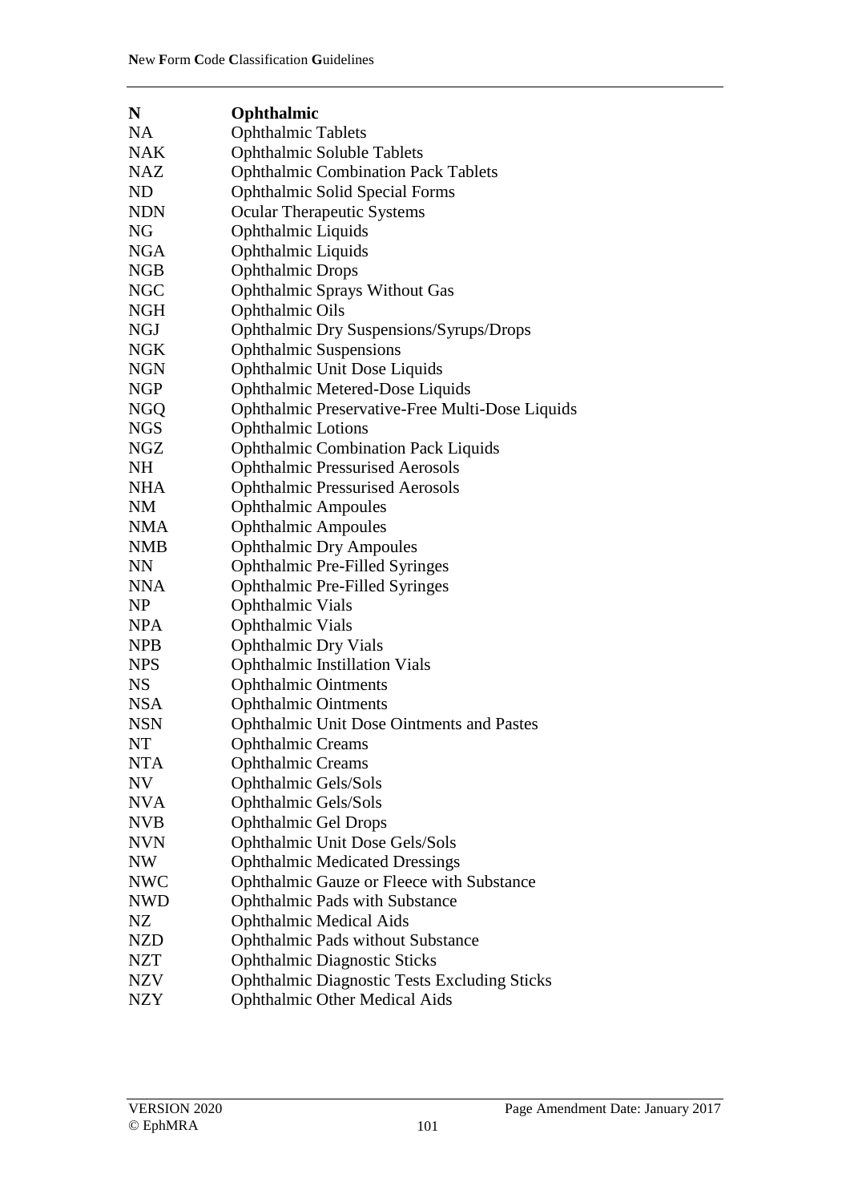| **N** | **Ophthalmic** |
|---|---|
| NA | Ophthalmic Tablets |
| NAK | Ophthalmic Soluble Tablets |
| NAZ | Ophthalmic Combination Pack Tablets |
| ND | Ophthalmic Solid Special Forms |
| NDN | Ocular Therapeutic Systems |
| NG | Ophthalmic Liquids |
| NGA | Ophthalmic Liquids |
| NGB | Ophthalmic Drops |
| NGC | Ophthalmic Sprays Without Gas |
| NGH | Ophthalmic Oils |
| NGJ | Ophthalmic Dry Suspensions/Syrups/Drops |
| NGK | Ophthalmic Suspensions |
| NGN | Ophthalmic Unit Dose Liquids |
| NGP | Ophthalmic Metered-Dose Liquids |
| NGQ | Ophthalmic Preservative-Free Multi-Dose Liquids |
| NGS | Ophthalmic Lotions |
| NGZ | Ophthalmic Combination Pack Liquids |
| NH | Ophthalmic Pressurised Aerosols |
| NHA | Ophthalmic Pressurised Aerosols |
| NM | Ophthalmic Ampoules |
| NMA | Ophthalmic Ampoules |
| NMB | Ophthalmic Dry Ampoules |
| NN | Ophthalmic Pre-Filled Syringes |
| NNA | Ophthalmic Pre-Filled Syringes |
| NP | Ophthalmic Vials |
| NPA | Ophthalmic Vials |
| NPB | Ophthalmic Dry Vials |
| NPS | Ophthalmic Instillation Vials |
| NS | Ophthalmic Ointments |
| NSA | Ophthalmic Ointments |
| NSN | Ophthalmic Unit Dose Ointments and Pastes |
| NT | Ophthalmic Creams |
| NTA | Ophthalmic Creams |
| NV | Ophthalmic Gels/Sols |
| NVA | Ophthalmic Gels/Sols |
| NVB | Ophthalmic Gel Drops |
| NVN | Ophthalmic Unit Dose Gels/Sols |
| NW | Ophthalmic Medicated Dressings |
| NWC | Ophthalmic Gauze or Fleece with Substance |
| NWD | Ophthalmic Pads with Substance |
| NZ | Ophthalmic Medical Aids |
| NZD | Ophthalmic Pads without Substance |
| NZT | Ophthalmic Diagnostic Sticks |
| NZV | Ophthalmic Diagnostic Tests Excluding Sticks |
| NZY | Ophthalmic Other Medical Aids |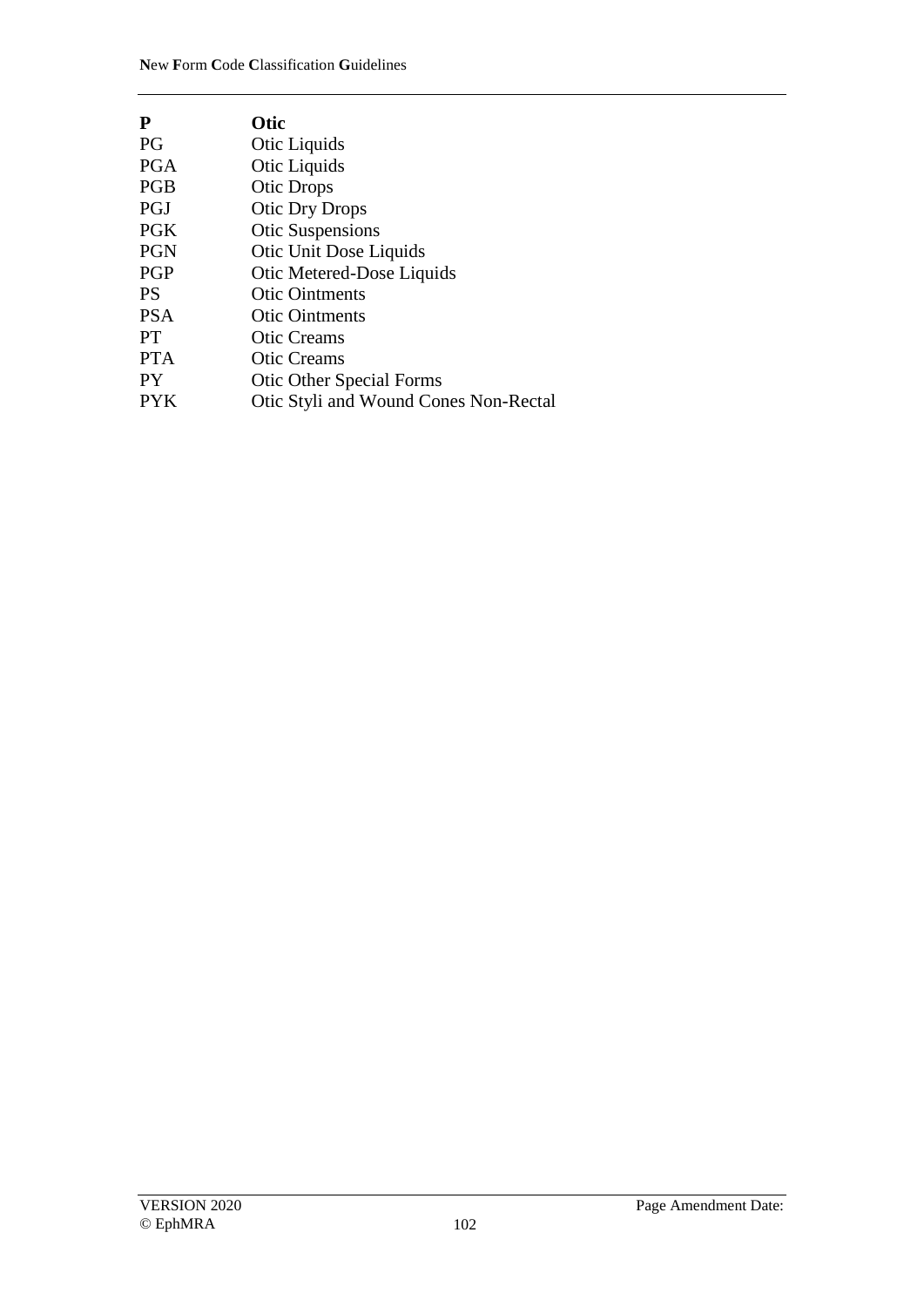| **P** | **Otic** |
|---|---|
| PG | Otic Liquids |
| PGA | Otic Liquids |
| PGB | Otic Drops |
| PGJ | Otic Dry Drops |
| PGK | Otic Suspensions |
| PGN | Otic Unit Dose Liquids |
| PGP | Otic Metered-Dose Liquids |
| PS | Otic Ointments |
| PSA | Otic Ointments |
| PT | Otic Creams |
| PTA | Otic Creams |
| PY | Otic Other Special Forms |
| PYK | Otic Styli and Wound Cones Non-Rectal |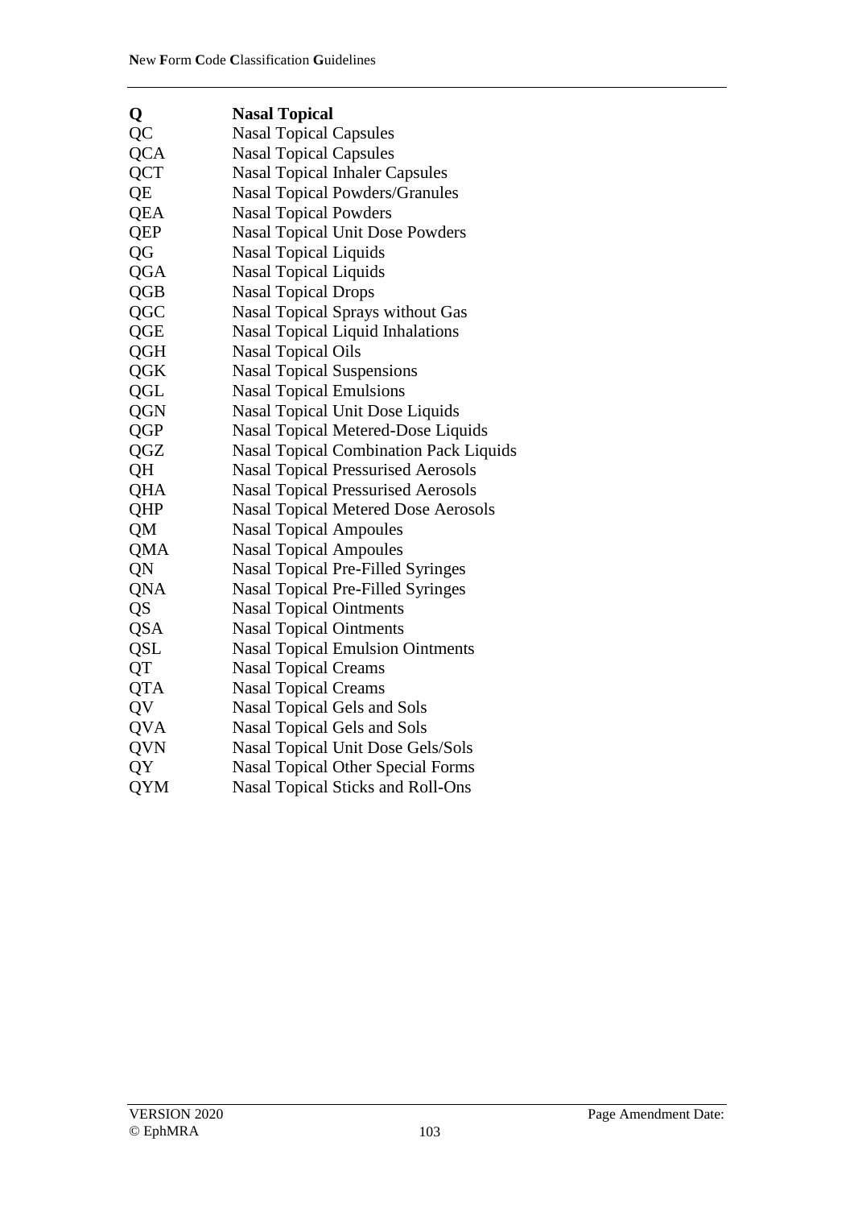| **Q** | **Nasal Topical** |
|---|---|
| QC | Nasal Topical Capsules |
| QCA | Nasal Topical Capsules |
| QCT | Nasal Topical Inhaler Capsules |
| QE | Nasal Topical Powders/Granules |
| QEA | Nasal Topical Powders |
| QEP | Nasal Topical Unit Dose Powders |
| QG | Nasal Topical Liquids |
| QGA | Nasal Topical Liquids |
| QGB | Nasal Topical Drops |
| QGC | Nasal Topical Sprays without Gas |
| QGE | Nasal Topical Liquid Inhalations |
| QGH | Nasal Topical Oils |
| QGK | Nasal Topical Suspensions |
| QGL | Nasal Topical Emulsions |
| QGN | Nasal Topical Unit Dose Liquids |
| QGP | Nasal Topical Metered-Dose Liquids |
| QGZ | Nasal Topical Combination Pack Liquids |
| QH | Nasal Topical Pressurised Aerosols |
| QHA | Nasal Topical Pressurised Aerosols |
| QHP | Nasal Topical Metered Dose Aerosols |
| QM | Nasal Topical Ampoules |
| QMA | Nasal Topical Ampoules |
| QN | Nasal Topical Pre-Filled Syringes |
| QNA | Nasal Topical Pre-Filled Syringes |
| QS | Nasal Topical Ointments |
| QSA | Nasal Topical Ointments |
| QSL | Nasal Topical Emulsion Ointments |
| QT | Nasal Topical Creams |
| QTA | Nasal Topical Creams |
| QV | Nasal Topical Gels and Sols |
| QVA | Nasal Topical Gels and Sols |
| QVN | Nasal Topical Unit Dose Gels/Sols |
| QY | Nasal Topical Other Special Forms |
| QYM | Nasal Topical Sticks and Roll-Ons |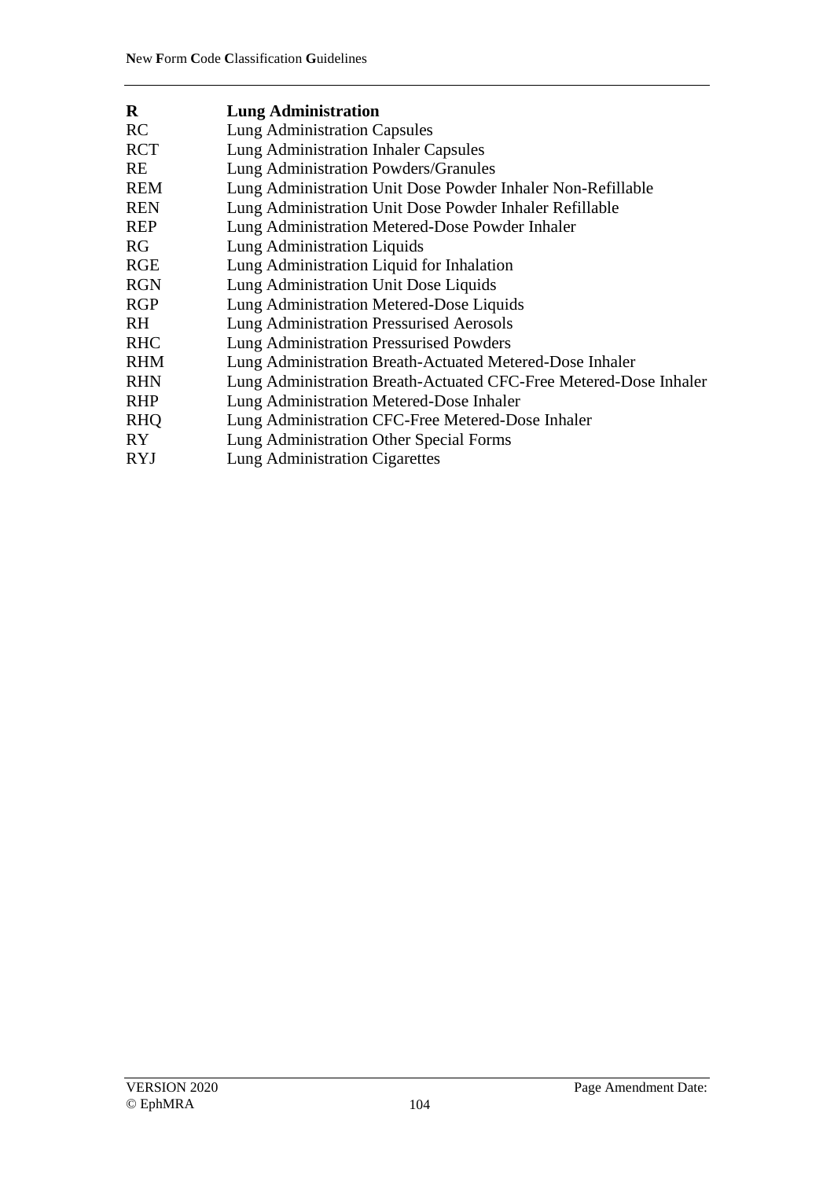| **R** | **Lung Administration** |
|---|---|
| RC | Lung Administration Capsules |
| RCT | Lung Administration Inhaler Capsules |
| RE | Lung Administration Powders/Granules |
| REM | Lung Administration Unit Dose Powder Inhaler Non-Refillable |
| REN | Lung Administration Unit Dose Powder Inhaler Refillable |
| REP | Lung Administration Metered-Dose Powder Inhaler |
| RG | Lung Administration Liquids |
| RGE | Lung Administration Liquid for Inhalation |
| RGN | Lung Administration Unit Dose Liquids |
| RGP | Lung Administration Metered-Dose Liquids |
| RH | Lung Administration Pressurised Aerosols |
| RHC | Lung Administration Pressurised Powders |
| RHM | Lung Administration Breath-Actuated Metered-Dose Inhaler |
| RHN | Lung Administration Breath-Actuated CFC-Free Metered-Dose Inhaler |
| RHP | Lung Administration Metered-Dose Inhaler |
| RHQ | Lung Administration CFC-Free Metered-Dose Inhaler |
| RY | Lung Administration Other Special Forms |
| RYJ | Lung Administration Cigarettes |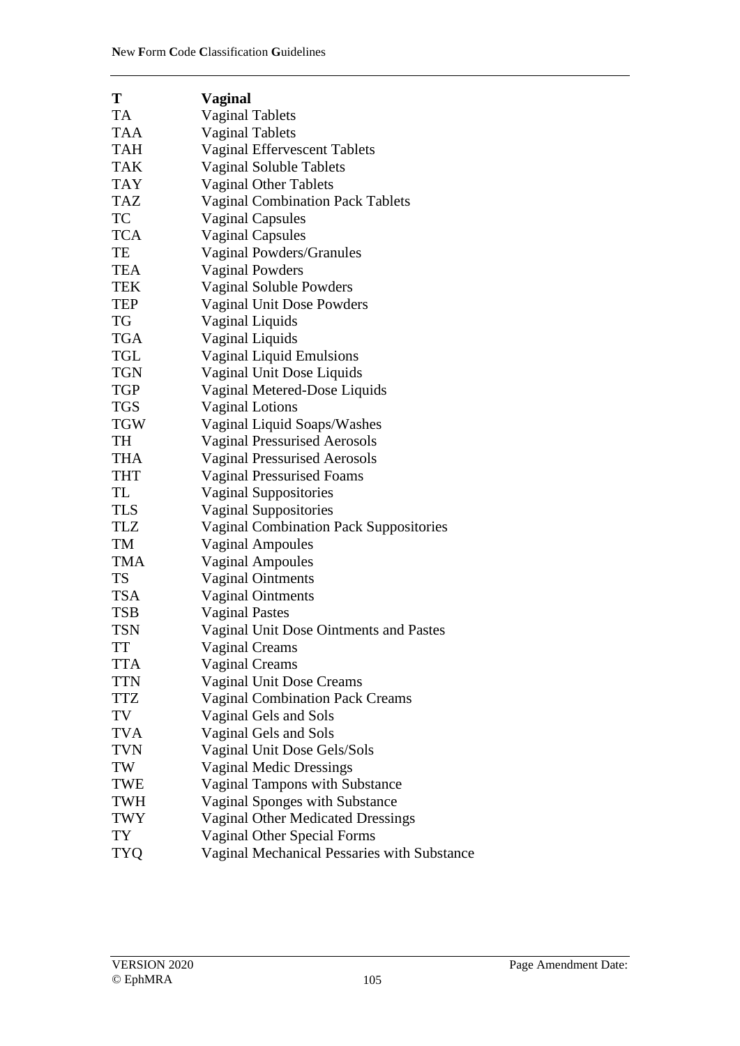| **T** | **Vaginal** |
|---|---|
| TA | Vaginal Tablets |
| TAA | Vaginal Tablets |
| TAH | Vaginal Effervescent Tablets |
| TAK | Vaginal Soluble Tablets |
| TAY | Vaginal Other Tablets |
| TAZ | Vaginal Combination Pack Tablets |
| TC | Vaginal Capsules |
| TCA | Vaginal Capsules |
| TE | Vaginal Powders/Granules |
| TEA | Vaginal Powders |
| TEK | Vaginal Soluble Powders |
| TEP | Vaginal Unit Dose Powders |
| TG | Vaginal Liquids |
| TGA | Vaginal Liquids |
| TGL | Vaginal Liquid Emulsions |
| TGN | Vaginal Unit Dose Liquids |
| TGP | Vaginal Metered-Dose Liquids |
| TGS | Vaginal Lotions |
| TGW | Vaginal Liquid Soaps/Washes |
| TH | Vaginal Pressurised Aerosols |
| THA | Vaginal Pressurised Aerosols |
| THT | Vaginal Pressurised Foams |
| TL | Vaginal Suppositories |
| TLS | Vaginal Suppositories |
| TLZ | Vaginal Combination Pack Suppositories |
| TM | Vaginal Ampoules |
| TMA | Vaginal Ampoules |
| TS | Vaginal Ointments |
| TSA | Vaginal Ointments |
| TSB | Vaginal Pastes |
| TSN | Vaginal Unit Dose Ointments and Pastes |
| TT | Vaginal Creams |
| TTA | Vaginal Creams |
| TTN | Vaginal Unit Dose Creams |
| TTZ | Vaginal Combination Pack Creams |
| TV | Vaginal Gels and Sols |
| TVA | Vaginal Gels and Sols |
| TVN | Vaginal Unit Dose Gels/Sols |
| TW | Vaginal Medic Dressings |
| TWE | Vaginal Tampons with Substance |
| TWH | Vaginal Sponges with Substance |
| TWY | Vaginal Other Medicated Dressings |
| TY | Vaginal Other Special Forms |
| TYQ | Vaginal Mechanical Pessaries with Substance |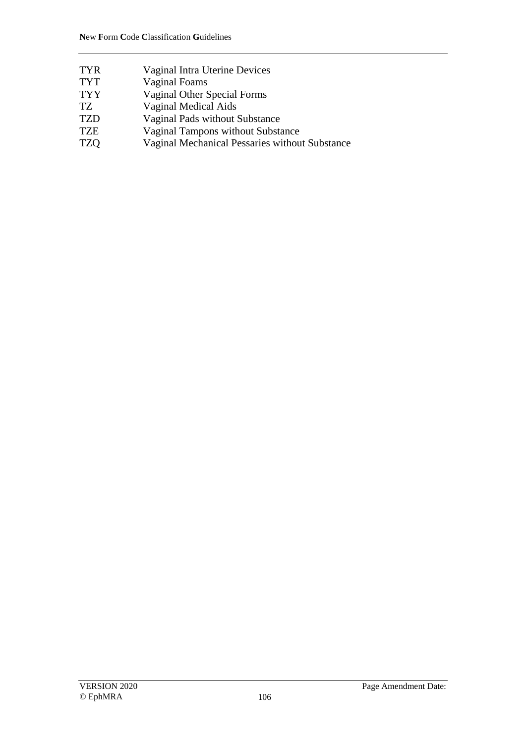| | |
|---|---|
| TYR | Vaginal Intra Uterine Devices |
| TYT | Vaginal Foams |
| TYY | Vaginal Other Special Forms |
| TZ | Vaginal Medical Aids |
| TZD | Vaginal Pads without Substance |
| TZE | Vaginal Tampons without Substance |
| TZQ | Vaginal Mechanical Pessaries without Substance |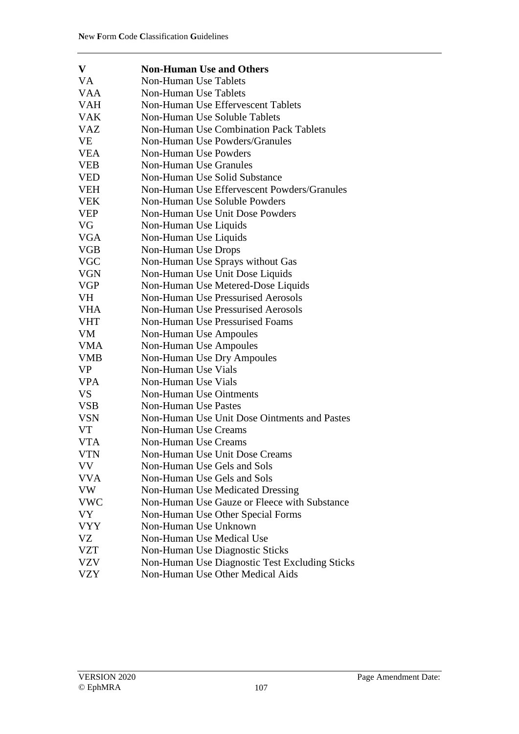| **V** | **Non-Human Use and Others** |
|---|---|
| VA | Non-Human Use Tablets |
| VAA | Non-Human Use Tablets |
| VAH | Non-Human Use Effervescent Tablets |
| VAK | Non-Human Use Soluble Tablets |
| VAZ | Non-Human Use Combination Pack Tablets |
| VE | Non-Human Use Powders/Granules |
| VEA | Non-Human Use Powders |
| VEB | Non-Human Use Granules |
| VED | Non-Human Use Solid Substance |
| VEH | Non-Human Use Effervescent Powders/Granules |
| VEK | Non-Human Use Soluble Powders |
| VEP | Non-Human Use Unit Dose Powders |
| VG | Non-Human Use Liquids |
| VGA | Non-Human Use Liquids |
| VGB | Non-Human Use Drops |
| VGC | Non-Human Use Sprays without Gas |
| VGN | Non-Human Use Unit Dose Liquids |
| VGP | Non-Human Use Metered-Dose Liquids |
| VH | Non-Human Use Pressurised Aerosols |
| VHA | Non-Human Use Pressurised Aerosols |
| VHT | Non-Human Use Pressurised Foams |
| VM | Non-Human Use Ampoules |
| VMA | Non-Human Use Ampoules |
| VMB | Non-Human Use Dry Ampoules |
| VP | Non-Human Use Vials |
| VPA | Non-Human Use Vials |
| VS | Non-Human Use Ointments |
| VSB | Non-Human Use Pastes |
| VSN | Non-Human Use Unit Dose Ointments and Pastes |
| VT | Non-Human Use Creams |
| VTA | Non-Human Use Creams |
| VTN | Non-Human Use Unit Dose Creams |
| VV | Non-Human Use Gels and Sols |
| VVA | Non-Human Use Gels and Sols |
| VW | Non-Human Use Medicated Dressing |
| VWC | Non-Human Use Gauze or Fleece with Substance |
| VY | Non-Human Use Other Special Forms |
| VYY | Non-Human Use Unknown |
| VZ | Non-Human Use Medical Use |
| VZT | Non-Human Use Diagnostic Sticks |
| VZV | Non-Human Use Diagnostic Test Excluding Sticks |
| VZY | Non-Human Use Other Medical Aids |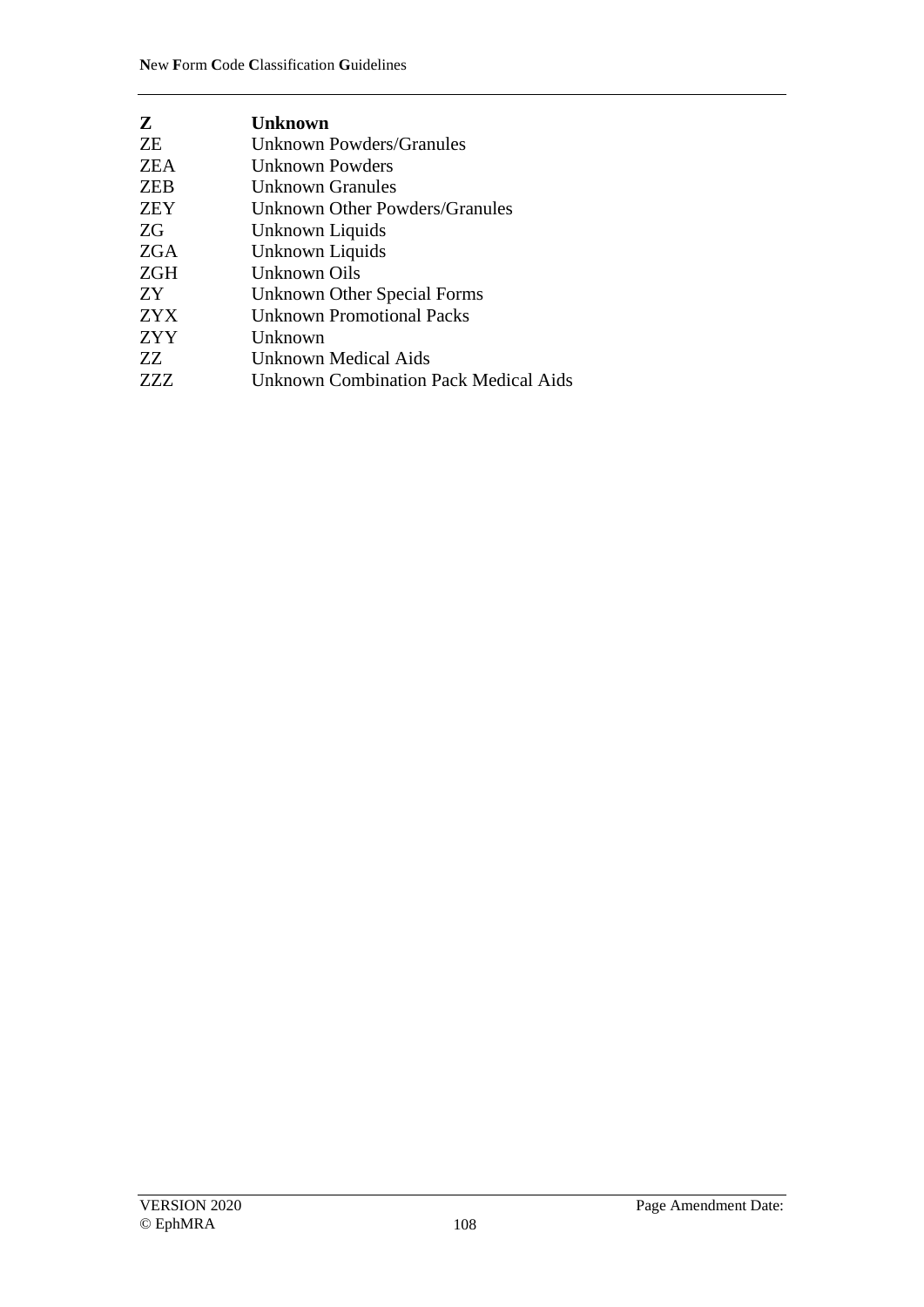| | |
|---|---|
| **Z** | **Unknown** |
| ZE | Unknown Powders/Granules |
| ZEA | Unknown Powders |
| ZEB | Unknown Granules |
| ZEY | Unknown Other Powders/Granules |
| ZG | Unknown Liquids |
| ZGA | Unknown Liquids |
| ZGH | Unknown Oils |
| ZY | Unknown Other Special Forms |
| ZYX | Unknown Promotional Packs |
| ZYY | Unknown |
| ZZ | Unknown Medical Aids |
| ZZZ | Unknown Combination Pack Medical Aids |